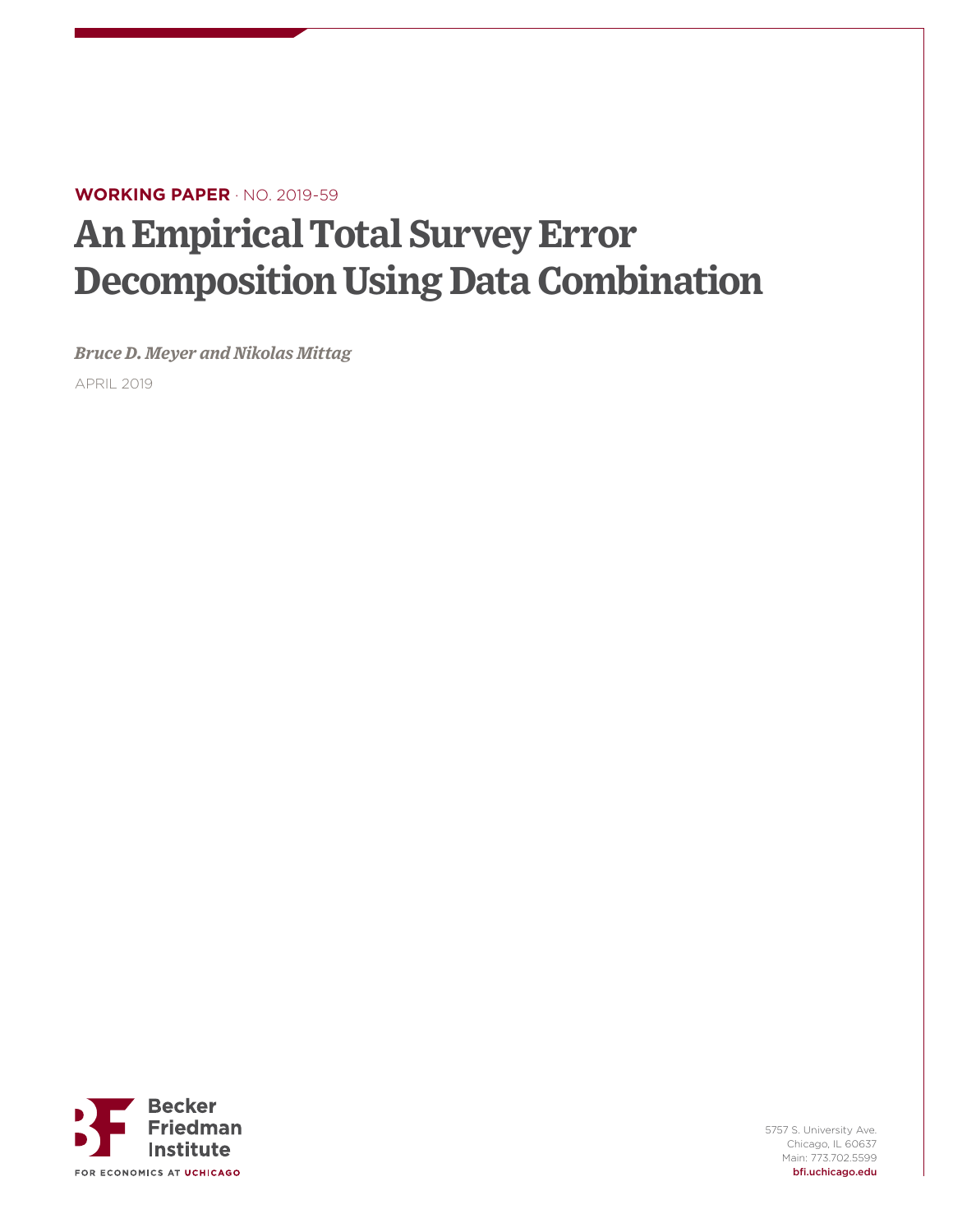**WORKING PAPER** · NO. 2019-59

# An Empirical Total Survey Error Decomposition Using Data Combination

*Bruce D. Meyer and Nikolas Mittag*

APRIL 2019

Becker Friedman Institute

FOR ECONOMICS AT UCHICAGO

5757 S. University Ave.
Chicago, IL 60637
Main: 773.702.5599
bfi.uchicago.edu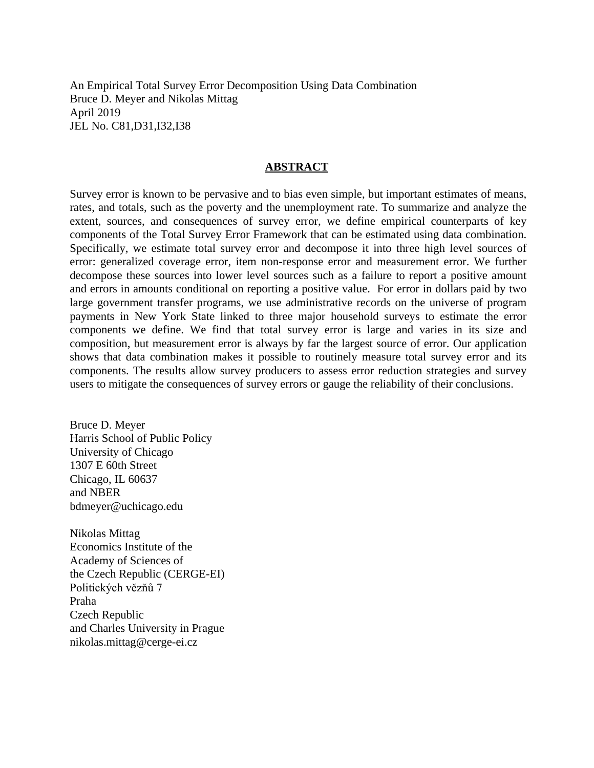An Empirical Total Survey Error Decomposition Using Data Combination
Bruce D. Meyer and Nikolas Mittag
April 2019
JEL No. C81,D31,I32,I38

## **ABSTRACT**

Survey error is known to be pervasive and to bias even simple, but important estimates of means, rates, and totals, such as the poverty and the unemployment rate. To summarize and analyze the extent, sources, and consequences of survey error, we define empirical counterparts of key components of the Total Survey Error Framework that can be estimated using data combination. Specifically, we estimate total survey error and decompose it into three high level sources of error: generalized coverage error, item non-response error and measurement error. We further decompose these sources into lower level sources such as a failure to report a positive amount and errors in amounts conditional on reporting a positive value. For error in dollars paid by two large government transfer programs, we use administrative records on the universe of program payments in New York State linked to three major household surveys to estimate the error components we define. We find that total survey error is large and varies in its size and composition, but measurement error is always by far the largest source of error. Our application shows that data combination makes it possible to routinely measure total survey error and its components. The results allow survey producers to assess error reduction strategies and survey users to mitigate the consequences of survey errors or gauge the reliability of their conclusions.

Bruce D. Meyer
Harris School of Public Policy
University of Chicago
1307 E 60th Street
Chicago, IL 60637
and NBER
bdmeyer@uchicago.edu

Nikolas Mittag
Economics Institute of the
Academy of Sciences of
the Czech Republic (CERGE-EI)
Politických vězňů 7
Praha
Czech Republic
and Charles University in Prague
nikolas.mittag@cerge-ei.cz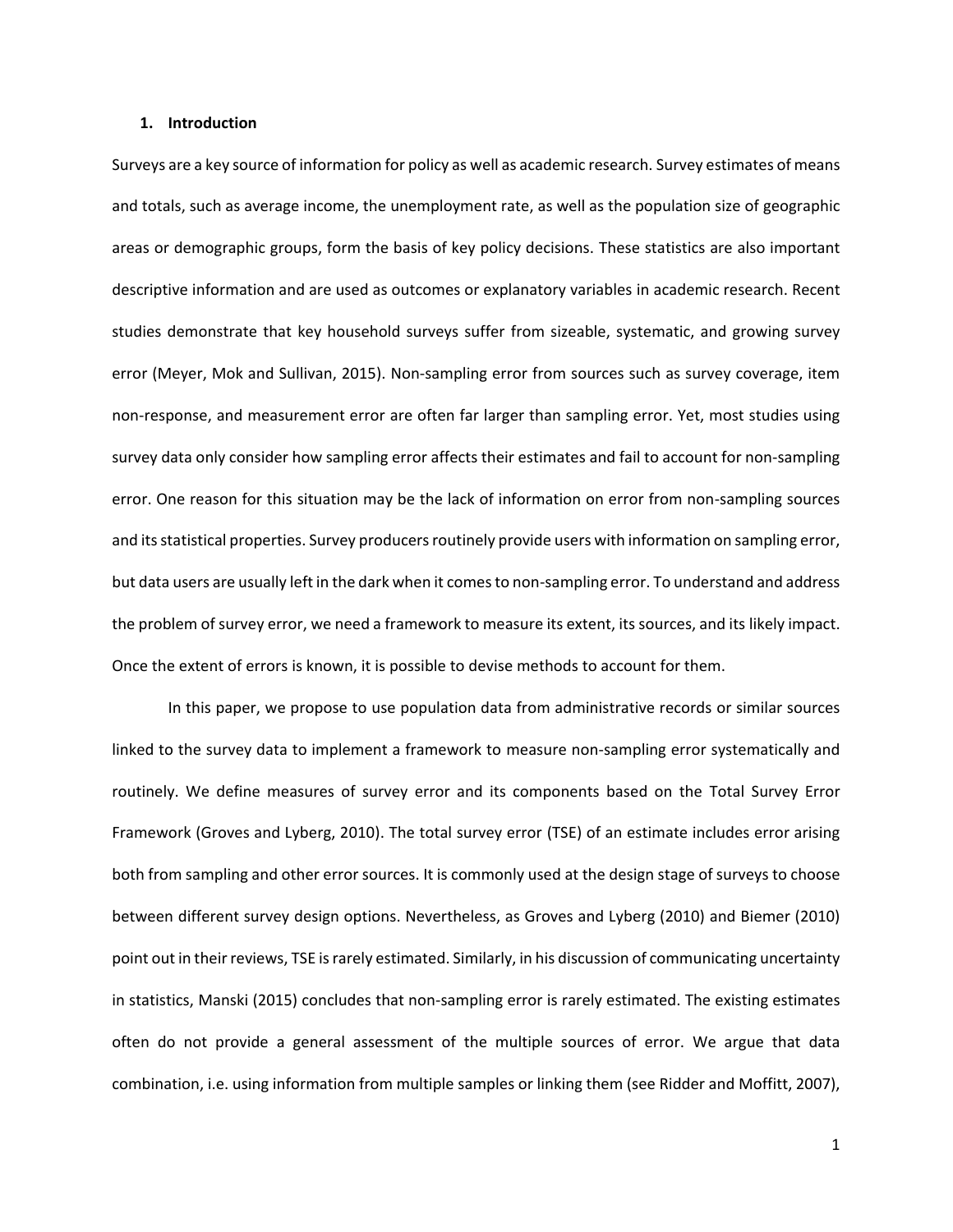## 1. Introduction

Surveys are a key source of information for policy as well as academic research. Survey estimates of means and totals, such as average income, the unemployment rate, as well as the population size of geographic areas or demographic groups, form the basis of key policy decisions. These statistics are also important descriptive information and are used as outcomes or explanatory variables in academic research. Recent studies demonstrate that key household surveys suffer from sizeable, systematic, and growing survey error (Meyer, Mok and Sullivan, 2015). Non-sampling error from sources such as survey coverage, item non-response, and measurement error are often far larger than sampling error. Yet, most studies using survey data only consider how sampling error affects their estimates and fail to account for non-sampling error. One reason for this situation may be the lack of information on error from non-sampling sources and its statistical properties. Survey producers routinely provide users with information on sampling error, but data users are usually left in the dark when it comes to non-sampling error. To understand and address the problem of survey error, we need a framework to measure its extent, its sources, and its likely impact. Once the extent of errors is known, it is possible to devise methods to account for them.

In this paper, we propose to use population data from administrative records or similar sources linked to the survey data to implement a framework to measure non-sampling error systematically and routinely. We define measures of survey error and its components based on the Total Survey Error Framework (Groves and Lyberg, 2010). The total survey error (TSE) of an estimate includes error arising both from sampling and other error sources. It is commonly used at the design stage of surveys to choose between different survey design options. Nevertheless, as Groves and Lyberg (2010) and Biemer (2010) point out in their reviews, TSE is rarely estimated. Similarly, in his discussion of communicating uncertainty in statistics, Manski (2015) concludes that non-sampling error is rarely estimated. The existing estimates often do not provide a general assessment of the multiple sources of error. We argue that data combination, i.e. using information from multiple samples or linking them (see Ridder and Moffitt, 2007),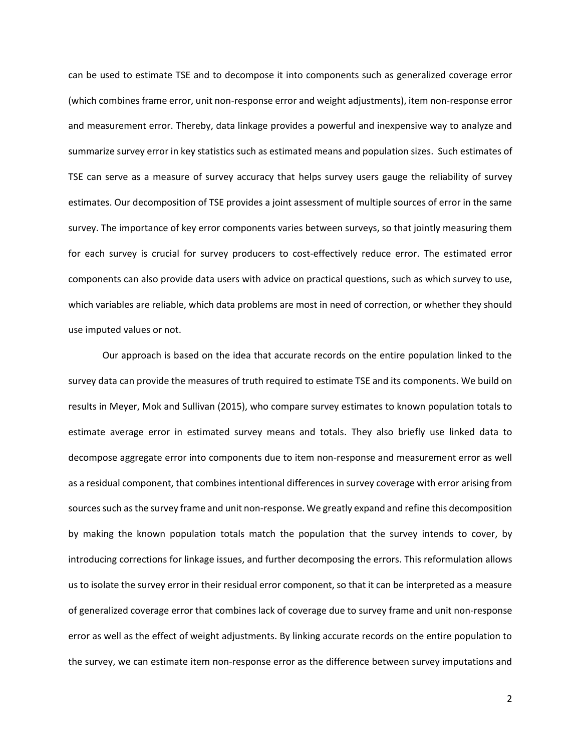can be used to estimate TSE and to decompose it into components such as generalized coverage error (which combines frame error, unit non-response error and weight adjustments), item non-response error and measurement error. Thereby, data linkage provides a powerful and inexpensive way to analyze and summarize survey error in key statistics such as estimated means and population sizes. Such estimates of TSE can serve as a measure of survey accuracy that helps survey users gauge the reliability of survey estimates. Our decomposition of TSE provides a joint assessment of multiple sources of error in the same survey. The importance of key error components varies between surveys, so that jointly measuring them for each survey is crucial for survey producers to cost-effectively reduce error. The estimated error components can also provide data users with advice on practical questions, such as which survey to use, which variables are reliable, which data problems are most in need of correction, or whether they should use imputed values or not.

Our approach is based on the idea that accurate records on the entire population linked to the survey data can provide the measures of truth required to estimate TSE and its components. We build on results in Meyer, Mok and Sullivan (2015), who compare survey estimates to known population totals to estimate average error in estimated survey means and totals. They also briefly use linked data to decompose aggregate error into components due to item non-response and measurement error as well as a residual component, that combines intentional differences in survey coverage with error arising from sources such as the survey frame and unit non-response. We greatly expand and refine this decomposition by making the known population totals match the population that the survey intends to cover, by introducing corrections for linkage issues, and further decomposing the errors. This reformulation allows us to isolate the survey error in their residual error component, so that it can be interpreted as a measure of generalized coverage error that combines lack of coverage due to survey frame and unit non-response error as well as the effect of weight adjustments. By linking accurate records on the entire population to the survey, we can estimate item non-response error as the difference between survey imputations and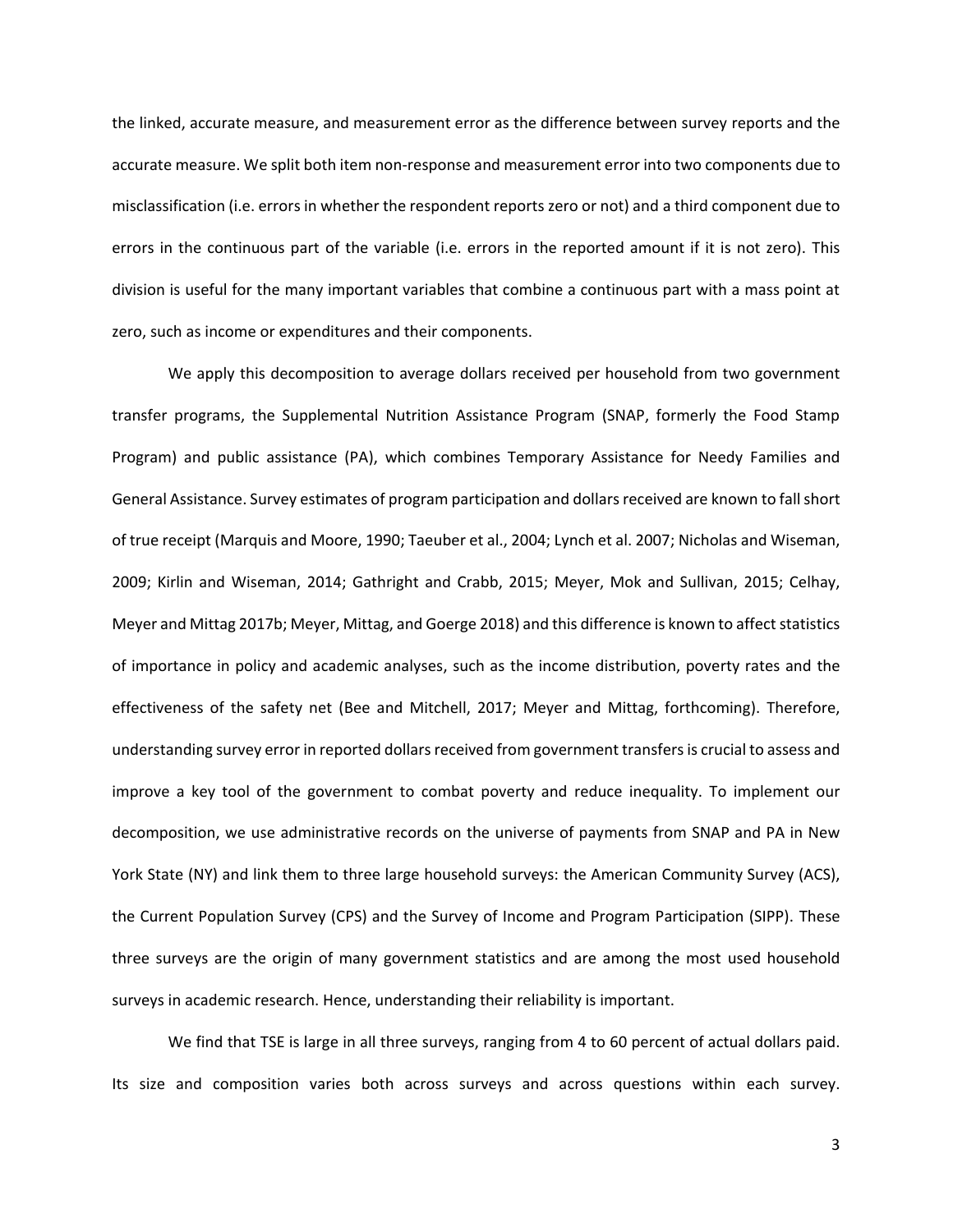the linked, accurate measure, and measurement error as the difference between survey reports and the accurate measure. We split both item non-response and measurement error into two components due to misclassification (i.e. errors in whether the respondent reports zero or not) and a third component due to errors in the continuous part of the variable (i.e. errors in the reported amount if it is not zero). This division is useful for the many important variables that combine a continuous part with a mass point at zero, such as income or expenditures and their components.

We apply this decomposition to average dollars received per household from two government transfer programs, the Supplemental Nutrition Assistance Program (SNAP, formerly the Food Stamp Program) and public assistance (PA), which combines Temporary Assistance for Needy Families and General Assistance. Survey estimates of program participation and dollars received are known to fall short of true receipt (Marquis and Moore, 1990; Taeuber et al., 2004; Lynch et al. 2007; Nicholas and Wiseman, 2009; Kirlin and Wiseman, 2014; Gathright and Crabb, 2015; Meyer, Mok and Sullivan, 2015; Celhay, Meyer and Mittag 2017b; Meyer, Mittag, and Goerge 2018) and this difference is known to affect statistics of importance in policy and academic analyses, such as the income distribution, poverty rates and the effectiveness of the safety net (Bee and Mitchell, 2017; Meyer and Mittag, forthcoming). Therefore, understanding survey error in reported dollars received from government transfers is crucial to assess and improve a key tool of the government to combat poverty and reduce inequality. To implement our decomposition, we use administrative records on the universe of payments from SNAP and PA in New York State (NY) and link them to three large household surveys: the American Community Survey (ACS), the Current Population Survey (CPS) and the Survey of Income and Program Participation (SIPP). These three surveys are the origin of many government statistics and are among the most used household surveys in academic research. Hence, understanding their reliability is important.

We find that TSE is large in all three surveys, ranging from 4 to 60 percent of actual dollars paid. Its size and composition varies both across surveys and across questions within each survey.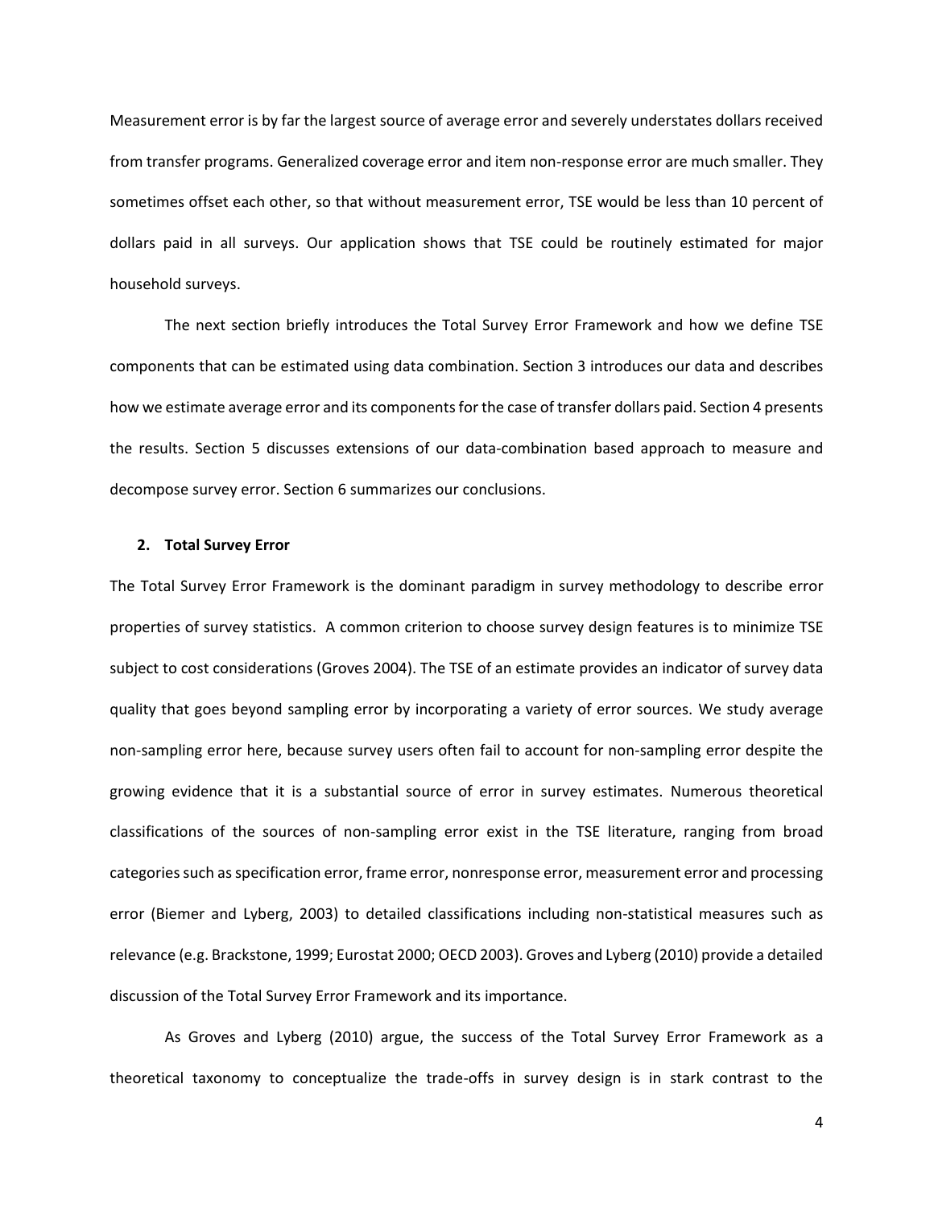Measurement error is by far the largest source of average error and severely understates dollars received from transfer programs. Generalized coverage error and item non-response error are much smaller. They sometimes offset each other, so that without measurement error, TSE would be less than 10 percent of dollars paid in all surveys. Our application shows that TSE could be routinely estimated for major household surveys.

The next section briefly introduces the Total Survey Error Framework and how we define TSE components that can be estimated using data combination. Section 3 introduces our data and describes how we estimate average error and its components for the case of transfer dollars paid. Section 4 presents the results. Section 5 discusses extensions of our data-combination based approach to measure and decompose survey error. Section 6 summarizes our conclusions.

## 2. Total Survey Error

The Total Survey Error Framework is the dominant paradigm in survey methodology to describe error properties of survey statistics. A common criterion to choose survey design features is to minimize TSE subject to cost considerations (Groves 2004). The TSE of an estimate provides an indicator of survey data quality that goes beyond sampling error by incorporating a variety of error sources. We study average non-sampling error here, because survey users often fail to account for non-sampling error despite the growing evidence that it is a substantial source of error in survey estimates. Numerous theoretical classifications of the sources of non-sampling error exist in the TSE literature, ranging from broad categories such as specification error, frame error, nonresponse error, measurement error and processing error (Biemer and Lyberg, 2003) to detailed classifications including non-statistical measures such as relevance (e.g. Brackstone, 1999; Eurostat 2000; OECD 2003). Groves and Lyberg (2010) provide a detailed discussion of the Total Survey Error Framework and its importance.

As Groves and Lyberg (2010) argue, the success of the Total Survey Error Framework as a theoretical taxonomy to conceptualize the trade-offs in survey design is in stark contrast to the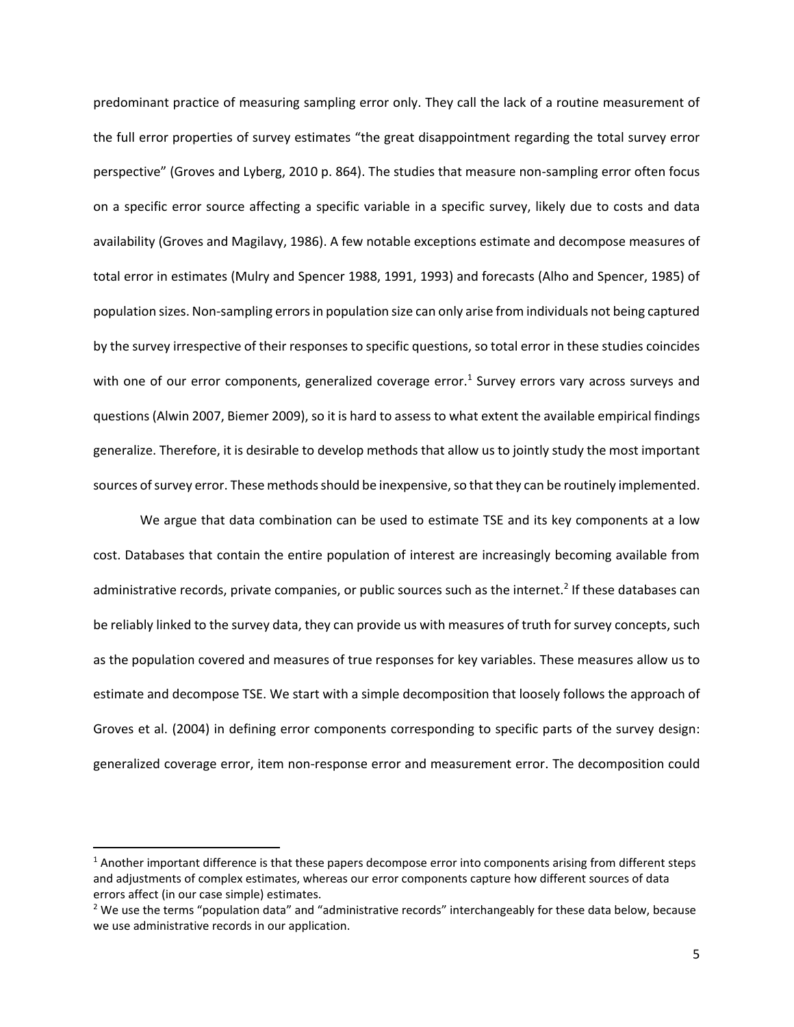predominant practice of measuring sampling error only. They call the lack of a routine measurement of the full error properties of survey estimates "the great disappointment regarding the total survey error perspective" (Groves and Lyberg, 2010 p. 864). The studies that measure non-sampling error often focus on a specific error source affecting a specific variable in a specific survey, likely due to costs and data availability (Groves and Magilavy, 1986). A few notable exceptions estimate and decompose measures of total error in estimates (Mulry and Spencer 1988, 1991, 1993) and forecasts (Alho and Spencer, 1985) of population sizes. Non-sampling errors in population size can only arise from individuals not being captured by the survey irrespective of their responses to specific questions, so total error in these studies coincides with one of our error components, generalized coverage error.[1] Survey errors vary across surveys and questions (Alwin 2007, Biemer 2009), so it is hard to assess to what extent the available empirical findings generalize. Therefore, it is desirable to develop methods that allow us to jointly study the most important sources of survey error. These methods should be inexpensive, so that they can be routinely implemented.

We argue that data combination can be used to estimate TSE and its key components at a low cost. Databases that contain the entire population of interest are increasingly becoming available from administrative records, private companies, or public sources such as the internet.[2] If these databases can be reliably linked to the survey data, they can provide us with measures of truth for survey concepts, such as the population covered and measures of true responses for key variables. These measures allow us to estimate and decompose TSE. We start with a simple decomposition that loosely follows the approach of Groves et al. (2004) in defining error components corresponding to specific parts of the survey design: generalized coverage error, item non-response error and measurement error. The decomposition could

[1] Another important difference is that these papers decompose error into components arising from different steps and adjustments of complex estimates, whereas our error components capture how different sources of data errors affect (in our case simple) estimates.

[2] We use the terms "population data" and "administrative records" interchangeably for these data below, because we use administrative records in our application.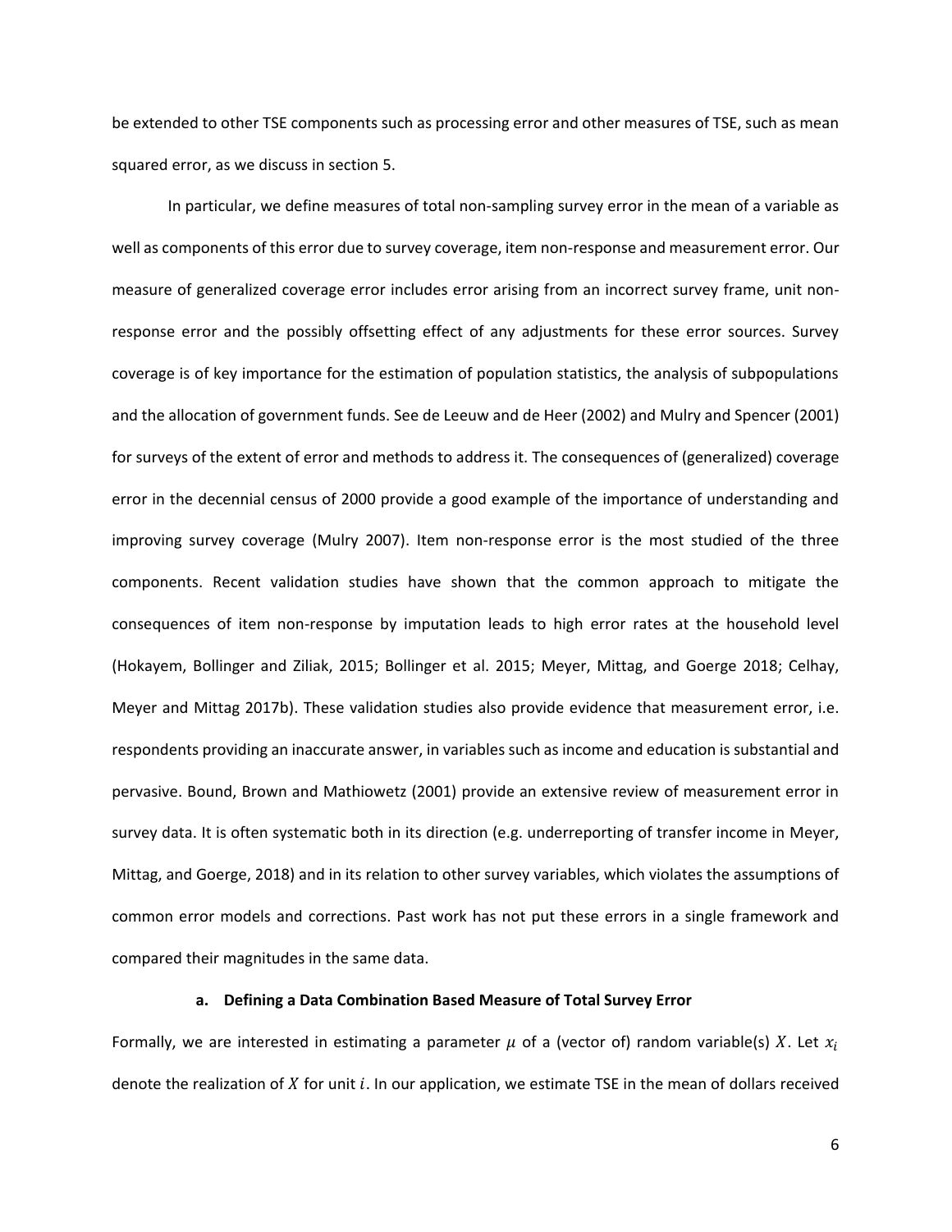be extended to other TSE components such as processing error and other measures of TSE, such as mean squared error, as we discuss in section 5.

In particular, we define measures of total non-sampling survey error in the mean of a variable as well as components of this error due to survey coverage, item non-response and measurement error. Our measure of generalized coverage error includes error arising from an incorrect survey frame, unit non-response error and the possibly offsetting effect of any adjustments for these error sources. Survey coverage is of key importance for the estimation of population statistics, the analysis of subpopulations and the allocation of government funds. See de Leeuw and de Heer (2002) and Mulry and Spencer (2001) for surveys of the extent of error and methods to address it. The consequences of (generalized) coverage error in the decennial census of 2000 provide a good example of the importance of understanding and improving survey coverage (Mulry 2007). Item non-response error is the most studied of the three components. Recent validation studies have shown that the common approach to mitigate the consequences of item non-response by imputation leads to high error rates at the household level (Hokayem, Bollinger and Ziliak, 2015; Bollinger et al. 2015; Meyer, Mittag, and Goerge 2018; Celhay, Meyer and Mittag 2017b). These validation studies also provide evidence that measurement error, i.e. respondents providing an inaccurate answer, in variables such as income and education is substantial and pervasive. Bound, Brown and Mathiowetz (2001) provide an extensive review of measurement error in survey data. It is often systematic both in its direction (e.g. underreporting of transfer income in Meyer, Mittag, and Goerge, 2018) and in its relation to other survey variables, which violates the assumptions of common error models and corrections. Past work has not put these errors in a single framework and compared their magnitudes in the same data.

### a. Defining a Data Combination Based Measure of Total Survey Error

Formally, we are interested in estimating a parameter $\mu$ of a (vector of) random variable(s) $X$. Let $x_i$ denote the realization of $X$ for unit $i$. In our application, we estimate TSE in the mean of dollars received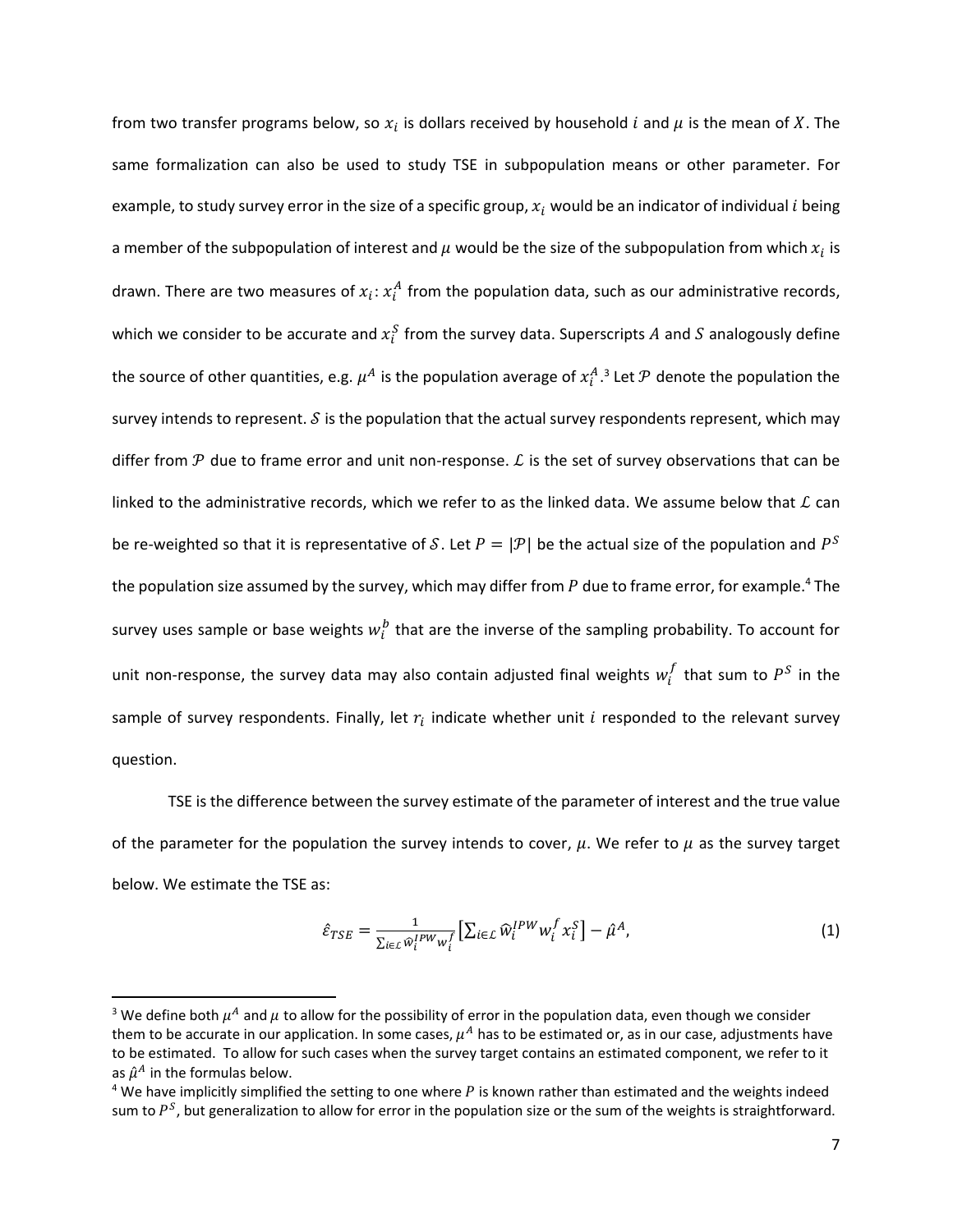from two transfer programs below, so $x_i$ is dollars received by household $i$ and $\mu$ is the mean of $X$. The same formalization can also be used to study TSE in subpopulation means or other parameter. For example, to study survey error in the size of a specific group, $x_i$ would be an indicator of individual $i$ being a member of the subpopulation of interest and $\mu$ would be the size of the subpopulation from which $x_i$ is drawn. There are two measures of $x_i$: $x_i^A$ from the population data, such as our administrative records, which we consider to be accurate and $x_i^S$ from the survey data. Superscripts $A$ and $S$ analogously define the source of other quantities, e.g. $\mu^A$ is the population average of $x_i^A$.[3] Let $\mathcal{P}$ denote the population the survey intends to represent. $\mathcal{S}$ is the population that the actual survey respondents represent, which may differ from $\mathcal{P}$ due to frame error and unit non-response. $\mathcal{L}$ is the set of survey observations that can be linked to the administrative records, which we refer to as the linked data. We assume below that $\mathcal{L}$ can be re-weighted so that it is representative of $\mathcal{S}$. Let $P = |\mathcal{P}|$ be the actual size of the population and $P^S$ the population size assumed by the survey, which may differ from $P$ due to frame error, for example.[4] The survey uses sample or base weights $w_i^b$ that are the inverse of the sampling probability. To account for unit non-response, the survey data may also contain adjusted final weights $w_i^f$ that sum to $P^S$ in the sample of survey respondents. Finally, let $r_i$ indicate whether unit $i$ responded to the relevant survey question.

TSE is the difference between the survey estimate of the parameter of interest and the true value of the parameter for the population the survey intends to cover, $\mu$. We refer to $\mu$ as the survey target below. We estimate the TSE as:

$$\hat{\varepsilon}_{TSE} = \frac{1}{\sum_{i \in \mathcal{L}} \widehat{w}_i^{IPW} w_i^f} \left[ \sum_{i \in \mathcal{L}} \widehat{w}_i^{IPW} w_i^f x_i^S \right] - \hat{\mu}^A, \tag{1}$$

[3] We define both $\mu^A$ and $\mu$ to allow for the possibility of error in the population data, even though we consider them to be accurate in our application. In some cases, $\mu^A$ has to be estimated or, as in our case, adjustments have to be estimated. To allow for such cases when the survey target contains an estimated component, we refer to it as $\hat{\mu}^A$ in the formulas below.

[4] We have implicitly simplified the setting to one where $P$ is known rather than estimated and the weights indeed sum to $P^S$, but generalization to allow for error in the population size or the sum of the weights is straightforward.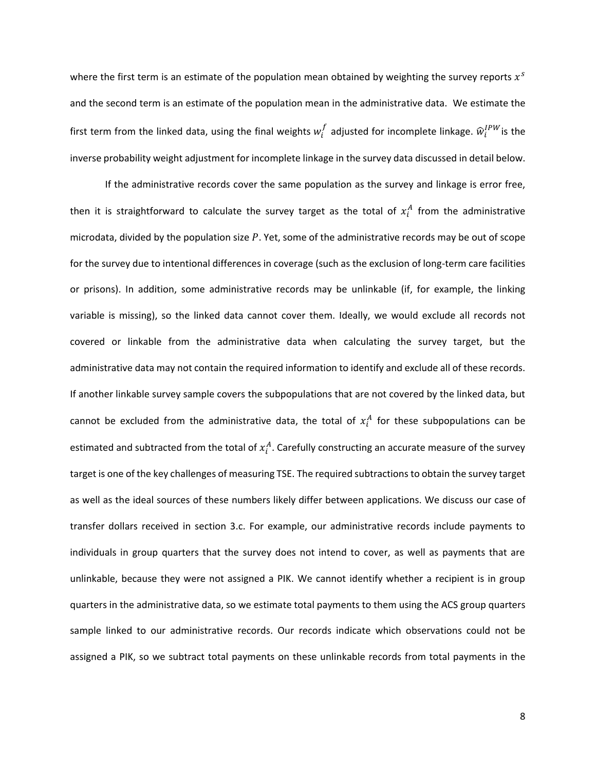where the first term is an estimate of the population mean obtained by weighting the survey reports $x^s$ and the second term is an estimate of the population mean in the administrative data. We estimate the first term from the linked data, using the final weights $w_i^f$ adjusted for incomplete linkage. $\widehat{w}_i^{IPW}$ is the inverse probability weight adjustment for incomplete linkage in the survey data discussed in detail below.

If the administrative records cover the same population as the survey and linkage is error free, then it is straightforward to calculate the survey target as the total of $x_i^A$ from the administrative microdata, divided by the population size $P$. Yet, some of the administrative records may be out of scope for the survey due to intentional differences in coverage (such as the exclusion of long-term care facilities or prisons). In addition, some administrative records may be unlinkable (if, for example, the linking variable is missing), so the linked data cannot cover them. Ideally, we would exclude all records not covered or linkable from the administrative data when calculating the survey target, but the administrative data may not contain the required information to identify and exclude all of these records. If another linkable survey sample covers the subpopulations that are not covered by the linked data, but cannot be excluded from the administrative data, the total of $x_i^A$ for these subpopulations can be estimated and subtracted from the total of $x_i^A$. Carefully constructing an accurate measure of the survey target is one of the key challenges of measuring TSE. The required subtractions to obtain the survey target as well as the ideal sources of these numbers likely differ between applications. We discuss our case of transfer dollars received in section 3.c. For example, our administrative records include payments to individuals in group quarters that the survey does not intend to cover, as well as payments that are unlinkable, because they were not assigned a PIK. We cannot identify whether a recipient is in group quarters in the administrative data, so we estimate total payments to them using the ACS group quarters sample linked to our administrative records. Our records indicate which observations could not be assigned a PIK, so we subtract total payments on these unlinkable records from total payments in the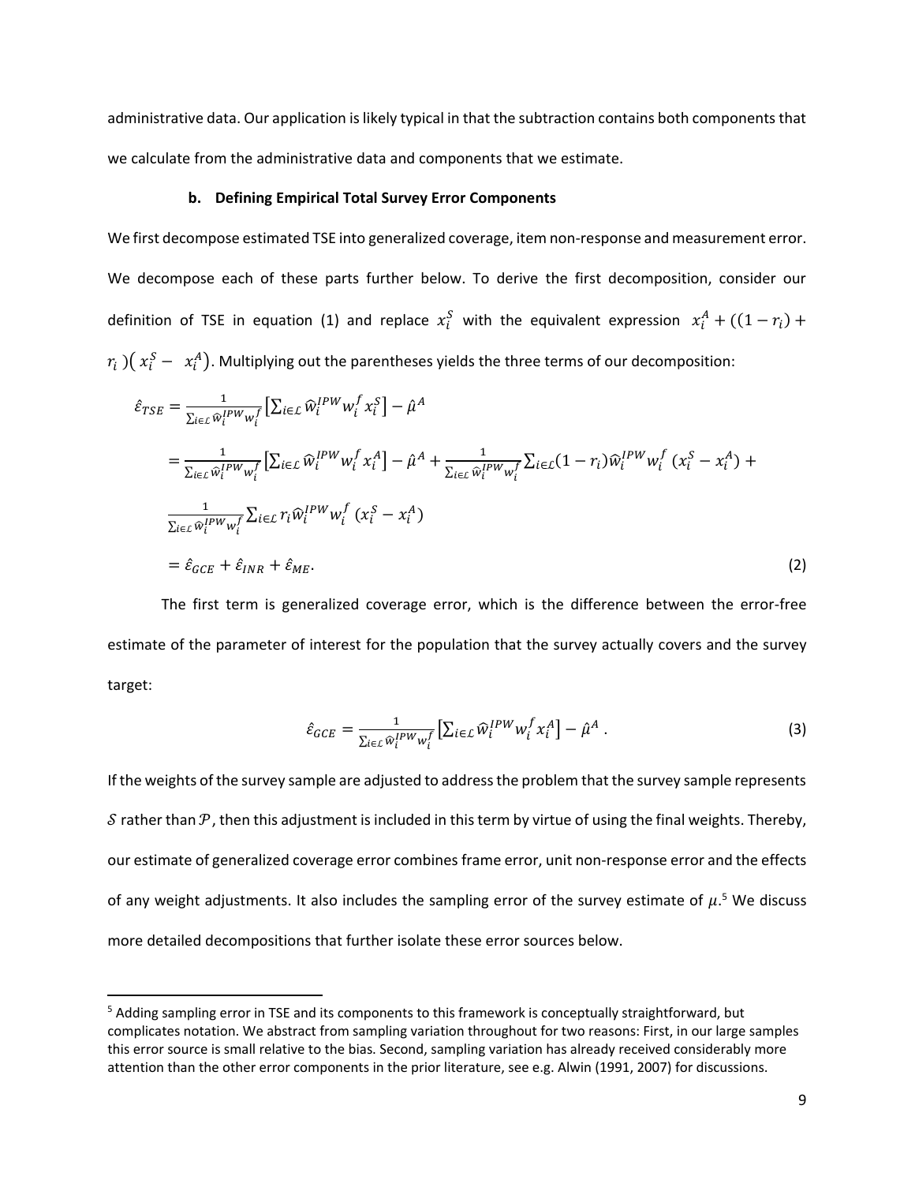administrative data. Our application is likely typical in that the subtraction contains both components that we calculate from the administrative data and components that we estimate.

### b. Defining Empirical Total Survey Error Components

We first decompose estimated TSE into generalized coverage, item non-response and measurement error. We decompose each of these parts further below. To derive the first decomposition, consider our definition of TSE in equation (1) and replace $x_i^S$ with the equivalent expression $x_i^A + ((1 - r_i) + r_i)(x_i^S - x_i^A)$. Multiplying out the parentheses yields the three terms of our decomposition:

$$
\begin{aligned}
\hat{\varepsilon}_{TSE} &= \frac{1}{\sum_{i \in \mathcal{L}} \widehat{w}_i^{IPW} w_i^f} \left[ \sum_{i \in \mathcal{L}} \widehat{w}_i^{IPW} w_i^f x_i^S \right] - \hat{\mu}^A \\
&= \frac{1}{\sum_{i \in \mathcal{L}} \widehat{w}_i^{IPW} w_i^f} \left[ \sum_{i \in \mathcal{L}} \widehat{w}_i^{IPW} w_i^f x_i^A \right] - \hat{\mu}^A + \frac{1}{\sum_{i \in \mathcal{L}} \widehat{w}_i^{IPW} w_i^f} \sum_{i \in \mathcal{L}} (1 - r_i) \widehat{w}_i^{IPW} w_i^f \, (x_i^S - x_i^A) + \\
&\quad \frac{1}{\sum_{i \in \mathcal{L}} \widehat{w}_i^{IPW} w_i^f} \sum_{i \in \mathcal{L}} r_i \widehat{w}_i^{IPW} w_i^f \, (x_i^S - x_i^A) \\
&= \hat{\varepsilon}_{GCE} + \hat{\varepsilon}_{INR} + \hat{\varepsilon}_{ME}.
\end{aligned} \tag{2}
$$

The first term is generalized coverage error, which is the difference between the error-free estimate of the parameter of interest for the population that the survey actually covers and the survey target:

$$
\hat{\varepsilon}_{GCE} = \frac{1}{\sum_{i \in \mathcal{L}} \widehat{w}_i^{IPW} w_i^f} \left[ \sum_{i \in \mathcal{L}} \widehat{w}_i^{IPW} w_i^f x_i^A \right] - \hat{\mu}^A \,. \tag{3}
$$

If the weights of the survey sample are adjusted to address the problem that the survey sample represents $\mathcal{S}$ rather than $\mathcal{P}$, then this adjustment is included in this term by virtue of using the final weights. Thereby, our estimate of generalized coverage error combines frame error, unit non-response error and the effects of any weight adjustments. It also includes the sampling error of the survey estimate of $\mu$.[5] We discuss more detailed decompositions that further isolate these error sources below.

[5] Adding sampling error in TSE and its components to this framework is conceptually straightforward, but complicates notation. We abstract from sampling variation throughout for two reasons: First, in our large samples this error source is small relative to the bias. Second, sampling variation has already received considerably more attention than the other error components in the prior literature, see e.g. Alwin (1991, 2007) for discussions.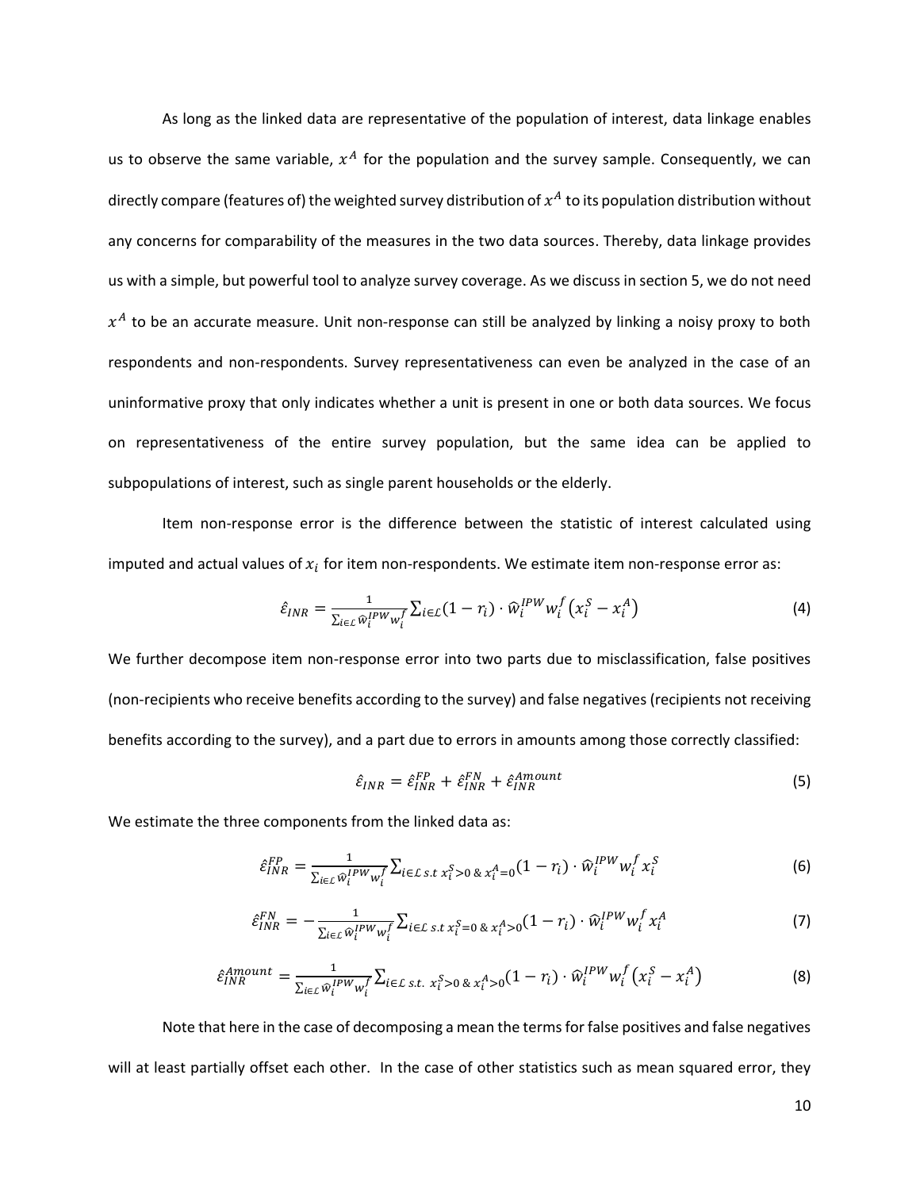As long as the linked data are representative of the population of interest, data linkage enables us to observe the same variable, $x^A$ for the population and the survey sample. Consequently, we can directly compare (features of) the weighted survey distribution of $x^A$ to its population distribution without any concerns for comparability of the measures in the two data sources. Thereby, data linkage provides us with a simple, but powerful tool to analyze survey coverage. As we discuss in section 5, we do not need $x^A$ to be an accurate measure. Unit non-response can still be analyzed by linking a noisy proxy to both respondents and non-respondents. Survey representativeness can even be analyzed in the case of an uninformative proxy that only indicates whether a unit is present in one or both data sources. We focus on representativeness of the entire survey population, but the same idea can be applied to subpopulations of interest, such as single parent households or the elderly.

Item non-response error is the difference between the statistic of interest calculated using imputed and actual values of $x_i$ for item non-respondents. We estimate item non-response error as:

$$\hat{\varepsilon}_{INR} = \frac{1}{\sum_{i \in \mathcal{L}} \widehat{w}_i^{IPW} w_i^f} \sum_{i \in \mathcal{L}} (1 - r_i) \cdot \widehat{w}_i^{IPW} w_i^f \left( x_i^S - x_i^A \right) \tag{4}$$

We further decompose item non-response error into two parts due to misclassification, false positives (non-recipients who receive benefits according to the survey) and false negatives (recipients not receiving benefits according to the survey), and a part due to errors in amounts among those correctly classified:

$$\hat{\varepsilon}_{INR} = \hat{\varepsilon}_{INR}^{FP} + \hat{\varepsilon}_{INR}^{FN} + \hat{\varepsilon}_{INR}^{Amount} \tag{5}$$

We estimate the three components from the linked data as:

$$\hat{\varepsilon}_{INR}^{FP} = \frac{1}{\sum_{i \in \mathcal{L}} \widehat{w}_i^{IPW} w_i^f} \sum_{i \in \mathcal{L} \text{ s.t } x_i^S > 0 \text{ \& } x_i^A = 0} (1 - r_i) \cdot \widehat{w}_i^{IPW} w_i^f x_i^S \tag{6}$$

$$\hat{\varepsilon}_{INR}^{FN} = -\frac{1}{\sum_{i \in \mathcal{L}} \widehat{w}_i^{IPW} w_i^f} \sum_{i \in \mathcal{L} \text{ s.t } x_i^S = 0 \text{ \& } x_i^A > 0} (1 - r_i) \cdot \widehat{w}_i^{IPW} w_i^f x_i^A \tag{7}$$

$$\hat{\varepsilon}_{INR}^{Amount} = \frac{1}{\sum_{i \in \mathcal{L}} \widehat{w}_i^{IPW} w_i^f} \sum_{i \in \mathcal{L} \text{ s.t. } x_i^S > 0 \text{ \& } x_i^A > 0} (1 - r_i) \cdot \widehat{w}_i^{IPW} w_i^f \left( x_i^S - x_i^A \right) \tag{8}$$

Note that here in the case of decomposing a mean the terms for false positives and false negatives will at least partially offset each other. In the case of other statistics such as mean squared error, they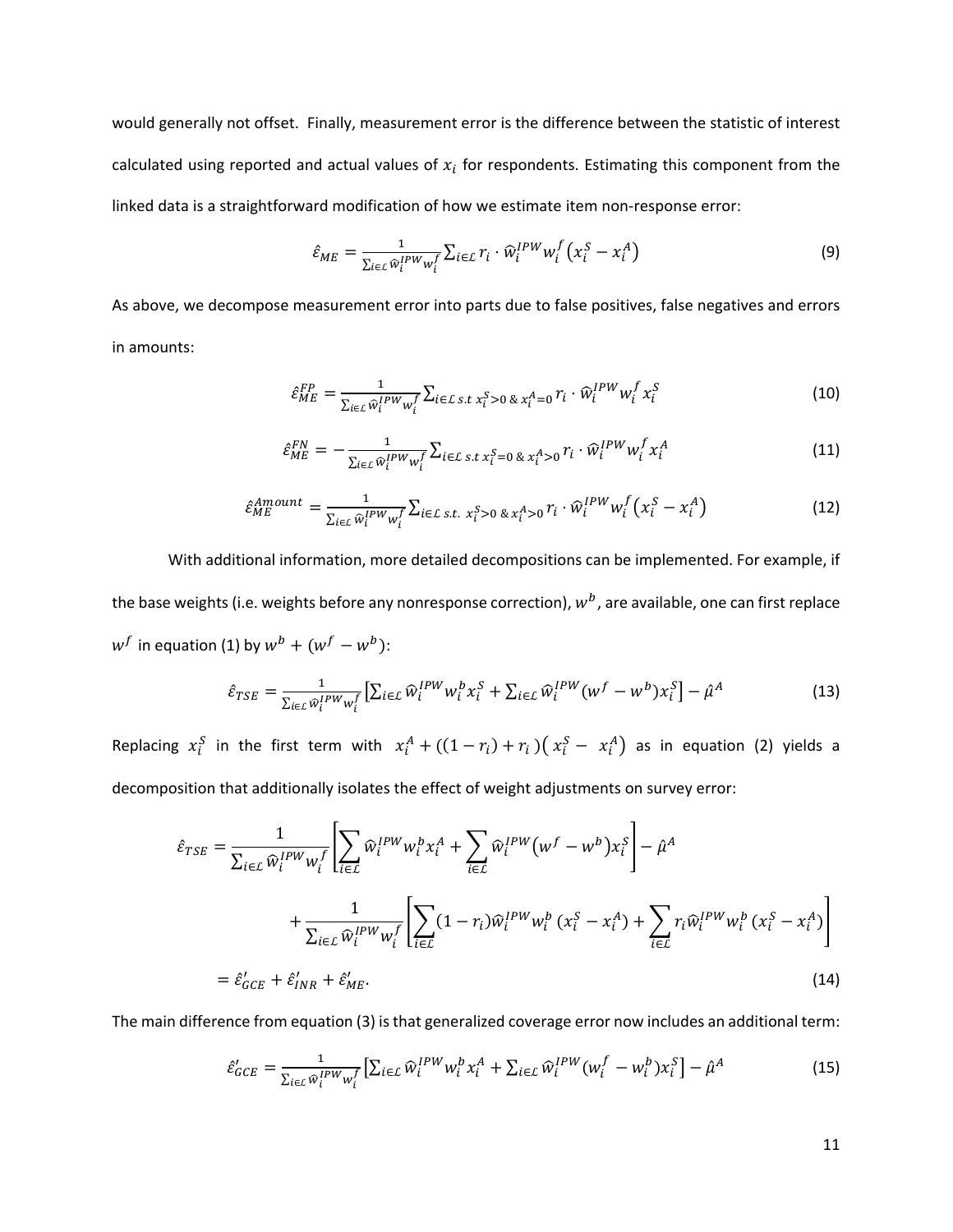would generally not offset. Finally, measurement error is the difference between the statistic of interest calculated using reported and actual values of $x_i$ for respondents. Estimating this component from the linked data is a straightforward modification of how we estimate item non-response error:

$$\hat{\varepsilon}_{ME} = \frac{1}{\sum_{i\in\mathcal{L}} \widehat{w}_i^{IPW} w_i^f} \sum_{i\in\mathcal{L}} r_i \cdot \widehat{w}_i^{IPW} w_i^f \left(x_i^S - x_i^A\right) \tag{9}$$

As above, we decompose measurement error into parts due to false positives, false negatives and errors in amounts:

$$\hat{\varepsilon}_{ME}^{FP} = \frac{1}{\sum_{i\in\mathcal{L}} \widehat{w}_i^{IPW} w_i^f} \sum_{i\in\mathcal{L}\ s.t\ x_i^S>0\ \&\ x_i^A=0} r_i \cdot \widehat{w}_i^{IPW} w_i^f x_i^S \tag{10}$$

$$\hat{\varepsilon}_{ME}^{FN} = -\frac{1}{\sum_{i\in\mathcal{L}} \widehat{w}_i^{IPW} w_i^f} \sum_{i\in\mathcal{L}\ s.t\ x_i^S=0\ \&\ x_i^A>0} r_i \cdot \widehat{w}_i^{IPW} w_i^f x_i^A \tag{11}$$

$$\hat{\varepsilon}_{ME}^{Amount} = \frac{1}{\sum_{i\in\mathcal{L}} \widehat{w}_i^{IPW} w_i^f} \sum_{i\in\mathcal{L}\ s.t.\ x_i^S>0\ \&\ x_i^A>0} r_i \cdot \widehat{w}_i^{IPW} w_i^f \left(x_i^S - x_i^A\right) \tag{12}$$

With additional information, more detailed decompositions can be implemented. For example, if the base weights (i.e. weights before any nonresponse correction), $w^b$, are available, one can first replace $w^f$ in equation (1) by $w^b + (w^f - w^b)$:

$$\hat{\varepsilon}_{TSE} = \frac{1}{\sum_{i\in\mathcal{L}} \widehat{w}_i^{IPW} w_i^f} \left[\sum_{i\in\mathcal{L}} \widehat{w}_i^{IPW} w_i^b x_i^S + \sum_{i\in\mathcal{L}} \widehat{w}_i^{IPW} (w^f - w^b) x_i^S\right] - \hat{\mu}^A \tag{13}$$

Replacing $x_i^S$ in the first term with $x_i^A + ((1 - r_i) + r_i)\left(x_i^S - x_i^A\right)$ as in equation (2) yields a decomposition that additionally isolates the effect of weight adjustments on survey error:

$$\begin{aligned}
\hat{\varepsilon}_{TSE} &= \frac{1}{\sum_{i\in\mathcal{L}} \widehat{w}_i^{IPW} w_i^f} \left[\sum_{i\in\mathcal{L}} \widehat{w}_i^{IPW} w_i^b x_i^A + \sum_{i\in\mathcal{L}} \widehat{w}_i^{IPW} \left(w^f - w^b\right) x_i^S\right] - \hat{\mu}^A \\
&\quad + \frac{1}{\sum_{i\in\mathcal{L}} \widehat{w}_i^{IPW} w_i^f} \left[\sum_{i\in\mathcal{L}} (1 - r_i) \widehat{w}_i^{IPW} w_i^b \left(x_i^S - x_i^A\right) + \sum_{i\in\mathcal{L}} r_i \widehat{w}_i^{IPW} w_i^b \left(x_i^S - x_i^A\right)\right] \\
&= \hat{\varepsilon}'_{GCE} + \hat{\varepsilon}'_{INR} + \hat{\varepsilon}'_{ME}.
\end{aligned} \tag{14}$$

The main difference from equation (3) is that generalized coverage error now includes an additional term:

$$\hat{\varepsilon}'_{GCE} = \frac{1}{\sum_{i\in\mathcal{L}} \widehat{w}_i^{IPW} w_i^f} \left[\sum_{i\in\mathcal{L}} \widehat{w}_i^{IPW} w_i^b x_i^A + \sum_{i\in\mathcal{L}} \widehat{w}_i^{IPW} (w_i^f - w_i^b) x_i^S\right] - \hat{\mu}^A \tag{15}$$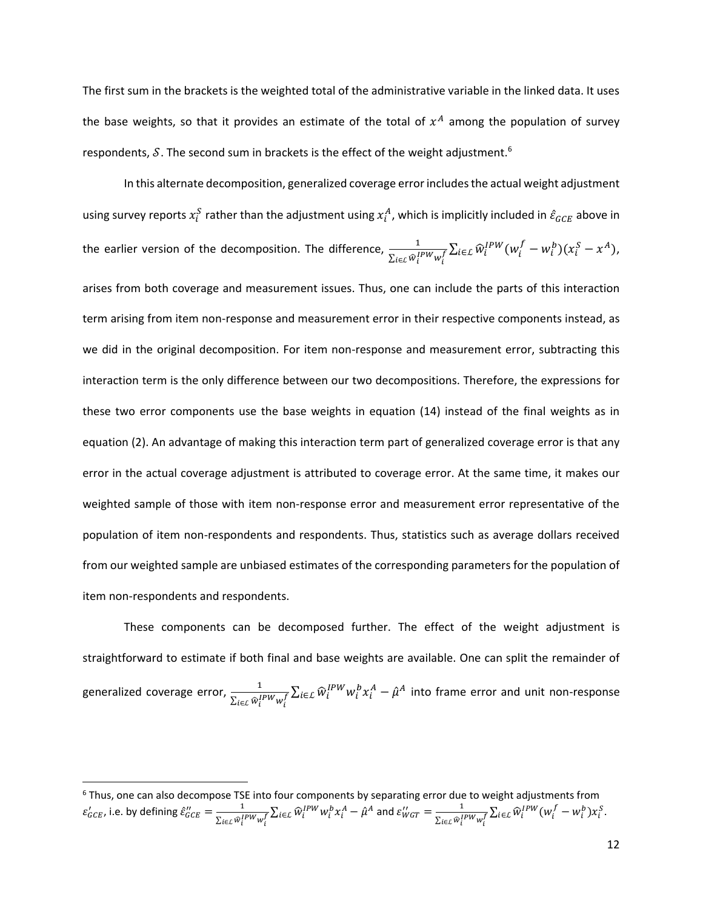The first sum in the brackets is the weighted total of the administrative variable in the linked data. It uses the base weights, so that it provides an estimate of the total of $x^A$ among the population of survey respondents, $\mathcal{S}$. The second sum in brackets is the effect of the weight adjustment.[6]

In this alternate decomposition, generalized coverage error includes the actual weight adjustment using survey reports $x_i^S$ rather than the adjustment using $x_i^A$, which is implicitly included in $\hat{\varepsilon}_{GCE}$ above in the earlier version of the decomposition. The difference, $\frac{1}{\sum_{i\in\mathcal{L}} \widehat{w}_i^{IPW} w_i^f} \sum_{i\in\mathcal{L}} \widehat{w}_i^{IPW}(w_i^f - w_i^b)(x_i^S - x^A)$, arises from both coverage and measurement issues. Thus, one can include the parts of this interaction term arising from item non-response and measurement error in their respective components instead, as we did in the original decomposition. For item non-response and measurement error, subtracting this interaction term is the only difference between our two decompositions. Therefore, the expressions for these two error components use the base weights in equation (14) instead of the final weights as in equation (2). An advantage of making this interaction term part of generalized coverage error is that any error in the actual coverage adjustment is attributed to coverage error. At the same time, it makes our weighted sample of those with item non-response error and measurement error representative of the population of item non-respondents and respondents. Thus, statistics such as average dollars received from our weighted sample are unbiased estimates of the corresponding parameters for the population of item non-respondents and respondents.

These components can be decomposed further. The effect of the weight adjustment is straightforward to estimate if both final and base weights are available. One can split the remainder of generalized coverage error, $\frac{1}{\sum_{i\in\mathcal{L}} \widehat{w}_i^{IPW} w_i^f} \sum_{i\in\mathcal{L}} \widehat{w}_i^{IPW} w_i^b x_i^A - \hat{\mu}^A$ into frame error and unit non-response

[6] Thus, one can also decompose TSE into four components by separating error due to weight adjustments from $\varepsilon'_{GCE}$, i.e. by defining $\hat{\varepsilon}''_{GCE} = \frac{1}{\sum_{i\in\mathcal{L}} \widehat{w}_i^{IPW} w_i^f} \sum_{i\in\mathcal{L}} \widehat{w}_i^{IPW} w_i^b x_i^A - \hat{\mu}^A$ and $\varepsilon''_{WGT} = \frac{1}{\sum_{i\in\mathcal{L}} \widehat{w}_i^{IPW} w_i^f} \sum_{i\in\mathcal{L}} \widehat{w}_i^{IPW}(w_i^f - w_i^b)x_i^S$.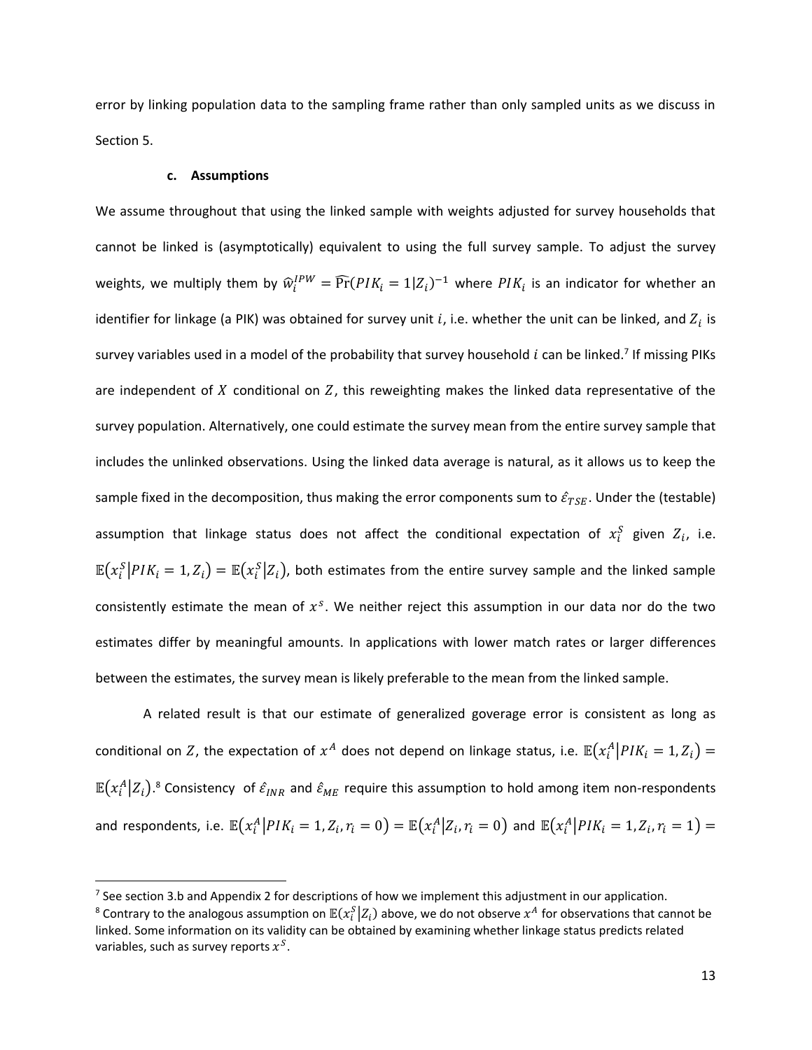error by linking population data to the sampling frame rather than only sampled units as we discuss in Section 5.

### c. Assumptions

We assume throughout that using the linked sample with weights adjusted for survey households that cannot be linked is (asymptotically) equivalent to using the full survey sample. To adjust the survey weights, we multiply them by $\hat{w}_i^{IPW} = \widehat{\Pr}(PIK_i = 1|Z_i)^{-1}$ where $PIK_i$ is an indicator for whether an identifier for linkage (a PIK) was obtained for survey unit $i$, i.e. whether the unit can be linked, and $Z_i$ is survey variables used in a model of the probability that survey household $i$ can be linked.[7] If missing PIKs are independent of $X$ conditional on $Z$, this reweighting makes the linked data representative of the survey population. Alternatively, one could estimate the survey mean from the entire survey sample that includes the unlinked observations. Using the linked data average is natural, as it allows us to keep the sample fixed in the decomposition, thus making the error components sum to $\hat{\varepsilon}_{TSE}$. Under the (testable) assumption that linkage status does not affect the conditional expectation of $x_i^S$ given $Z_i$, i.e. $\mathbb{E}(x_i^S|PIK_i = 1, Z_i) = \mathbb{E}(x_i^S|Z_i)$, both estimates from the entire survey sample and the linked sample consistently estimate the mean of $x^S$. We neither reject this assumption in our data nor do the two estimates differ by meaningful amounts. In applications with lower match rates or larger differences between the estimates, the survey mean is likely preferable to the mean from the linked sample.

A related result is that our estimate of generalized goverage error is consistent as long as conditional on $Z$, the expectation of $x^A$ does not depend on linkage status, i.e. $\mathbb{E}(x_i^A|PIK_i = 1, Z_i) = \mathbb{E}(x_i^A|Z_i)$.[8] Consistency of $\hat{\varepsilon}_{INR}$ and $\hat{\varepsilon}_{ME}$ require this assumption to hold among item non-respondents and respondents, i.e. $\mathbb{E}(x_i^A|PIK_i = 1, Z_i, r_i = 0) = \mathbb{E}(x_i^A|Z_i, r_i = 0)$ and $\mathbb{E}(x_i^A|PIK_i = 1, Z_i, r_i = 1) =$

[7] See section 3.b and Appendix 2 for descriptions of how we implement this adjustment in our application.

[8] Contrary to the analogous assumption on $\mathbb{E}(x_i^S|Z_i)$ above, we do not observe $x^A$ for observations that cannot be linked. Some information on its validity can be obtained by examining whether linkage status predicts related variables, such as survey reports $x^S$.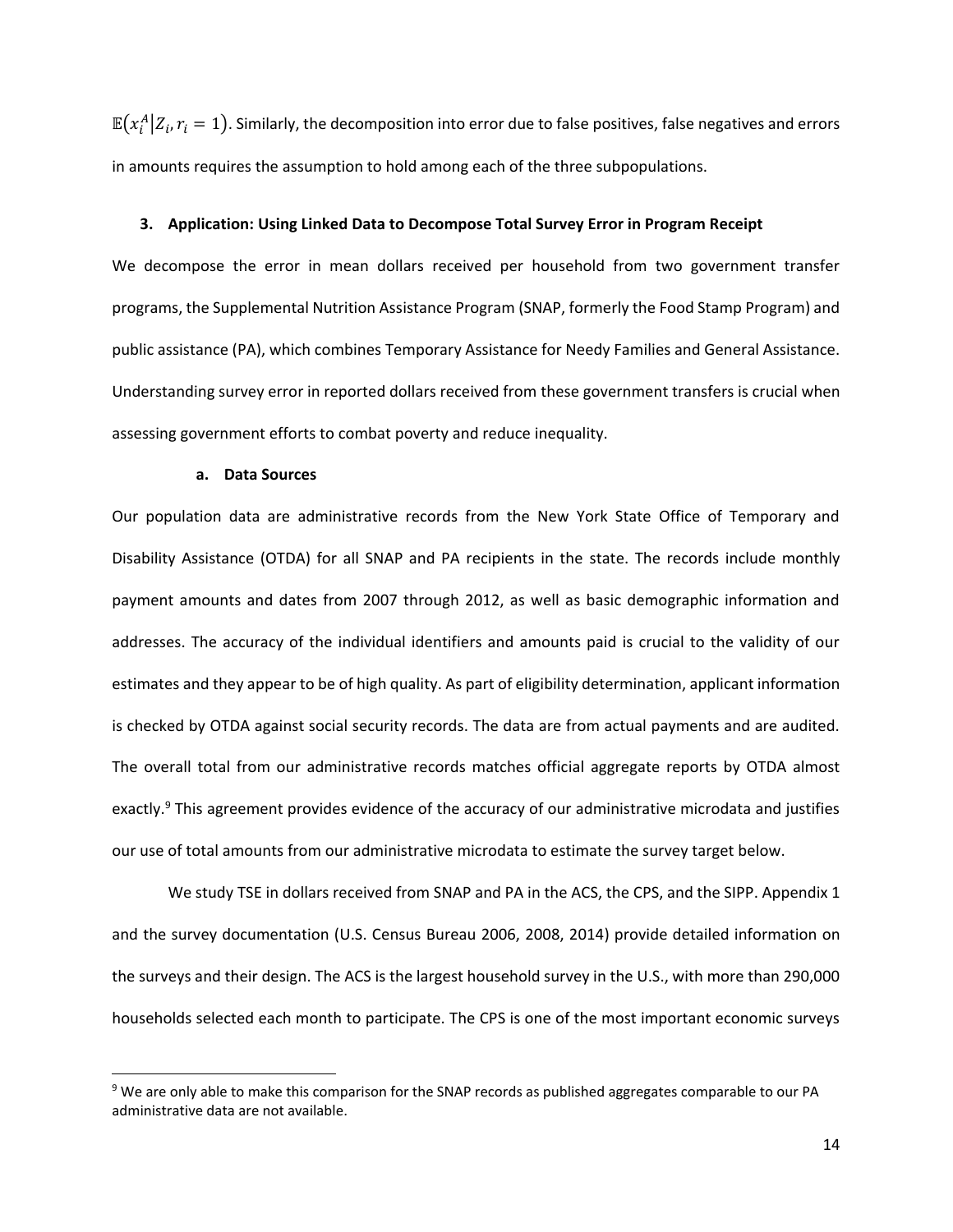$\mathbb{E}(x_i^A | Z_i, r_i = 1)$. Similarly, the decomposition into error due to false positives, false negatives and errors in amounts requires the assumption to hold among each of the three subpopulations.

## 3. Application: Using Linked Data to Decompose Total Survey Error in Program Receipt

We decompose the error in mean dollars received per household from two government transfer programs, the Supplemental Nutrition Assistance Program (SNAP, formerly the Food Stamp Program) and public assistance (PA), which combines Temporary Assistance for Needy Families and General Assistance. Understanding survey error in reported dollars received from these government transfers is crucial when assessing government efforts to combat poverty and reduce inequality.

### a. Data Sources

Our population data are administrative records from the New York State Office of Temporary and Disability Assistance (OTDA) for all SNAP and PA recipients in the state. The records include monthly payment amounts and dates from 2007 through 2012, as well as basic demographic information and addresses. The accuracy of the individual identifiers and amounts paid is crucial to the validity of our estimates and they appear to be of high quality. As part of eligibility determination, applicant information is checked by OTDA against social security records. The data are from actual payments and are audited. The overall total from our administrative records matches official aggregate reports by OTDA almost exactly.[9] This agreement provides evidence of the accuracy of our administrative microdata and justifies our use of total amounts from our administrative microdata to estimate the survey target below.

We study TSE in dollars received from SNAP and PA in the ACS, the CPS, and the SIPP. Appendix 1 and the survey documentation (U.S. Census Bureau 2006, 2008, 2014) provide detailed information on the surveys and their design. The ACS is the largest household survey in the U.S., with more than 290,000 households selected each month to participate. The CPS is one of the most important economic surveys

[9] We are only able to make this comparison for the SNAP records as published aggregates comparable to our PA administrative data are not available.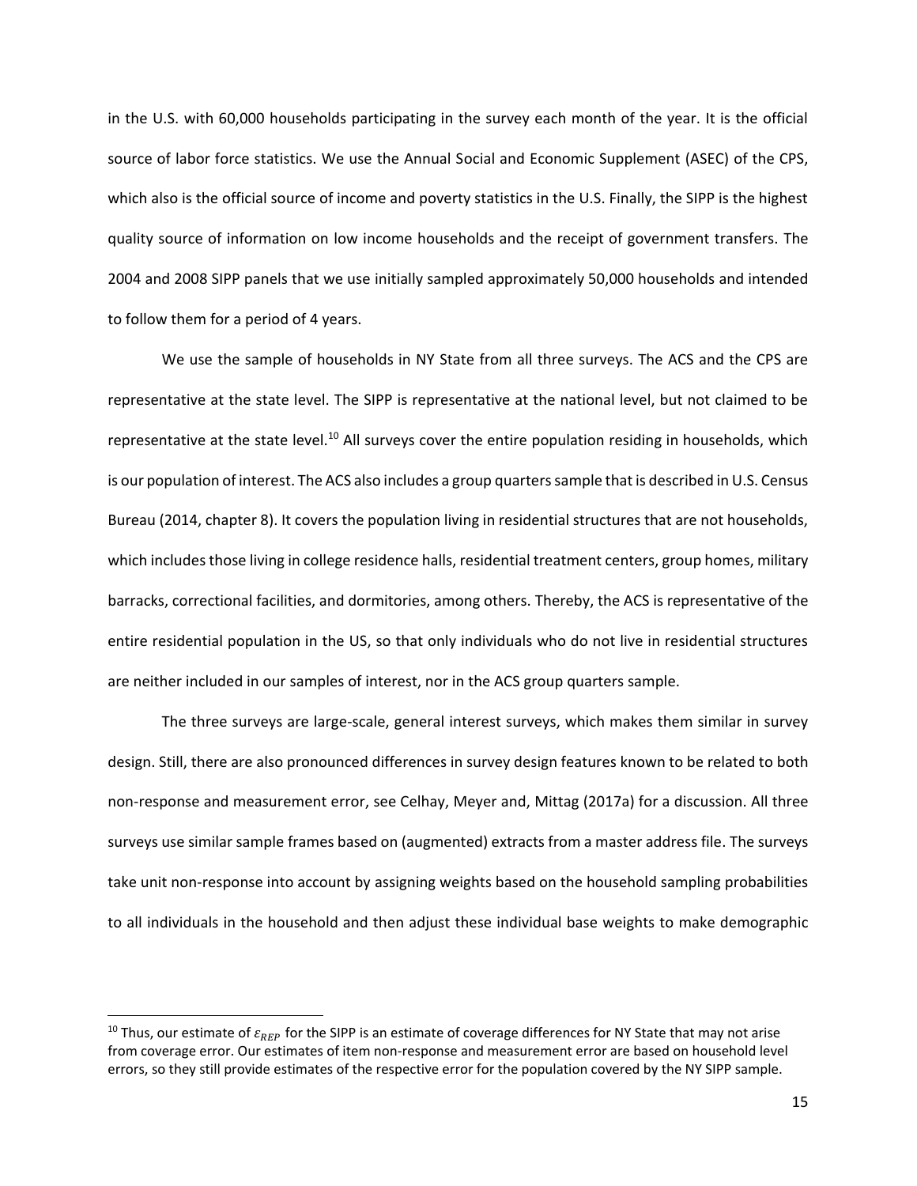in the U.S. with 60,000 households participating in the survey each month of the year. It is the official source of labor force statistics. We use the Annual Social and Economic Supplement (ASEC) of the CPS, which also is the official source of income and poverty statistics in the U.S. Finally, the SIPP is the highest quality source of information on low income households and the receipt of government transfers. The 2004 and 2008 SIPP panels that we use initially sampled approximately 50,000 households and intended to follow them for a period of 4 years.

We use the sample of households in NY State from all three surveys. The ACS and the CPS are representative at the state level. The SIPP is representative at the national level, but not claimed to be representative at the state level.[10] All surveys cover the entire population residing in households, which is our population of interest. The ACS also includes a group quarters sample that is described in U.S. Census Bureau (2014, chapter 8). It covers the population living in residential structures that are not households, which includes those living in college residence halls, residential treatment centers, group homes, military barracks, correctional facilities, and dormitories, among others. Thereby, the ACS is representative of the entire residential population in the US, so that only individuals who do not live in residential structures are neither included in our samples of interest, nor in the ACS group quarters sample.

The three surveys are large-scale, general interest surveys, which makes them similar in survey design. Still, there are also pronounced differences in survey design features known to be related to both non-response and measurement error, see Celhay, Meyer and, Mittag (2017a) for a discussion. All three surveys use similar sample frames based on (augmented) extracts from a master address file. The surveys take unit non-response into account by assigning weights based on the household sampling probabilities to all individuals in the household and then adjust these individual base weights to make demographic

[10] Thus, our estimate of $\varepsilon_{REP}$ for the SIPP is an estimate of coverage differences for NY State that may not arise from coverage error. Our estimates of item non-response and measurement error are based on household level errors, so they still provide estimates of the respective error for the population covered by the NY SIPP sample.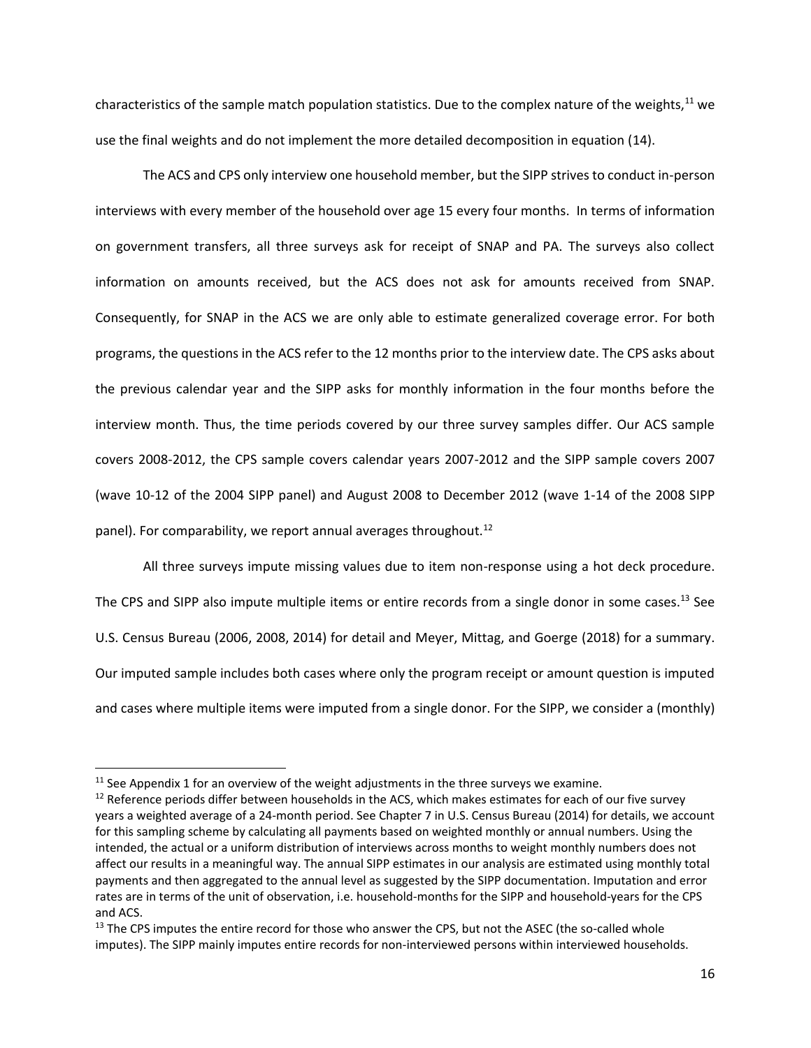characteristics of the sample match population statistics. Due to the complex nature of the weights,[11] we use the final weights and do not implement the more detailed decomposition in equation (14).

The ACS and CPS only interview one household member, but the SIPP strives to conduct in-person interviews with every member of the household over age 15 every four months. In terms of information on government transfers, all three surveys ask for receipt of SNAP and PA. The surveys also collect information on amounts received, but the ACS does not ask for amounts received from SNAP. Consequently, for SNAP in the ACS we are only able to estimate generalized coverage error. For both programs, the questions in the ACS refer to the 12 months prior to the interview date. The CPS asks about the previous calendar year and the SIPP asks for monthly information in the four months before the interview month. Thus, the time periods covered by our three survey samples differ. Our ACS sample covers 2008-2012, the CPS sample covers calendar years 2007-2012 and the SIPP sample covers 2007 (wave 10-12 of the 2004 SIPP panel) and August 2008 to December 2012 (wave 1-14 of the 2008 SIPP panel). For comparability, we report annual averages throughout.[12]

All three surveys impute missing values due to item non-response using a hot deck procedure. The CPS and SIPP also impute multiple items or entire records from a single donor in some cases.[13] See U.S. Census Bureau (2006, 2008, 2014) for detail and Meyer, Mittag, and Goerge (2018) for a summary. Our imputed sample includes both cases where only the program receipt or amount question is imputed and cases where multiple items were imputed from a single donor. For the SIPP, we consider a (monthly)

---

[11] See Appendix 1 for an overview of the weight adjustments in the three surveys we examine.

[12] Reference periods differ between households in the ACS, which makes estimates for each of our five survey years a weighted average of a 24-month period. See Chapter 7 in U.S. Census Bureau (2014) for details, we account for this sampling scheme by calculating all payments based on weighted monthly or annual numbers. Using the intended, the actual or a uniform distribution of interviews across months to weight monthly numbers does not affect our results in a meaningful way. The annual SIPP estimates in our analysis are estimated using monthly total payments and then aggregated to the annual level as suggested by the SIPP documentation. Imputation and error rates are in terms of the unit of observation, i.e. household-months for the SIPP and household-years for the CPS and ACS.

[13] The CPS imputes the entire record for those who answer the CPS, but not the ASEC (the so-called whole imputes). The SIPP mainly imputes entire records for non-interviewed persons within interviewed households.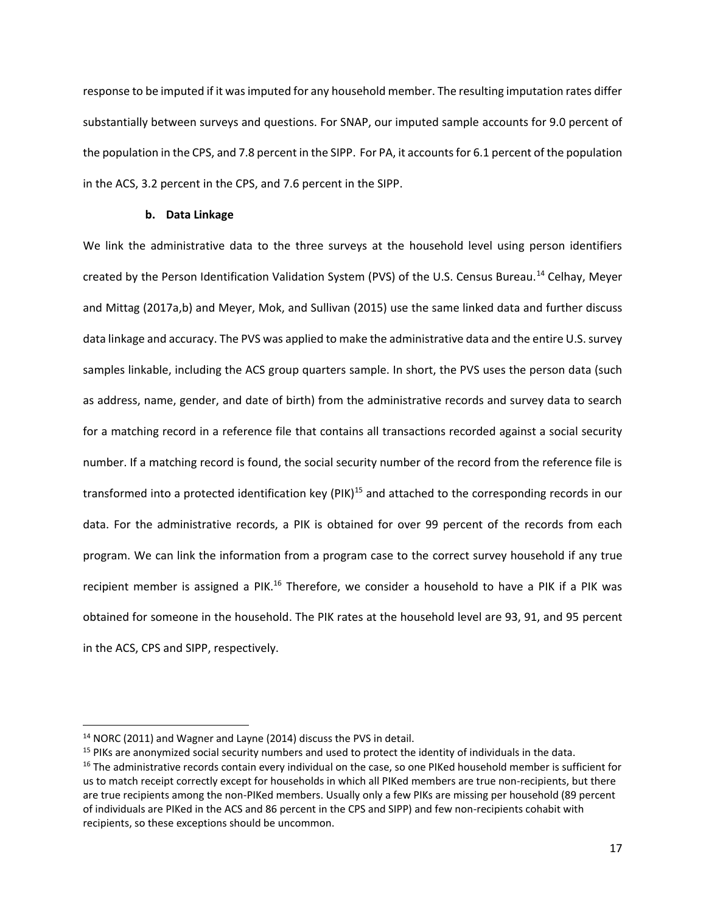response to be imputed if it was imputed for any household member. The resulting imputation rates differ substantially between surveys and questions. For SNAP, our imputed sample accounts for 9.0 percent of the population in the CPS, and 7.8 percent in the SIPP. For PA, it accounts for 6.1 percent of the population in the ACS, 3.2 percent in the CPS, and 7.6 percent in the SIPP.

### b. Data Linkage

We link the administrative data to the three surveys at the household level using person identifiers created by the Person Identification Validation System (PVS) of the U.S. Census Bureau.[14] Celhay, Meyer and Mittag (2017a,b) and Meyer, Mok, and Sullivan (2015) use the same linked data and further discuss data linkage and accuracy. The PVS was applied to make the administrative data and the entire U.S. survey samples linkable, including the ACS group quarters sample. In short, the PVS uses the person data (such as address, name, gender, and date of birth) from the administrative records and survey data to search for a matching record in a reference file that contains all transactions recorded against a social security number. If a matching record is found, the social security number of the record from the reference file is transformed into a protected identification key (PIK)[15] and attached to the corresponding records in our data. For the administrative records, a PIK is obtained for over 99 percent of the records from each program. We can link the information from a program case to the correct survey household if any true recipient member is assigned a PIK.[16] Therefore, we consider a household to have a PIK if a PIK was obtained for someone in the household. The PIK rates at the household level are 93, 91, and 95 percent in the ACS, CPS and SIPP, respectively.

---

[14] NORC (2011) and Wagner and Layne (2014) discuss the PVS in detail.

[15] PIKs are anonymized social security numbers and used to protect the identity of individuals in the data.

[16] The administrative records contain every individual on the case, so one PIKed household member is sufficient for us to match receipt correctly except for households in which all PIKed members are true non-recipients, but there are true recipients among the non-PIKed members. Usually only a few PIKs are missing per household (89 percent of individuals are PIKed in the ACS and 86 percent in the CPS and SIPP) and few non-recipients cohabit with recipients, so these exceptions should be uncommon.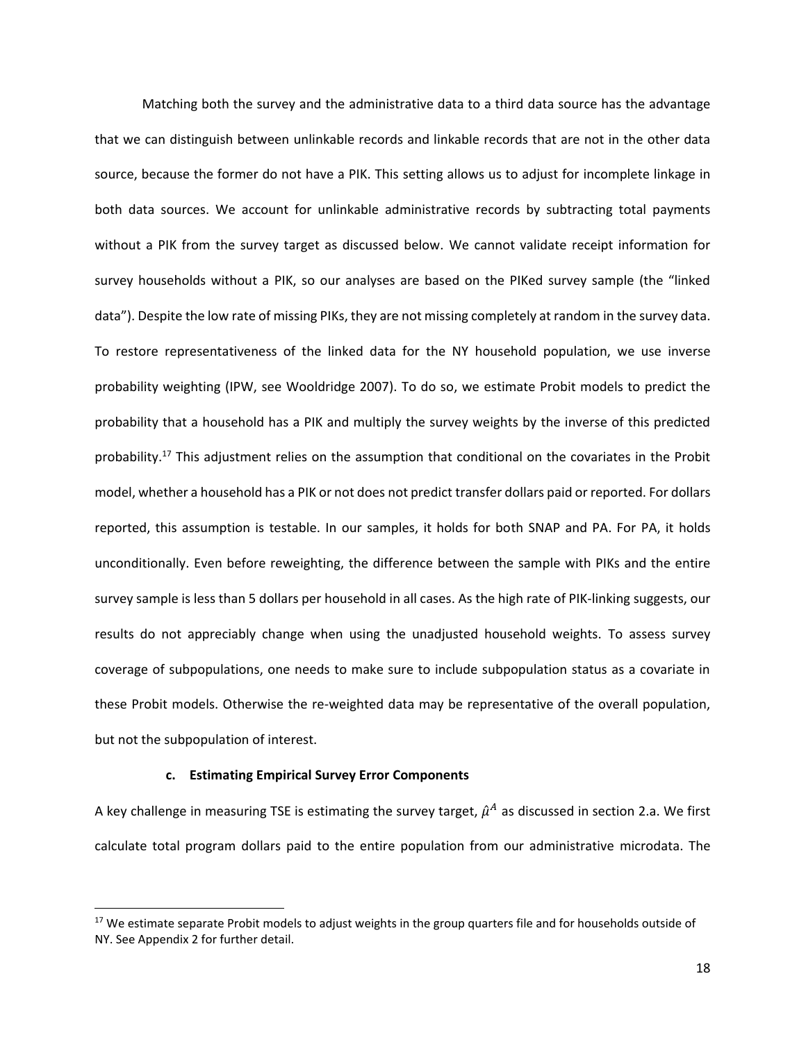Matching both the survey and the administrative data to a third data source has the advantage that we can distinguish between unlinkable records and linkable records that are not in the other data source, because the former do not have a PIK. This setting allows us to adjust for incomplete linkage in both data sources. We account for unlinkable administrative records by subtracting total payments without a PIK from the survey target as discussed below. We cannot validate receipt information for survey households without a PIK, so our analyses are based on the PIKed survey sample (the "linked data"). Despite the low rate of missing PIKs, they are not missing completely at random in the survey data. To restore representativeness of the linked data for the NY household population, we use inverse probability weighting (IPW, see Wooldridge 2007). To do so, we estimate Probit models to predict the probability that a household has a PIK and multiply the survey weights by the inverse of this predicted probability.[17] This adjustment relies on the assumption that conditional on the covariates in the Probit model, whether a household has a PIK or not does not predict transfer dollars paid or reported. For dollars reported, this assumption is testable. In our samples, it holds for both SNAP and PA. For PA, it holds unconditionally. Even before reweighting, the difference between the sample with PIKs and the entire survey sample is less than 5 dollars per household in all cases. As the high rate of PIK-linking suggests, our results do not appreciably change when using the unadjusted household weights. To assess survey coverage of subpopulations, one needs to make sure to include subpopulation status as a covariate in these Probit models. Otherwise the re-weighted data may be representative of the overall population, but not the subpopulation of interest.

### c. Estimating Empirical Survey Error Components

A key challenge in measuring TSE is estimating the survey target, $\hat{\mu}^A$ as discussed in section 2.a. We first calculate total program dollars paid to the entire population from our administrative microdata. The

[17] We estimate separate Probit models to adjust weights in the group quarters file and for households outside of NY. See Appendix 2 for further detail.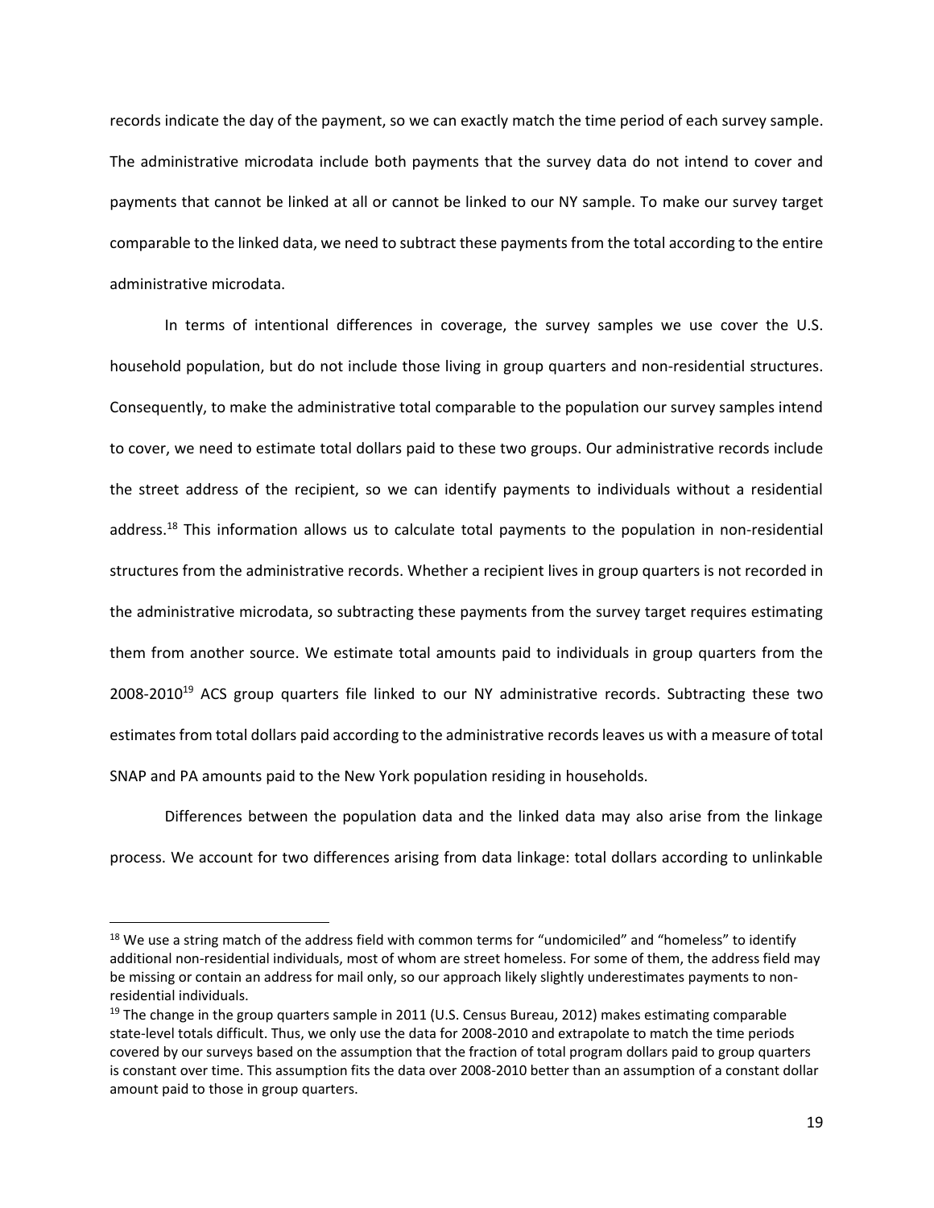records indicate the day of the payment, so we can exactly match the time period of each survey sample. The administrative microdata include both payments that the survey data do not intend to cover and payments that cannot be linked at all or cannot be linked to our NY sample. To make our survey target comparable to the linked data, we need to subtract these payments from the total according to the entire administrative microdata.

In terms of intentional differences in coverage, the survey samples we use cover the U.S. household population, but do not include those living in group quarters and non-residential structures. Consequently, to make the administrative total comparable to the population our survey samples intend to cover, we need to estimate total dollars paid to these two groups. Our administrative records include the street address of the recipient, so we can identify payments to individuals without a residential address.[18] This information allows us to calculate total payments to the population in non-residential structures from the administrative records. Whether a recipient lives in group quarters is not recorded in the administrative microdata, so subtracting these payments from the survey target requires estimating them from another source. We estimate total amounts paid to individuals in group quarters from the 2008-2010[19] ACS group quarters file linked to our NY administrative records. Subtracting these two estimates from total dollars paid according to the administrative records leaves us with a measure of total SNAP and PA amounts paid to the New York population residing in households.

Differences between the population data and the linked data may also arise from the linkage process. We account for two differences arising from data linkage: total dollars according to unlinkable

---

[18] We use a string match of the address field with common terms for "undomiciled" and "homeless" to identify additional non-residential individuals, most of whom are street homeless. For some of them, the address field may be missing or contain an address for mail only, so our approach likely slightly underestimates payments to non-residential individuals.

[19] The change in the group quarters sample in 2011 (U.S. Census Bureau, 2012) makes estimating comparable state-level totals difficult. Thus, we only use the data for 2008-2010 and extrapolate to match the time periods covered by our surveys based on the assumption that the fraction of total program dollars paid to group quarters is constant over time. This assumption fits the data over 2008-2010 better than an assumption of a constant dollar amount paid to those in group quarters.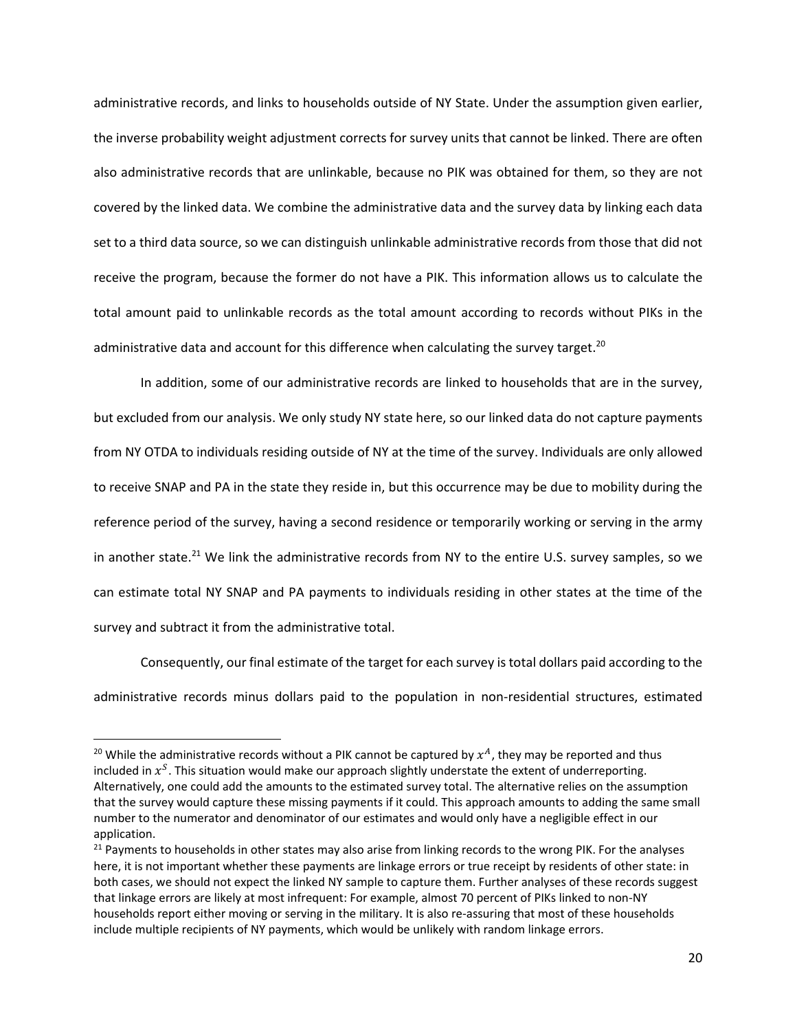administrative records, and links to households outside of NY State. Under the assumption given earlier, the inverse probability weight adjustment corrects for survey units that cannot be linked. There are often also administrative records that are unlinkable, because no PIK was obtained for them, so they are not covered by the linked data. We combine the administrative data and the survey data by linking each data set to a third data source, so we can distinguish unlinkable administrative records from those that did not receive the program, because the former do not have a PIK. This information allows us to calculate the total amount paid to unlinkable records as the total amount according to records without PIKs in the administrative data and account for this difference when calculating the survey target.[20]

In addition, some of our administrative records are linked to households that are in the survey, but excluded from our analysis. We only study NY state here, so our linked data do not capture payments from NY OTDA to individuals residing outside of NY at the time of the survey. Individuals are only allowed to receive SNAP and PA in the state they reside in, but this occurrence may be due to mobility during the reference period of the survey, having a second residence or temporarily working or serving in the army in another state.[21] We link the administrative records from NY to the entire U.S. survey samples, so we can estimate total NY SNAP and PA payments to individuals residing in other states at the time of the survey and subtract it from the administrative total.

Consequently, our final estimate of the target for each survey is total dollars paid according to the administrative records minus dollars paid to the population in non-residential structures, estimated

[20] While the administrative records without a PIK cannot be captured by $x^A$, they may be reported and thus included in $x^S$. This situation would make our approach slightly understate the extent of underreporting. Alternatively, one could add the amounts to the estimated survey total. The alternative relies on the assumption that the survey would capture these missing payments if it could. This approach amounts to adding the same small number to the numerator and denominator of our estimates and would only have a negligible effect in our application.

[21] Payments to households in other states may also arise from linking records to the wrong PIK. For the analyses here, it is not important whether these payments are linkage errors or true receipt by residents of other state: in both cases, we should not expect the linked NY sample to capture them. Further analyses of these records suggest that linkage errors are likely at most infrequent: For example, almost 70 percent of PIKs linked to non-NY households report either moving or serving in the military. It is also re-assuring that most of these households include multiple recipients of NY payments, which would be unlikely with random linkage errors.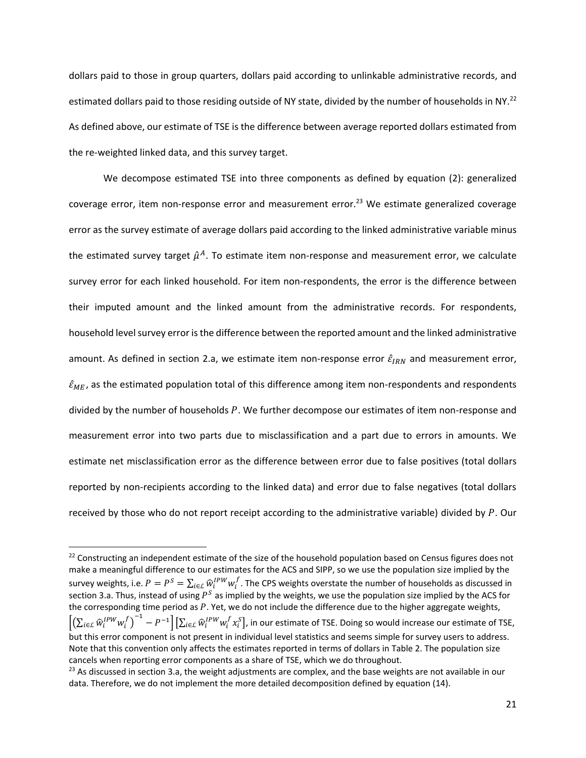dollars paid to those in group quarters, dollars paid according to unlinkable administrative records, and estimated dollars paid to those residing outside of NY state, divided by the number of households in NY.[22] As defined above, our estimate of TSE is the difference between average reported dollars estimated from the re-weighted linked data, and this survey target.

We decompose estimated TSE into three components as defined by equation (2): generalized coverage error, item non-response error and measurement error.[23] We estimate generalized coverage error as the survey estimate of average dollars paid according to the linked administrative variable minus the estimated survey target $\hat{\mu}^A$. To estimate item non-response and measurement error, we calculate survey error for each linked household. For item non-respondents, the error is the difference between their imputed amount and the linked amount from the administrative records. For respondents, household level survey error is the difference between the reported amount and the linked administrative amount. As defined in section 2.a, we estimate item non-response error $\hat{\varepsilon}_{IRN}$ and measurement error, $\hat{\varepsilon}_{ME}$, as the estimated population total of this difference among item non-respondents and respondents divided by the number of households $P$. We further decompose our estimates of item non-response and measurement error into two parts due to misclassification and a part due to errors in amounts. We estimate net misclassification error as the difference between error due to false positives (total dollars reported by non-recipients according to the linked data) and error due to false negatives (total dollars received by those who do not report receipt according to the administrative variable) divided by $P$. Our

[22] Constructing an independent estimate of the size of the household population based on Census figures does not make a meaningful difference to our estimates for the ACS and SIPP, so we use the population size implied by the survey weights, i.e. $P = P^S = \sum_{i \in \mathcal{L}} \hat{w}_i^{IPW} w_i^f$. The CPS weights overstate the number of households as discussed in section 3.a. Thus, instead of using $P^S$ as implied by the weights, we use the population size implied by the ACS for the corresponding time period as $P$. Yet, we do not include the difference due to the higher aggregate weights, $\left[\left(\sum_{i \in \mathcal{L}} \hat{w}_i^{IPW} w_i^f\right)^{-1} - P^{-1}\right]\left[\sum_{i \in \mathcal{L}} \hat{w}_i^{IPW} w_i^f x_i^S\right]$, in our estimate of TSE. Doing so would increase our estimate of TSE, but this error component is not present in individual level statistics and seems simple for survey users to address. Note that this convention only affects the estimates reported in terms of dollars in Table 2. The population size cancels when reporting error components as a share of TSE, which we do throughout.

[23] As discussed in section 3.a, the weight adjustments are complex, and the base weights are not available in our data. Therefore, we do not implement the more detailed decomposition defined by equation (14).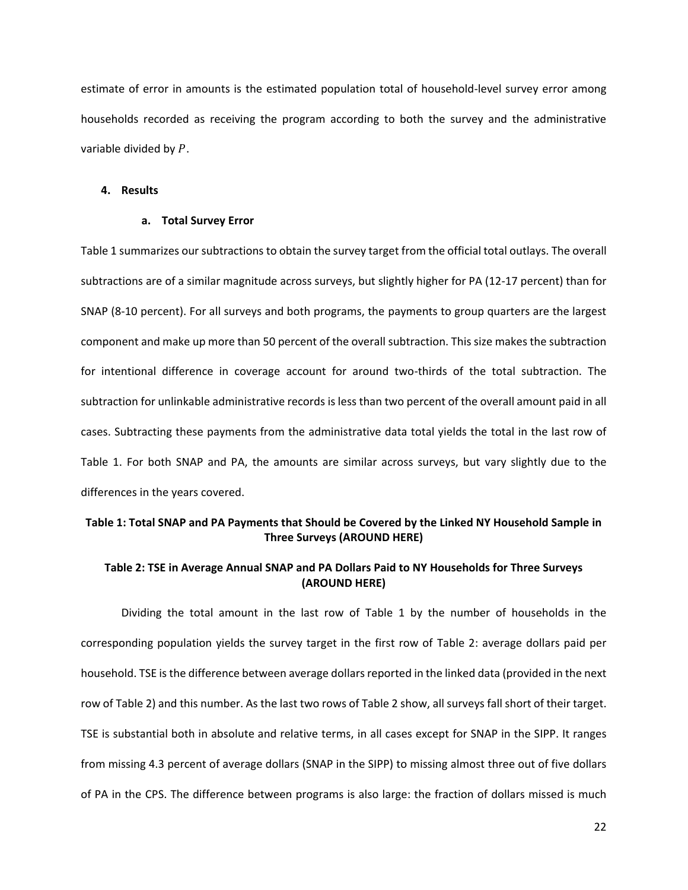estimate of error in amounts is the estimated population total of household-level survey error among households recorded as receiving the program according to both the survey and the administrative variable divided by $P$.

## 4. Results

### a. Total Survey Error

Table 1 summarizes our subtractions to obtain the survey target from the official total outlays. The overall subtractions are of a similar magnitude across surveys, but slightly higher for PA (12-17 percent) than for SNAP (8-10 percent). For all surveys and both programs, the payments to group quarters are the largest component and make up more than 50 percent of the overall subtraction. This size makes the subtraction for intentional difference in coverage account for around two-thirds of the total subtraction. The subtraction for unlinkable administrative records is less than two percent of the overall amount paid in all cases. Subtracting these payments from the administrative data total yields the total in the last row of Table 1. For both SNAP and PA, the amounts are similar across surveys, but vary slightly due to the differences in the years covered.

**Table 1: Total SNAP and PA Payments that Should be Covered by the Linked NY Household Sample in Three Surveys (AROUND HERE)**

**Table 2: TSE in Average Annual SNAP and PA Dollars Paid to NY Households for Three Surveys (AROUND HERE)**

Dividing the total amount in the last row of Table 1 by the number of households in the corresponding population yields the survey target in the first row of Table 2: average dollars paid per household. TSE is the difference between average dollars reported in the linked data (provided in the next row of Table 2) and this number. As the last two rows of Table 2 show, all surveys fall short of their target. TSE is substantial both in absolute and relative terms, in all cases except for SNAP in the SIPP. It ranges from missing 4.3 percent of average dollars (SNAP in the SIPP) to missing almost three out of five dollars of PA in the CPS. The difference between programs is also large: the fraction of dollars missed is much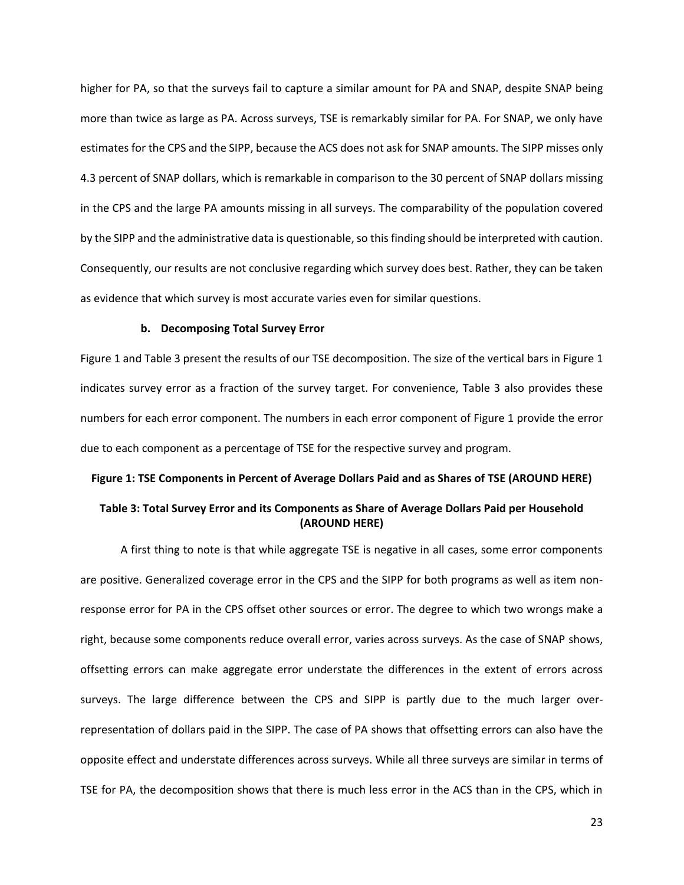higher for PA, so that the surveys fail to capture a similar amount for PA and SNAP, despite SNAP being more than twice as large as PA. Across surveys, TSE is remarkably similar for PA. For SNAP, we only have estimates for the CPS and the SIPP, because the ACS does not ask for SNAP amounts. The SIPP misses only 4.3 percent of SNAP dollars, which is remarkable in comparison to the 30 percent of SNAP dollars missing in the CPS and the large PA amounts missing in all surveys. The comparability of the population covered by the SIPP and the administrative data is questionable, so this finding should be interpreted with caution. Consequently, our results are not conclusive regarding which survey does best. Rather, they can be taken as evidence that which survey is most accurate varies even for similar questions.

### b. Decomposing Total Survey Error

Figure 1 and Table 3 present the results of our TSE decomposition. The size of the vertical bars in Figure 1 indicates survey error as a fraction of the survey target. For convenience, Table 3 also provides these numbers for each error component. The numbers in each error component of Figure 1 provide the error due to each component as a percentage of TSE for the respective survey and program.

**Figure 1: TSE Components in Percent of Average Dollars Paid and as Shares of TSE (AROUND HERE)**

**Table 3: Total Survey Error and its Components as Share of Average Dollars Paid per Household (AROUND HERE)**

A first thing to note is that while aggregate TSE is negative in all cases, some error components are positive. Generalized coverage error in the CPS and the SIPP for both programs as well as item non-response error for PA in the CPS offset other sources or error. The degree to which two wrongs make a right, because some components reduce overall error, varies across surveys. As the case of SNAP shows, offsetting errors can make aggregate error understate the differences in the extent of errors across surveys. The large difference between the CPS and SIPP is partly due to the much larger over-representation of dollars paid in the SIPP. The case of PA shows that offsetting errors can also have the opposite effect and understate differences across surveys. While all three surveys are similar in terms of TSE for PA, the decomposition shows that there is much less error in the ACS than in the CPS, which in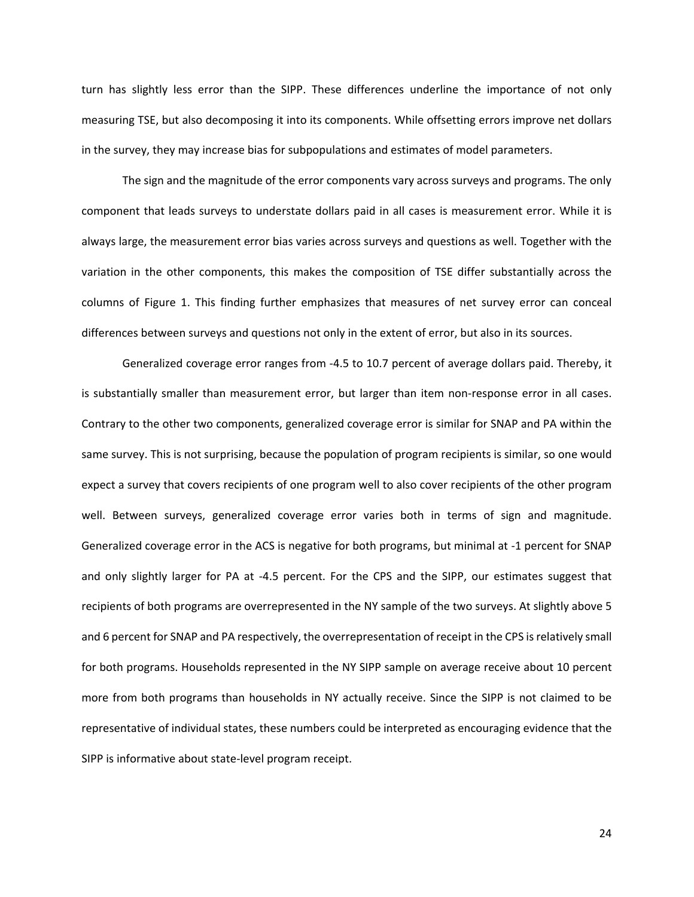turn has slightly less error than the SIPP. These differences underline the importance of not only measuring TSE, but also decomposing it into its components. While offsetting errors improve net dollars in the survey, they may increase bias for subpopulations and estimates of model parameters.

The sign and the magnitude of the error components vary across surveys and programs. The only component that leads surveys to understate dollars paid in all cases is measurement error. While it is always large, the measurement error bias varies across surveys and questions as well. Together with the variation in the other components, this makes the composition of TSE differ substantially across the columns of Figure 1. This finding further emphasizes that measures of net survey error can conceal differences between surveys and questions not only in the extent of error, but also in its sources.

Generalized coverage error ranges from -4.5 to 10.7 percent of average dollars paid. Thereby, it is substantially smaller than measurement error, but larger than item non-response error in all cases. Contrary to the other two components, generalized coverage error is similar for SNAP and PA within the same survey. This is not surprising, because the population of program recipients is similar, so one would expect a survey that covers recipients of one program well to also cover recipients of the other program well. Between surveys, generalized coverage error varies both in terms of sign and magnitude. Generalized coverage error in the ACS is negative for both programs, but minimal at -1 percent for SNAP and only slightly larger for PA at -4.5 percent. For the CPS and the SIPP, our estimates suggest that recipients of both programs are overrepresented in the NY sample of the two surveys. At slightly above 5 and 6 percent for SNAP and PA respectively, the overrepresentation of receipt in the CPS is relatively small for both programs. Households represented in the NY SIPP sample on average receive about 10 percent more from both programs than households in NY actually receive. Since the SIPP is not claimed to be representative of individual states, these numbers could be interpreted as encouraging evidence that the SIPP is informative about state-level program receipt.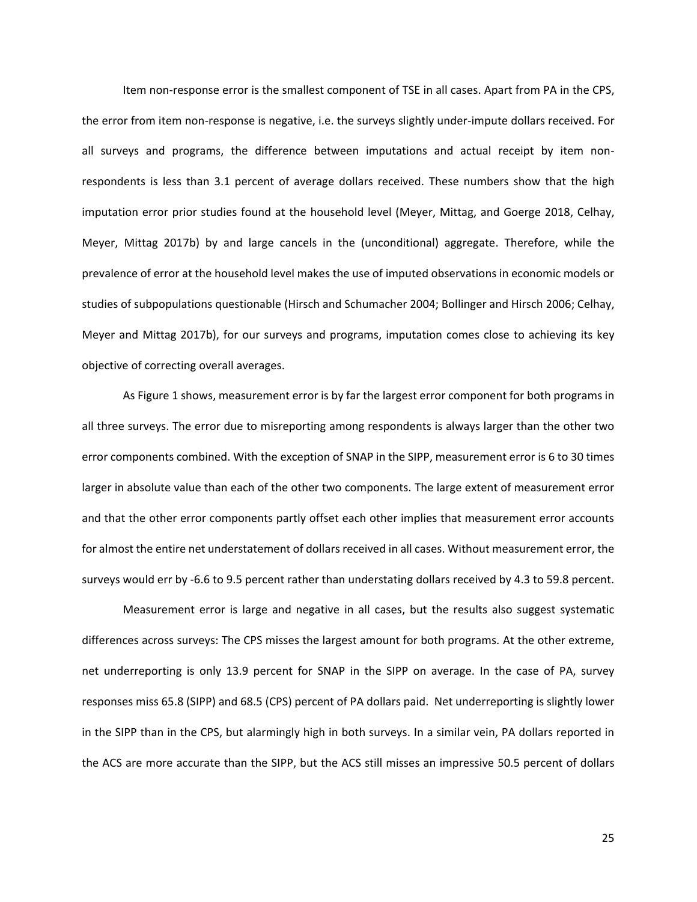Item non-response error is the smallest component of TSE in all cases. Apart from PA in the CPS, the error from item non-response is negative, i.e. the surveys slightly under-impute dollars received. For all surveys and programs, the difference between imputations and actual receipt by item non-respondents is less than 3.1 percent of average dollars received. These numbers show that the high imputation error prior studies found at the household level (Meyer, Mittag, and Goerge 2018, Celhay, Meyer, Mittag 2017b) by and large cancels in the (unconditional) aggregate. Therefore, while the prevalence of error at the household level makes the use of imputed observations in economic models or studies of subpopulations questionable (Hirsch and Schumacher 2004; Bollinger and Hirsch 2006; Celhay, Meyer and Mittag 2017b), for our surveys and programs, imputation comes close to achieving its key objective of correcting overall averages.

As Figure 1 shows, measurement error is by far the largest error component for both programs in all three surveys. The error due to misreporting among respondents is always larger than the other two error components combined. With the exception of SNAP in the SIPP, measurement error is 6 to 30 times larger in absolute value than each of the other two components. The large extent of measurement error and that the other error components partly offset each other implies that measurement error accounts for almost the entire net understatement of dollars received in all cases. Without measurement error, the surveys would err by -6.6 to 9.5 percent rather than understating dollars received by 4.3 to 59.8 percent.

Measurement error is large and negative in all cases, but the results also suggest systematic differences across surveys: The CPS misses the largest amount for both programs. At the other extreme, net underreporting is only 13.9 percent for SNAP in the SIPP on average. In the case of PA, survey responses miss 65.8 (SIPP) and 68.5 (CPS) percent of PA dollars paid. Net underreporting is slightly lower in the SIPP than in the CPS, but alarmingly high in both surveys. In a similar vein, PA dollars reported in the ACS are more accurate than the SIPP, but the ACS still misses an impressive 50.5 percent of dollars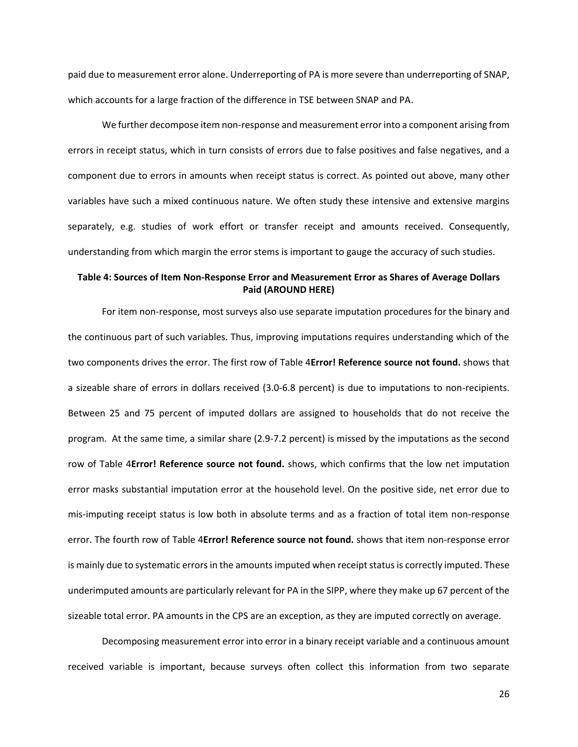paid due to measurement error alone. Underreporting of PA is more severe than underreporting of SNAP, which accounts for a large fraction of the difference in TSE between SNAP and PA.

We further decompose item non-response and measurement error into a component arising from errors in receipt status, which in turn consists of errors due to false positives and false negatives, and a component due to errors in amounts when receipt status is correct. As pointed out above, many other variables have such a mixed continuous nature. We often study these intensive and extensive margins separately, e.g. studies of work effort or transfer receipt and amounts received. Consequently, understanding from which margin the error stems is important to gauge the accuracy of such studies.

**Table 4: Sources of Item Non-Response Error and Measurement Error as Shares of Average Dollars Paid (AROUND HERE)**

For item non-response, most surveys also use separate imputation procedures for the binary and the continuous part of such variables. Thus, improving imputations requires understanding which of the two components drives the error. The first row of Table 4**Error! Reference source not found.** shows that a sizeable share of errors in dollars received (3.0-6.8 percent) is due to imputations to non-recipients. Between 25 and 75 percent of imputed dollars are assigned to households that do not receive the program. At the same time, a similar share (2.9-7.2 percent) is missed by the imputations as the second row of Table 4**Error! Reference source not found.** shows, which confirms that the low net imputation error masks substantial imputation error at the household level. On the positive side, net error due to mis-imputing receipt status is low both in absolute terms and as a fraction of total item non-response error. The fourth row of Table 4**Error! Reference source not found.** shows that item non-response error is mainly due to systematic errors in the amounts imputed when receipt status is correctly imputed. These underimputed amounts are particularly relevant for PA in the SIPP, where they make up 67 percent of the sizeable total error. PA amounts in the CPS are an exception, as they are imputed correctly on average.

Decomposing measurement error into error in a binary receipt variable and a continuous amount received variable is important, because surveys often collect this information from two separate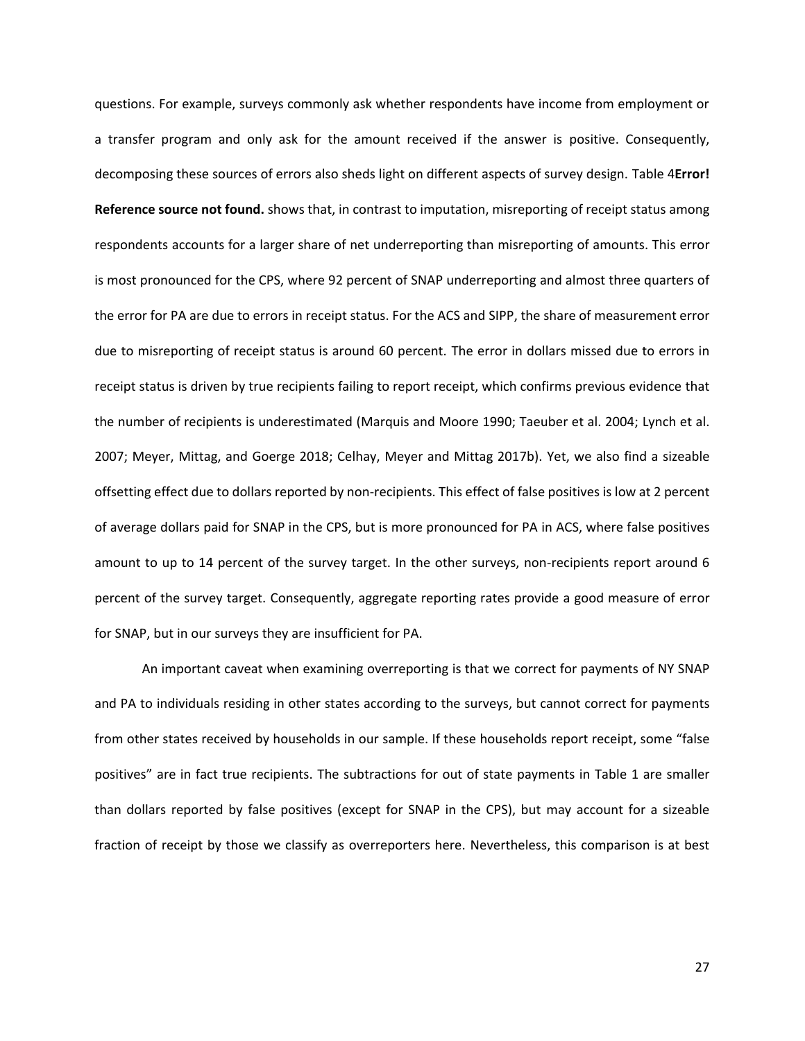questions. For example, surveys commonly ask whether respondents have income from employment or a transfer program and only ask for the amount received if the answer is positive. Consequently, decomposing these sources of errors also sheds light on different aspects of survey design. Table 4**Error! Reference source not found.** shows that, in contrast to imputation, misreporting of receipt status among respondents accounts for a larger share of net underreporting than misreporting of amounts. This error is most pronounced for the CPS, where 92 percent of SNAP underreporting and almost three quarters of the error for PA are due to errors in receipt status. For the ACS and SIPP, the share of measurement error due to misreporting of receipt status is around 60 percent. The error in dollars missed due to errors in receipt status is driven by true recipients failing to report receipt, which confirms previous evidence that the number of recipients is underestimated (Marquis and Moore 1990; Taeuber et al. 2004; Lynch et al. 2007; Meyer, Mittag, and Goerge 2018; Celhay, Meyer and Mittag 2017b). Yet, we also find a sizeable offsetting effect due to dollars reported by non-recipients. This effect of false positives is low at 2 percent of average dollars paid for SNAP in the CPS, but is more pronounced for PA in ACS, where false positives amount to up to 14 percent of the survey target. In the other surveys, non-recipients report around 6 percent of the survey target. Consequently, aggregate reporting rates provide a good measure of error for SNAP, but in our surveys they are insufficient for PA.

An important caveat when examining overreporting is that we correct for payments of NY SNAP and PA to individuals residing in other states according to the surveys, but cannot correct for payments from other states received by households in our sample. If these households report receipt, some "false positives" are in fact true recipients. The subtractions for out of state payments in Table 1 are smaller than dollars reported by false positives (except for SNAP in the CPS), but may account for a sizeable fraction of receipt by those we classify as overreporters here. Nevertheless, this comparison is at best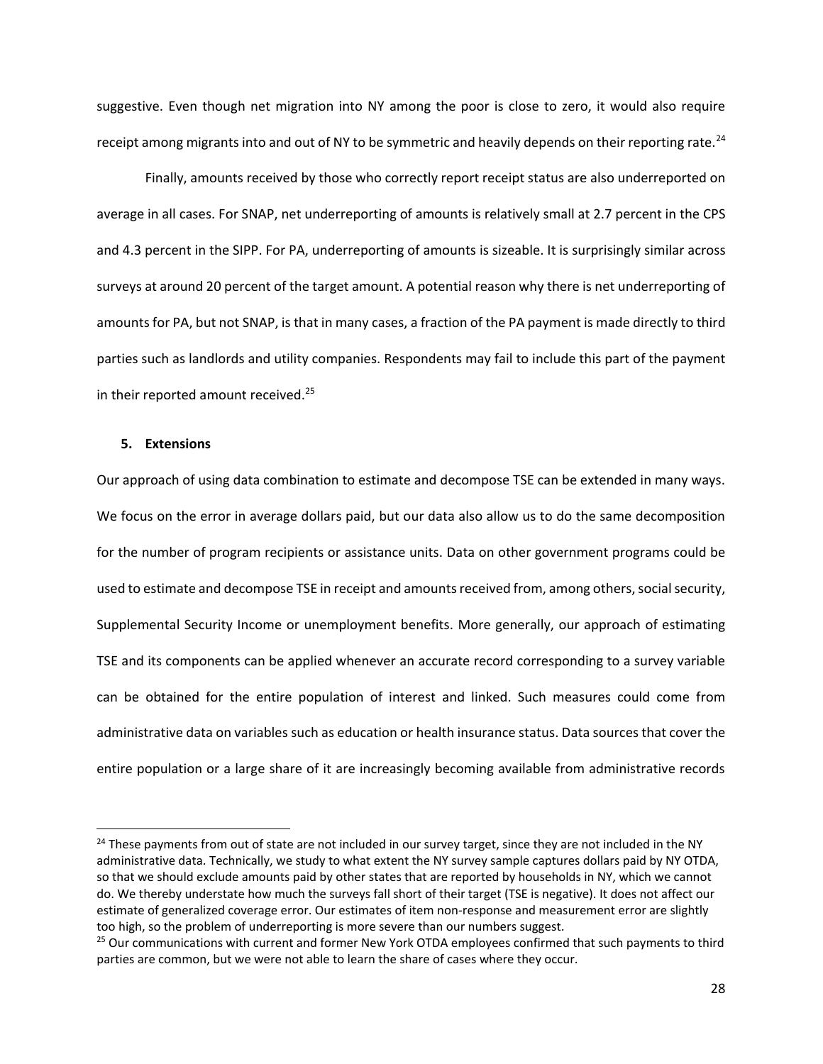suggestive. Even though net migration into NY among the poor is close to zero, it would also require receipt among migrants into and out of NY to be symmetric and heavily depends on their reporting rate.[24]

Finally, amounts received by those who correctly report receipt status are also underreported on average in all cases. For SNAP, net underreporting of amounts is relatively small at 2.7 percent in the CPS and 4.3 percent in the SIPP. For PA, underreporting of amounts is sizeable. It is surprisingly similar across surveys at around 20 percent of the target amount. A potential reason why there is net underreporting of amounts for PA, but not SNAP, is that in many cases, a fraction of the PA payment is made directly to third parties such as landlords and utility companies. Respondents may fail to include this part of the payment in their reported amount received.[25]

## 5. Extensions

Our approach of using data combination to estimate and decompose TSE can be extended in many ways. We focus on the error in average dollars paid, but our data also allow us to do the same decomposition for the number of program recipients or assistance units. Data on other government programs could be used to estimate and decompose TSE in receipt and amounts received from, among others, social security, Supplemental Security Income or unemployment benefits. More generally, our approach of estimating TSE and its components can be applied whenever an accurate record corresponding to a survey variable can be obtained for the entire population of interest and linked. Such measures could come from administrative data on variables such as education or health insurance status. Data sources that cover the entire population or a large share of it are increasingly becoming available from administrative records

---

[24] These payments from out of state are not included in our survey target, since they are not included in the NY administrative data. Technically, we study to what extent the NY survey sample captures dollars paid by NY OTDA, so that we should exclude amounts paid by other states that are reported by households in NY, which we cannot do. We thereby understate how much the surveys fall short of their target (TSE is negative). It does not affect our estimate of generalized coverage error. Our estimates of item non-response and measurement error are slightly too high, so the problem of underreporting is more severe than our numbers suggest.

[25] Our communications with current and former New York OTDA employees confirmed that such payments to third parties are common, but we were not able to learn the share of cases where they occur.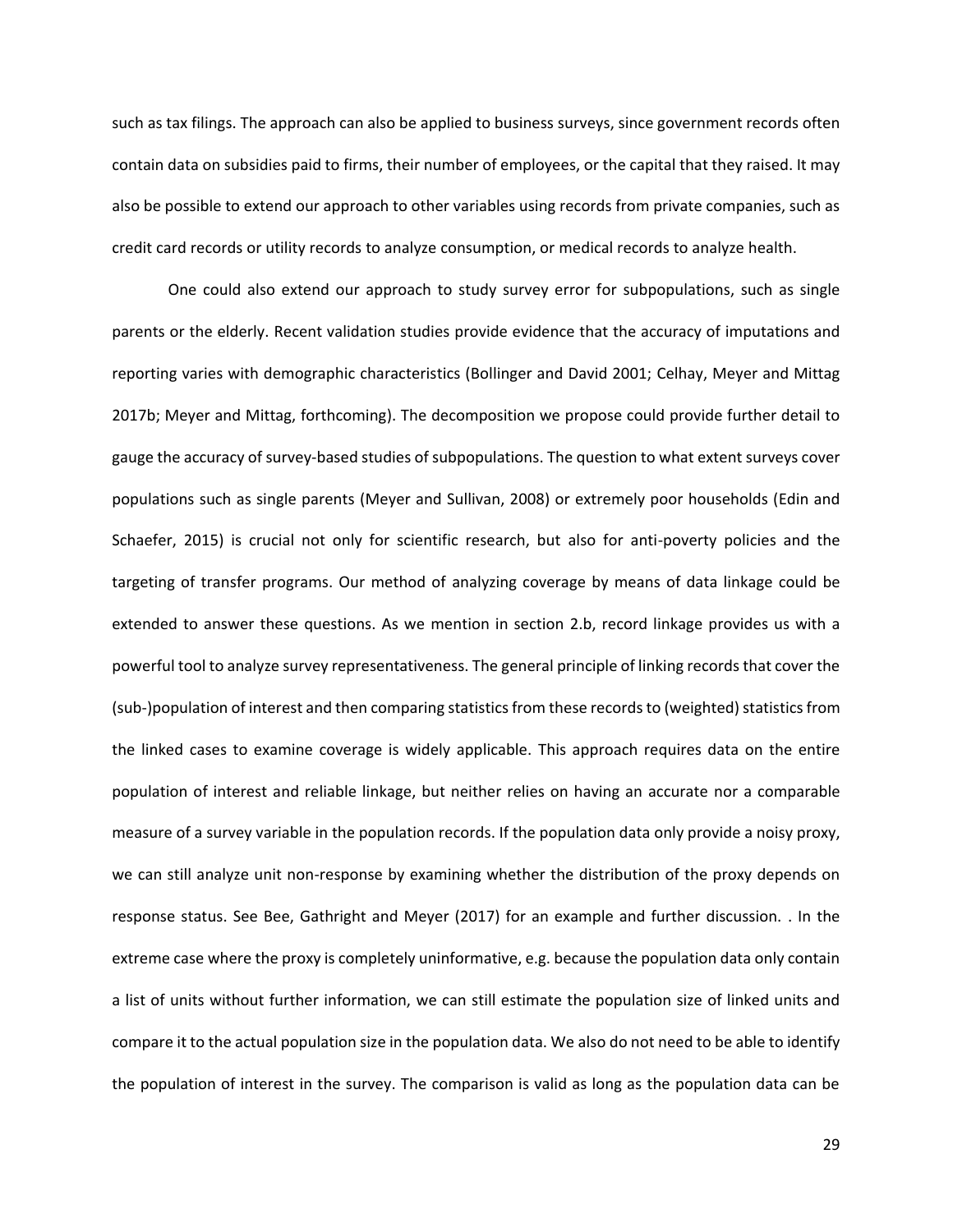such as tax filings. The approach can also be applied to business surveys, since government records often contain data on subsidies paid to firms, their number of employees, or the capital that they raised. It may also be possible to extend our approach to other variables using records from private companies, such as credit card records or utility records to analyze consumption, or medical records to analyze health.

One could also extend our approach to study survey error for subpopulations, such as single parents or the elderly. Recent validation studies provide evidence that the accuracy of imputations and reporting varies with demographic characteristics (Bollinger and David 2001; Celhay, Meyer and Mittag 2017b; Meyer and Mittag, forthcoming). The decomposition we propose could provide further detail to gauge the accuracy of survey-based studies of subpopulations. The question to what extent surveys cover populations such as single parents (Meyer and Sullivan, 2008) or extremely poor households (Edin and Schaefer, 2015) is crucial not only for scientific research, but also for anti-poverty policies and the targeting of transfer programs. Our method of analyzing coverage by means of data linkage could be extended to answer these questions. As we mention in section 2.b, record linkage provides us with a powerful tool to analyze survey representativeness. The general principle of linking records that cover the (sub-)population of interest and then comparing statistics from these records to (weighted) statistics from the linked cases to examine coverage is widely applicable. This approach requires data on the entire population of interest and reliable linkage, but neither relies on having an accurate nor a comparable measure of a survey variable in the population records. If the population data only provide a noisy proxy, we can still analyze unit non-response by examining whether the distribution of the proxy depends on response status. See Bee, Gathright and Meyer (2017) for an example and further discussion. . In the extreme case where the proxy is completely uninformative, e.g. because the population data only contain a list of units without further information, we can still estimate the population size of linked units and compare it to the actual population size in the population data. We also do not need to be able to identify the population of interest in the survey. The comparison is valid as long as the population data can be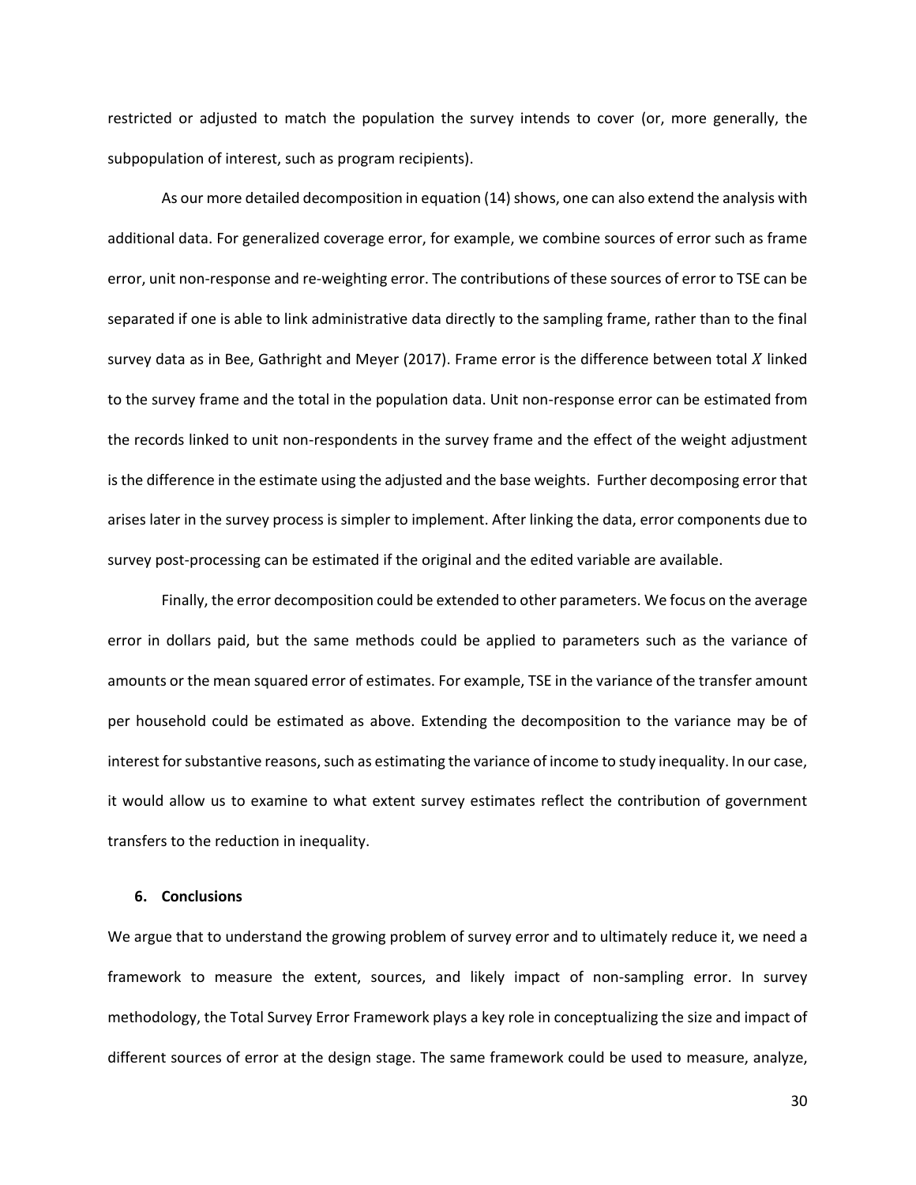restricted or adjusted to match the population the survey intends to cover (or, more generally, the subpopulation of interest, such as program recipients).

As our more detailed decomposition in equation (14) shows, one can also extend the analysis with additional data. For generalized coverage error, for example, we combine sources of error such as frame error, unit non-response and re-weighting error. The contributions of these sources of error to TSE can be separated if one is able to link administrative data directly to the sampling frame, rather than to the final survey data as in Bee, Gathright and Meyer (2017). Frame error is the difference between total $X$ linked to the survey frame and the total in the population data. Unit non-response error can be estimated from the records linked to unit non-respondents in the survey frame and the effect of the weight adjustment is the difference in the estimate using the adjusted and the base weights. Further decomposing error that arises later in the survey process is simpler to implement. After linking the data, error components due to survey post-processing can be estimated if the original and the edited variable are available.

Finally, the error decomposition could be extended to other parameters. We focus on the average error in dollars paid, but the same methods could be applied to parameters such as the variance of amounts or the mean squared error of estimates. For example, TSE in the variance of the transfer amount per household could be estimated as above. Extending the decomposition to the variance may be of interest for substantive reasons, such as estimating the variance of income to study inequality. In our case, it would allow us to examine to what extent survey estimates reflect the contribution of government transfers to the reduction in inequality.

## 6. Conclusions

We argue that to understand the growing problem of survey error and to ultimately reduce it, we need a framework to measure the extent, sources, and likely impact of non-sampling error. In survey methodology, the Total Survey Error Framework plays a key role in conceptualizing the size and impact of different sources of error at the design stage. The same framework could be used to measure, analyze,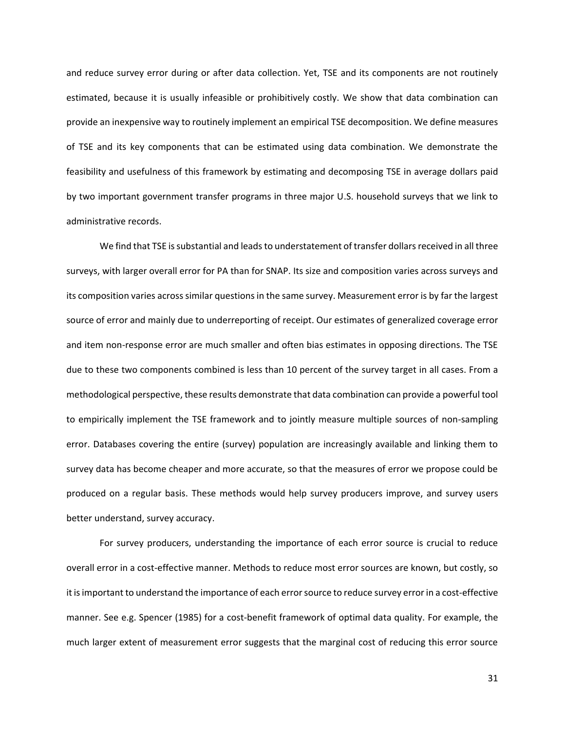and reduce survey error during or after data collection. Yet, TSE and its components are not routinely estimated, because it is usually infeasible or prohibitively costly. We show that data combination can provide an inexpensive way to routinely implement an empirical TSE decomposition. We define measures of TSE and its key components that can be estimated using data combination. We demonstrate the feasibility and usefulness of this framework by estimating and decomposing TSE in average dollars paid by two important government transfer programs in three major U.S. household surveys that we link to administrative records.

We find that TSE is substantial and leads to understatement of transfer dollars received in all three surveys, with larger overall error for PA than for SNAP. Its size and composition varies across surveys and its composition varies across similar questions in the same survey. Measurement error is by far the largest source of error and mainly due to underreporting of receipt. Our estimates of generalized coverage error and item non-response error are much smaller and often bias estimates in opposing directions. The TSE due to these two components combined is less than 10 percent of the survey target in all cases. From a methodological perspective, these results demonstrate that data combination can provide a powerful tool to empirically implement the TSE framework and to jointly measure multiple sources of non-sampling error. Databases covering the entire (survey) population are increasingly available and linking them to survey data has become cheaper and more accurate, so that the measures of error we propose could be produced on a regular basis. These methods would help survey producers improve, and survey users better understand, survey accuracy.

For survey producers, understanding the importance of each error source is crucial to reduce overall error in a cost-effective manner. Methods to reduce most error sources are known, but costly, so it is important to understand the importance of each error source to reduce survey error in a cost-effective manner. See e.g. Spencer (1985) for a cost-benefit framework of optimal data quality. For example, the much larger extent of measurement error suggests that the marginal cost of reducing this error source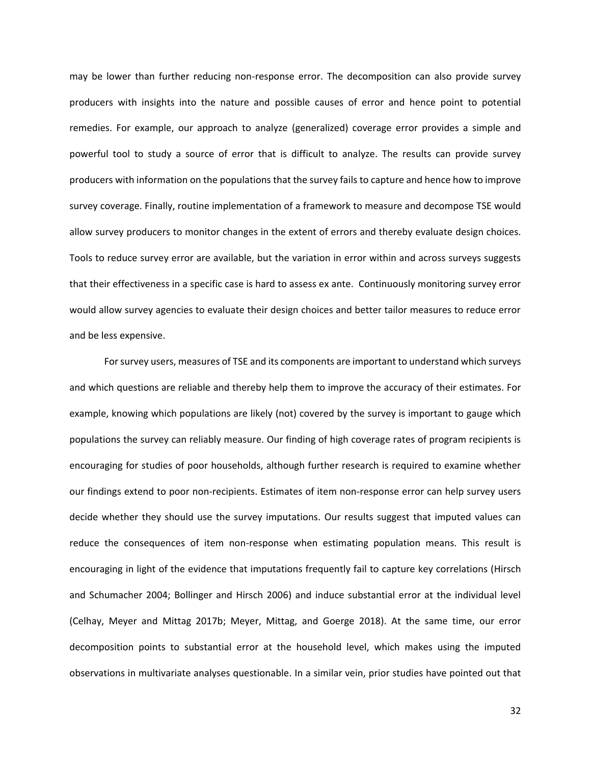may be lower than further reducing non-response error. The decomposition can also provide survey producers with insights into the nature and possible causes of error and hence point to potential remedies. For example, our approach to analyze (generalized) coverage error provides a simple and powerful tool to study a source of error that is difficult to analyze. The results can provide survey producers with information on the populations that the survey fails to capture and hence how to improve survey coverage. Finally, routine implementation of a framework to measure and decompose TSE would allow survey producers to monitor changes in the extent of errors and thereby evaluate design choices. Tools to reduce survey error are available, but the variation in error within and across surveys suggests that their effectiveness in a specific case is hard to assess ex ante. Continuously monitoring survey error would allow survey agencies to evaluate their design choices and better tailor measures to reduce error and be less expensive.

For survey users, measures of TSE and its components are important to understand which surveys and which questions are reliable and thereby help them to improve the accuracy of their estimates. For example, knowing which populations are likely (not) covered by the survey is important to gauge which populations the survey can reliably measure. Our finding of high coverage rates of program recipients is encouraging for studies of poor households, although further research is required to examine whether our findings extend to poor non-recipients. Estimates of item non-response error can help survey users decide whether they should use the survey imputations. Our results suggest that imputed values can reduce the consequences of item non-response when estimating population means. This result is encouraging in light of the evidence that imputations frequently fail to capture key correlations (Hirsch and Schumacher 2004; Bollinger and Hirsch 2006) and induce substantial error at the individual level (Celhay, Meyer and Mittag 2017b; Meyer, Mittag, and Goerge 2018). At the same time, our error decomposition points to substantial error at the household level, which makes using the imputed observations in multivariate analyses questionable. In a similar vein, prior studies have pointed out that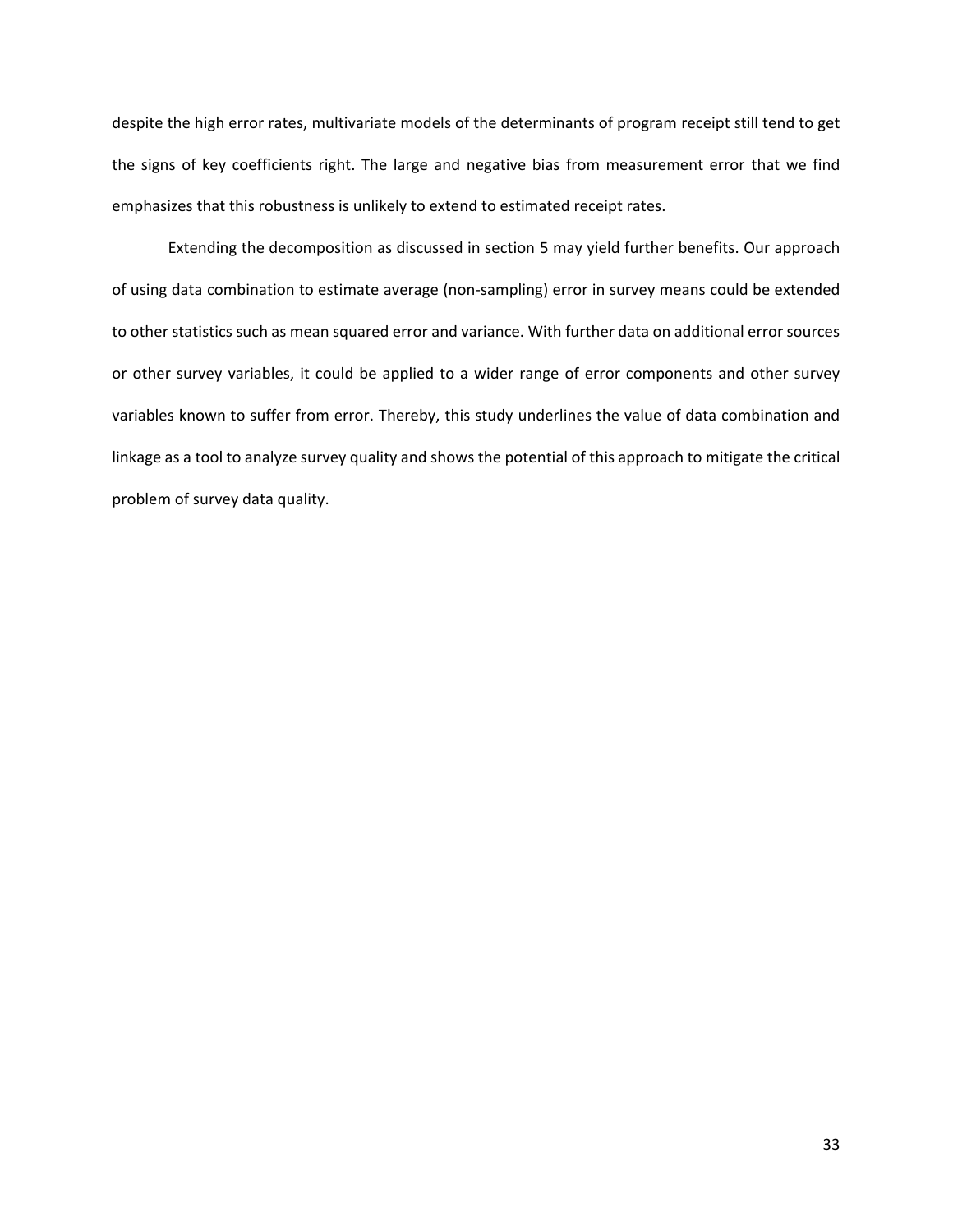despite the high error rates, multivariate models of the determinants of program receipt still tend to get the signs of key coefficients right. The large and negative bias from measurement error that we find emphasizes that this robustness is unlikely to extend to estimated receipt rates.

Extending the decomposition as discussed in section 5 may yield further benefits. Our approach of using data combination to estimate average (non-sampling) error in survey means could be extended to other statistics such as mean squared error and variance. With further data on additional error sources or other survey variables, it could be applied to a wider range of error components and other survey variables known to suffer from error. Thereby, this study underlines the value of data combination and linkage as a tool to analyze survey quality and shows the potential of this approach to mitigate the critical problem of survey data quality.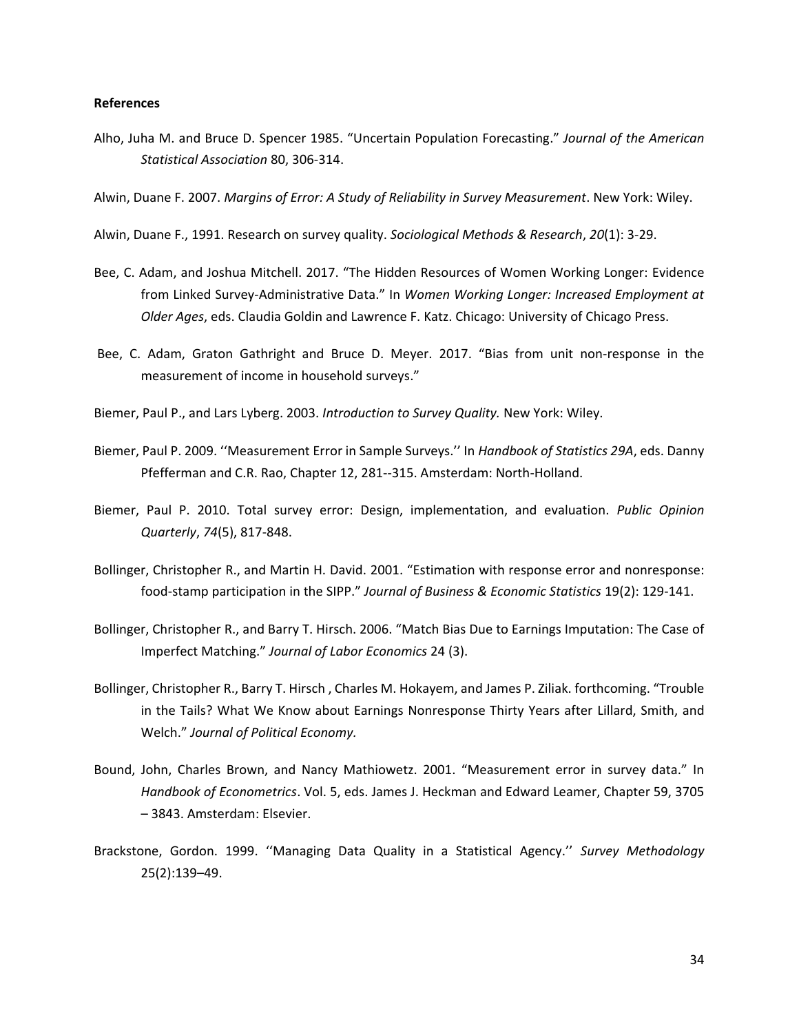**References**

Alho, Juha M. and Bruce D. Spencer 1985. "Uncertain Population Forecasting." *Journal of the American Statistical Association* 80, 306-314.

Alwin, Duane F. 2007. *Margins of Error: A Study of Reliability in Survey Measurement*. New York: Wiley.

Alwin, Duane F., 1991. Research on survey quality. *Sociological Methods & Research*, *20*(1): 3-29.

Bee, C. Adam, and Joshua Mitchell. 2017. "The Hidden Resources of Women Working Longer: Evidence from Linked Survey-Administrative Data." In *Women Working Longer: Increased Employment at Older Ages*, eds. Claudia Goldin and Lawrence F. Katz. Chicago: University of Chicago Press.

Bee, C. Adam, Graton Gathright and Bruce D. Meyer. 2017. "Bias from unit non-response in the measurement of income in household surveys."

Biemer, Paul P., and Lars Lyberg. 2003. *Introduction to Survey Quality.* New York: Wiley.

Biemer, Paul P. 2009. ''Measurement Error in Sample Surveys.'' In *Handbook of Statistics 29A*, eds. Danny Pfefferman and C.R. Rao, Chapter 12, 281--315. Amsterdam: North-Holland.

Biemer, Paul P. 2010. Total survey error: Design, implementation, and evaluation. *Public Opinion Quarterly*, *74*(5), 817-848.

Bollinger, Christopher R., and Martin H. David. 2001. "Estimation with response error and nonresponse: food-stamp participation in the SIPP." *Journal of Business & Economic Statistics* 19(2): 129-141.

Bollinger, Christopher R., and Barry T. Hirsch. 2006. "Match Bias Due to Earnings Imputation: The Case of Imperfect Matching." *Journal of Labor Economics* 24 (3).

Bollinger, Christopher R., Barry T. Hirsch , Charles M. Hokayem, and James P. Ziliak. forthcoming. "Trouble in the Tails? What We Know about Earnings Nonresponse Thirty Years after Lillard, Smith, and Welch." *Journal of Political Economy*.

Bound, John, Charles Brown, and Nancy Mathiowetz. 2001. "Measurement error in survey data." In *Handbook of Econometrics*. Vol. 5, eds. James J. Heckman and Edward Leamer, Chapter 59, 3705 – 3843. Amsterdam: Elsevier.

Brackstone, Gordon. 1999. ''Managing Data Quality in a Statistical Agency.'' *Survey Methodology* 25(2):139–49.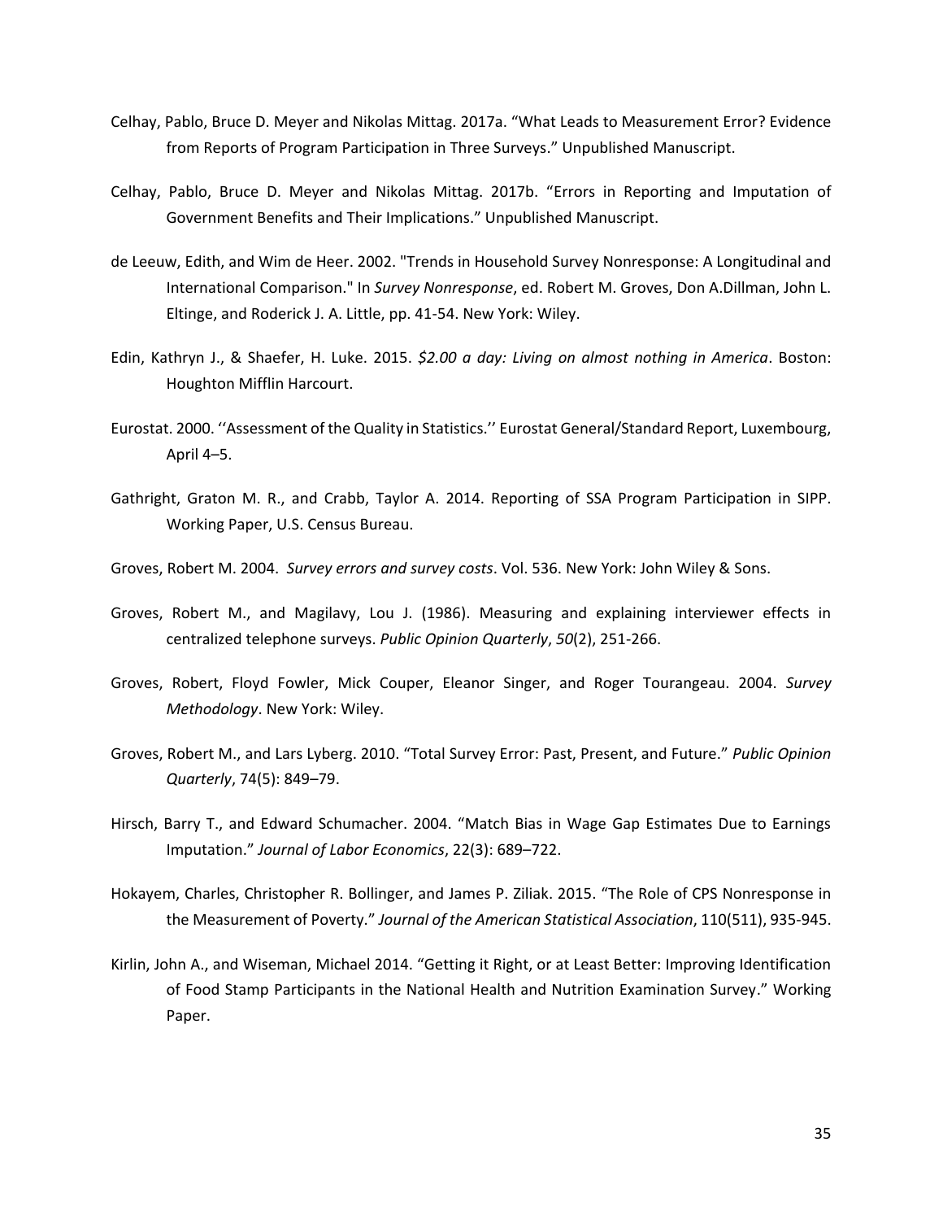Celhay, Pablo, Bruce D. Meyer and Nikolas Mittag. 2017a. “What Leads to Measurement Error? Evidence from Reports of Program Participation in Three Surveys.” Unpublished Manuscript.

Celhay, Pablo, Bruce D. Meyer and Nikolas Mittag. 2017b. “Errors in Reporting and Imputation of Government Benefits and Their Implications.” Unpublished Manuscript.

de Leeuw, Edith, and Wim de Heer. 2002. "Trends in Household Survey Nonresponse: A Longitudinal and International Comparison." In *Survey Nonresponse*, ed. Robert M. Groves, Don A.Dillman, John L. Eltinge, and Roderick J. A. Little, pp. 41-54. New York: Wiley.

Edin, Kathryn J., & Shaefer, H. Luke. 2015. *$2.00 a day: Living on almost nothing in America*. Boston: Houghton Mifflin Harcourt.

Eurostat. 2000. ‘‘Assessment of the Quality in Statistics.’’ Eurostat General/Standard Report, Luxembourg, April 4–5.

Gathright, Graton M. R., and Crabb, Taylor A. 2014. Reporting of SSA Program Participation in SIPP. Working Paper, U.S. Census Bureau.

Groves, Robert M. 2004. *Survey errors and survey costs*. Vol. 536. New York: John Wiley & Sons.

Groves, Robert M., and Magilavy, Lou J. (1986). Measuring and explaining interviewer effects in centralized telephone surveys. *Public Opinion Quarterly*, *50*(2), 251-266.

Groves, Robert, Floyd Fowler, Mick Couper, Eleanor Singer, and Roger Tourangeau. 2004. *Survey Methodology*. New York: Wiley.

Groves, Robert M., and Lars Lyberg. 2010. “Total Survey Error: Past, Present, and Future.” *Public Opinion Quarterly*, 74(5): 849–79.

Hirsch, Barry T., and Edward Schumacher. 2004. “Match Bias in Wage Gap Estimates Due to Earnings Imputation.” *Journal of Labor Economics*, 22(3): 689–722.

Hokayem, Charles, Christopher R. Bollinger, and James P. Ziliak. 2015. “The Role of CPS Nonresponse in the Measurement of Poverty.” *Journal of the American Statistical Association*, 110(511), 935-945.

Kirlin, John A., and Wiseman, Michael 2014. “Getting it Right, or at Least Better: Improving Identification of Food Stamp Participants in the National Health and Nutrition Examination Survey.” Working Paper.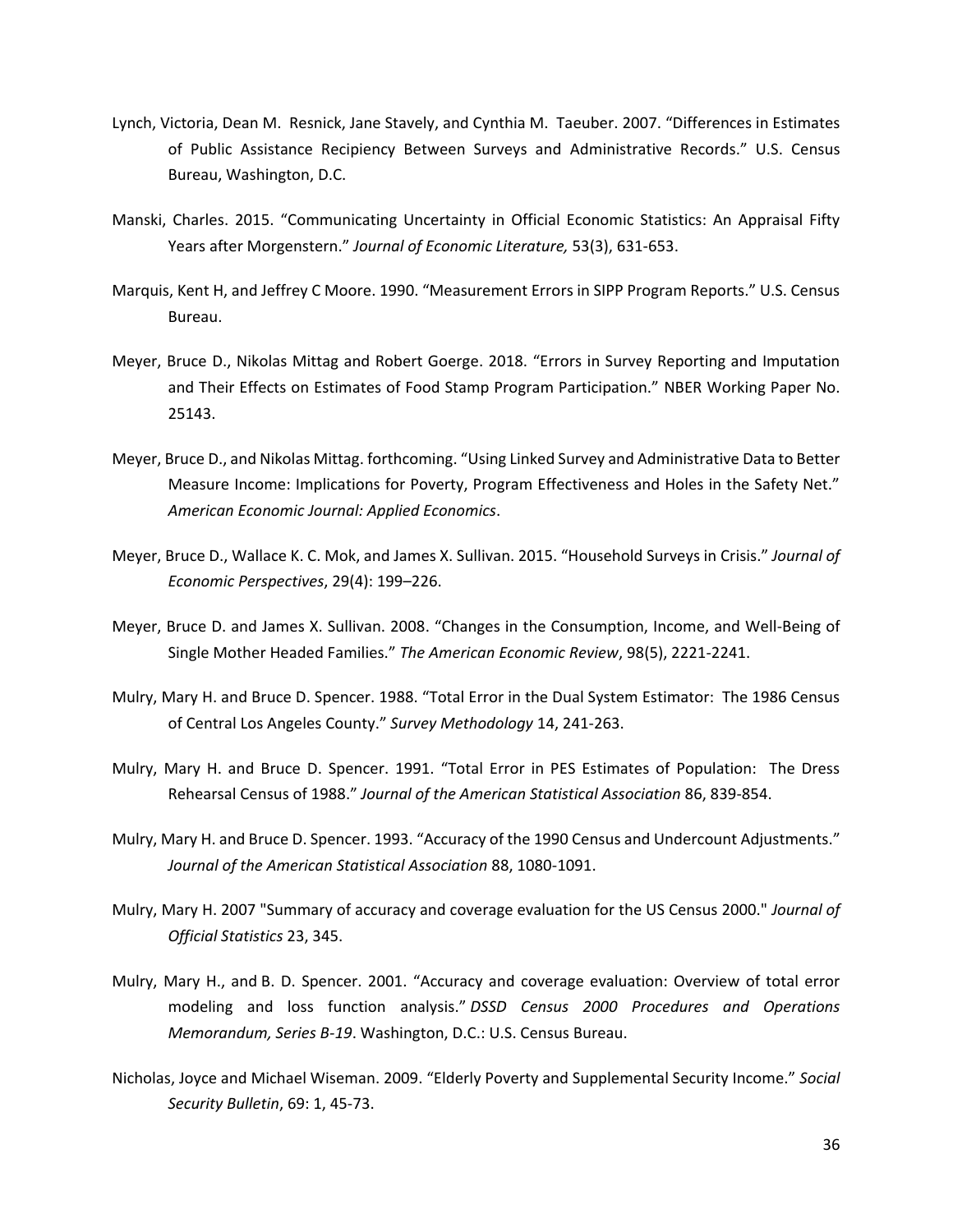Lynch, Victoria, Dean M. Resnick, Jane Stavely, and Cynthia M. Taeuber. 2007. "Differences in Estimates of Public Assistance Recipiency Between Surveys and Administrative Records." U.S. Census Bureau, Washington, D.C.

Manski, Charles. 2015. "Communicating Uncertainty in Official Economic Statistics: An Appraisal Fifty Years after Morgenstern." *Journal of Economic Literature,* 53(3), 631-653.

Marquis, Kent H, and Jeffrey C Moore. 1990. "Measurement Errors in SIPP Program Reports." U.S. Census Bureau.

Meyer, Bruce D., Nikolas Mittag and Robert Goerge. 2018. "Errors in Survey Reporting and Imputation and Their Effects on Estimates of Food Stamp Program Participation." NBER Working Paper No. 25143.

Meyer, Bruce D., and Nikolas Mittag. forthcoming. "Using Linked Survey and Administrative Data to Better Measure Income: Implications for Poverty, Program Effectiveness and Holes in the Safety Net." *American Economic Journal: Applied Economics*.

Meyer, Bruce D., Wallace K. C. Mok, and James X. Sullivan. 2015. "Household Surveys in Crisis." *Journal of Economic Perspectives*, 29(4): 199–226.

Meyer, Bruce D. and James X. Sullivan. 2008. "Changes in the Consumption, Income, and Well-Being of Single Mother Headed Families." *The American Economic Review*, 98(5), 2221-2241.

Mulry, Mary H. and Bruce D. Spencer. 1988. "Total Error in the Dual System Estimator: The 1986 Census of Central Los Angeles County." *Survey Methodology* 14, 241-263.

Mulry, Mary H. and Bruce D. Spencer. 1991. "Total Error in PES Estimates of Population: The Dress Rehearsal Census of 1988." *Journal of the American Statistical Association* 86, 839-854.

Mulry, Mary H. and Bruce D. Spencer. 1993. "Accuracy of the 1990 Census and Undercount Adjustments." *Journal of the American Statistical Association* 88, 1080-1091.

Mulry, Mary H. 2007 "Summary of accuracy and coverage evaluation for the US Census 2000." *Journal of Official Statistics* 23, 345.

Mulry, Mary H., and B. D. Spencer. 2001. "Accuracy and coverage evaluation: Overview of total error modeling and loss function analysis." *DSSD Census 2000 Procedures and Operations Memorandum, Series B-19*. Washington, D.C.: U.S. Census Bureau.

Nicholas, Joyce and Michael Wiseman. 2009. "Elderly Poverty and Supplemental Security Income." *Social Security Bulletin*, 69: 1, 45-73.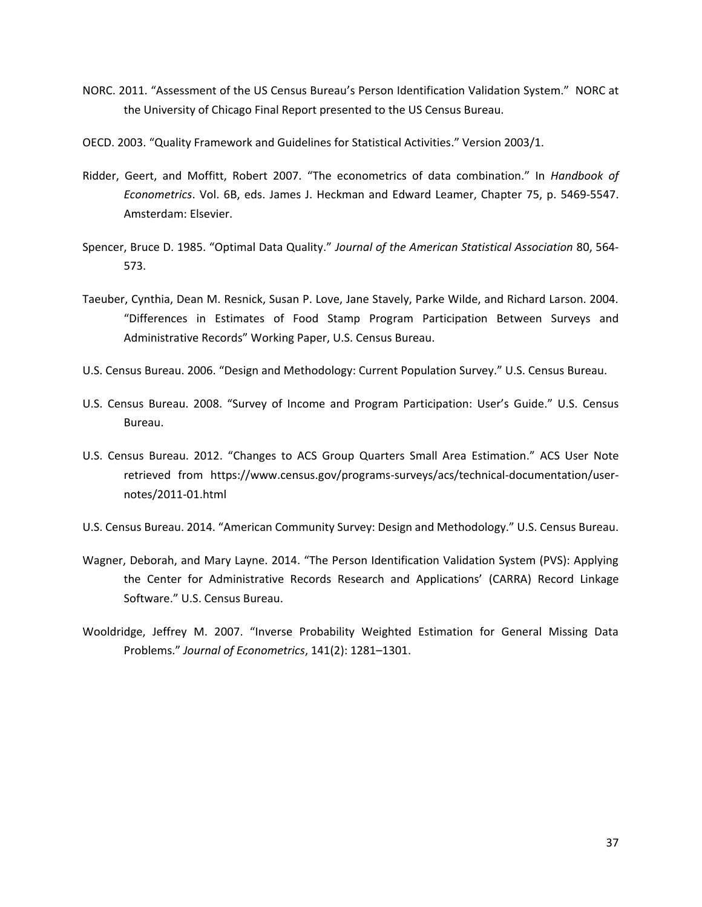NORC. 2011. "Assessment of the US Census Bureau's Person Identification Validation System." NORC at the University of Chicago Final Report presented to the US Census Bureau.

OECD. 2003. "Quality Framework and Guidelines for Statistical Activities." Version 2003/1.

Ridder, Geert, and Moffitt, Robert 2007. "The econometrics of data combination." In *Handbook of Econometrics*. Vol. 6B, eds. James J. Heckman and Edward Leamer, Chapter 75, p. 5469-5547. Amsterdam: Elsevier.

Spencer, Bruce D. 1985. "Optimal Data Quality." *Journal of the American Statistical Association* 80, 564-573.

Taeuber, Cynthia, Dean M. Resnick, Susan P. Love, Jane Stavely, Parke Wilde, and Richard Larson. 2004. "Differences in Estimates of Food Stamp Program Participation Between Surveys and Administrative Records" Working Paper, U.S. Census Bureau.

U.S. Census Bureau. 2006. "Design and Methodology: Current Population Survey." U.S. Census Bureau.

U.S. Census Bureau. 2008. "Survey of Income and Program Participation: User's Guide." U.S. Census Bureau.

U.S. Census Bureau. 2012. "Changes to ACS Group Quarters Small Area Estimation." ACS User Note retrieved from https://www.census.gov/programs-surveys/acs/technical-documentation/user-notes/2011-01.html

U.S. Census Bureau. 2014. "American Community Survey: Design and Methodology." U.S. Census Bureau.

Wagner, Deborah, and Mary Layne. 2014. "The Person Identification Validation System (PVS): Applying the Center for Administrative Records Research and Applications' (CARRA) Record Linkage Software." U.S. Census Bureau.

Wooldridge, Jeffrey M. 2007. "Inverse Probability Weighted Estimation for General Missing Data Problems." *Journal of Econometrics*, 141(2): 1281–1301.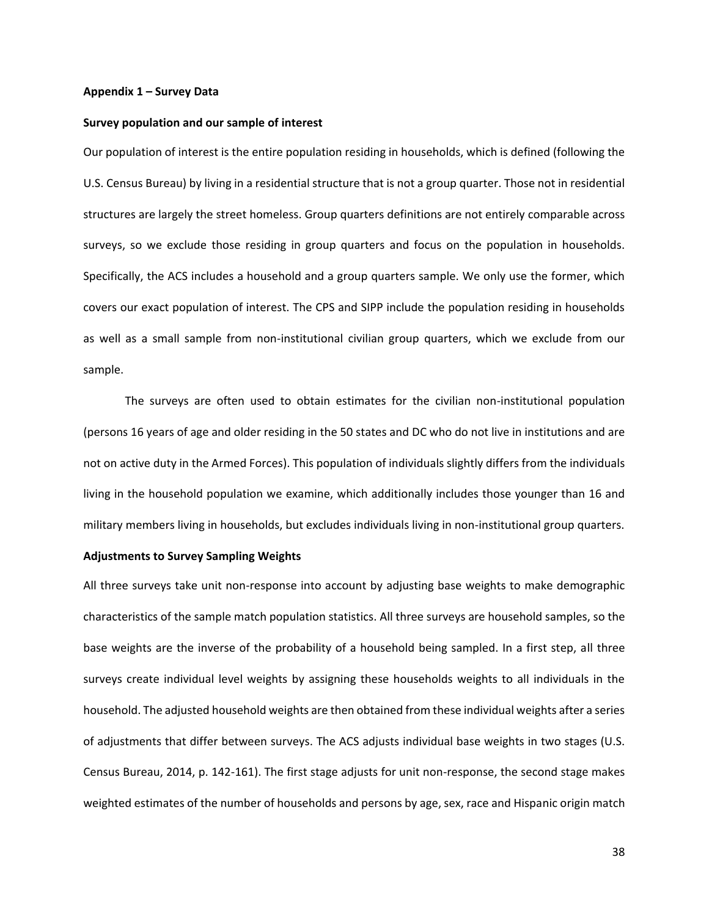**Appendix 1 – Survey Data**

**Survey population and our sample of interest**

Our population of interest is the entire population residing in households, which is defined (following the U.S. Census Bureau) by living in a residential structure that is not a group quarter. Those not in residential structures are largely the street homeless. Group quarters definitions are not entirely comparable across surveys, so we exclude those residing in group quarters and focus on the population in households. Specifically, the ACS includes a household and a group quarters sample. We only use the former, which covers our exact population of interest. The CPS and SIPP include the population residing in households as well as a small sample from non-institutional civilian group quarters, which we exclude from our sample.

The surveys are often used to obtain estimates for the civilian non-institutional population (persons 16 years of age and older residing in the 50 states and DC who do not live in institutions and are not on active duty in the Armed Forces). This population of individuals slightly differs from the individuals living in the household population we examine, which additionally includes those younger than 16 and military members living in households, but excludes individuals living in non-institutional group quarters.

**Adjustments to Survey Sampling Weights**

All three surveys take unit non-response into account by adjusting base weights to make demographic characteristics of the sample match population statistics. All three surveys are household samples, so the base weights are the inverse of the probability of a household being sampled. In a first step, all three surveys create individual level weights by assigning these households weights to all individuals in the household. The adjusted household weights are then obtained from these individual weights after a series of adjustments that differ between surveys. The ACS adjusts individual base weights in two stages (U.S. Census Bureau, 2014, p. 142-161). The first stage adjusts for unit non-response, the second stage makes weighted estimates of the number of households and persons by age, sex, race and Hispanic origin match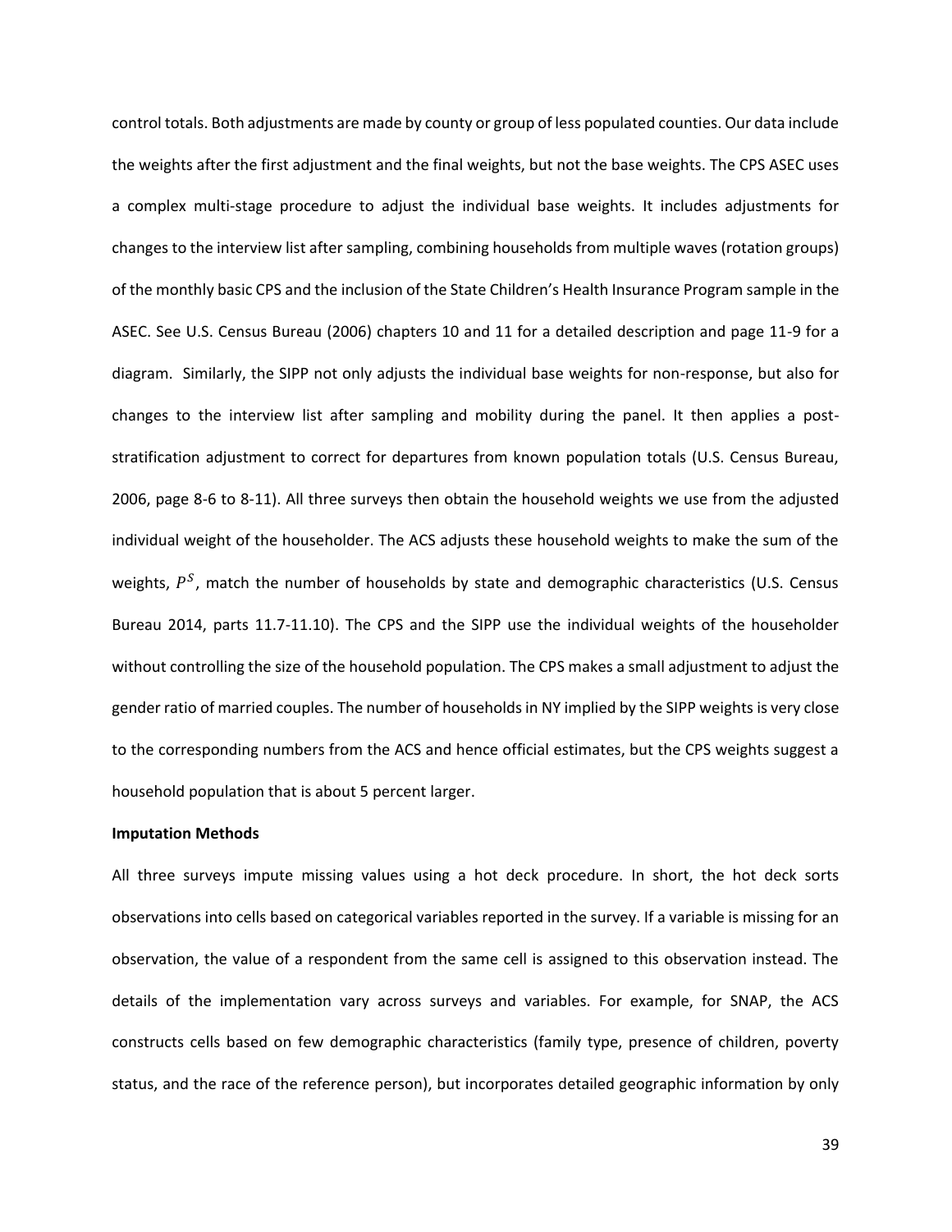control totals. Both adjustments are made by county or group of less populated counties. Our data include the weights after the first adjustment and the final weights, but not the base weights. The CPS ASEC uses a complex multi-stage procedure to adjust the individual base weights. It includes adjustments for changes to the interview list after sampling, combining households from multiple waves (rotation groups) of the monthly basic CPS and the inclusion of the State Children's Health Insurance Program sample in the ASEC. See U.S. Census Bureau (2006) chapters 10 and 11 for a detailed description and page 11-9 for a diagram. Similarly, the SIPP not only adjusts the individual base weights for non-response, but also for changes to the interview list after sampling and mobility during the panel. It then applies a post-stratification adjustment to correct for departures from known population totals (U.S. Census Bureau, 2006, page 8-6 to 8-11). All three surveys then obtain the household weights we use from the adjusted individual weight of the householder. The ACS adjusts these household weights to make the sum of the weights, $P^S$, match the number of households by state and demographic characteristics (U.S. Census Bureau 2014, parts 11.7-11.10). The CPS and the SIPP use the individual weights of the householder without controlling the size of the household population. The CPS makes a small adjustment to adjust the gender ratio of married couples. The number of households in NY implied by the SIPP weights is very close to the corresponding numbers from the ACS and hence official estimates, but the CPS weights suggest a household population that is about 5 percent larger.

**Imputation Methods**

All three surveys impute missing values using a hot deck procedure. In short, the hot deck sorts observations into cells based on categorical variables reported in the survey. If a variable is missing for an observation, the value of a respondent from the same cell is assigned to this observation instead. The details of the implementation vary across surveys and variables. For example, for SNAP, the ACS constructs cells based on few demographic characteristics (family type, presence of children, poverty status, and the race of the reference person), but incorporates detailed geographic information by only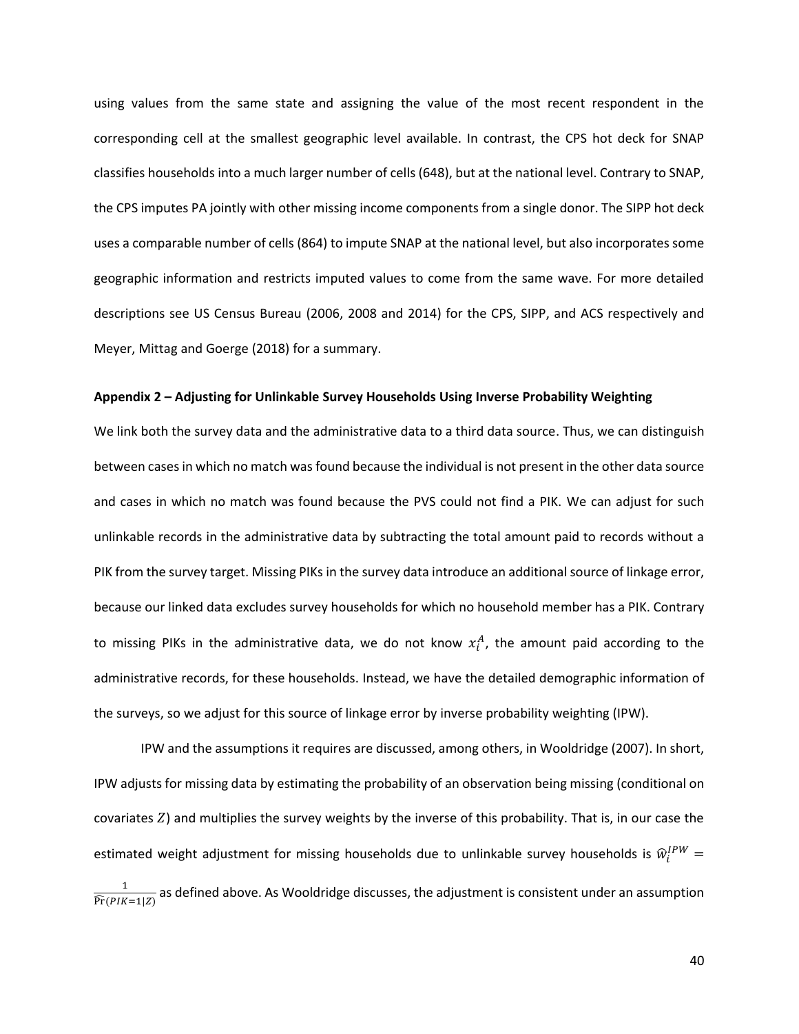using values from the same state and assigning the value of the most recent respondent in the corresponding cell at the smallest geographic level available. In contrast, the CPS hot deck for SNAP classifies households into a much larger number of cells (648), but at the national level. Contrary to SNAP, the CPS imputes PA jointly with other missing income components from a single donor. The SIPP hot deck uses a comparable number of cells (864) to impute SNAP at the national level, but also incorporates some geographic information and restricts imputed values to come from the same wave. For more detailed descriptions see US Census Bureau (2006, 2008 and 2014) for the CPS, SIPP, and ACS respectively and Meyer, Mittag and Goerge (2018) for a summary.

**Appendix 2 – Adjusting for Unlinkable Survey Households Using Inverse Probability Weighting**

We link both the survey data and the administrative data to a third data source. Thus, we can distinguish between cases in which no match was found because the individual is not present in the other data source and cases in which no match was found because the PVS could not find a PIK. We can adjust for such unlinkable records in the administrative data by subtracting the total amount paid to records without a PIK from the survey target. Missing PIKs in the survey data introduce an additional source of linkage error, because our linked data excludes survey households for which no household member has a PIK. Contrary to missing PIKs in the administrative data, we do not know $x_i^A$, the amount paid according to the administrative records, for these households. Instead, we have the detailed demographic information of the surveys, so we adjust for this source of linkage error by inverse probability weighting (IPW).

IPW and the assumptions it requires are discussed, among others, in Wooldridge (2007). In short, IPW adjusts for missing data by estimating the probability of an observation being missing (conditional on covariates $Z$) and multiplies the survey weights by the inverse of this probability. That is, in our case the estimated weight adjustment for missing households due to unlinkable survey households is $\widehat{w}_i^{IPW} = \frac{1}{\widehat{\Pr}(PIK=1|Z)}$ as defined above. As Wooldridge discusses, the adjustment is consistent under an assumption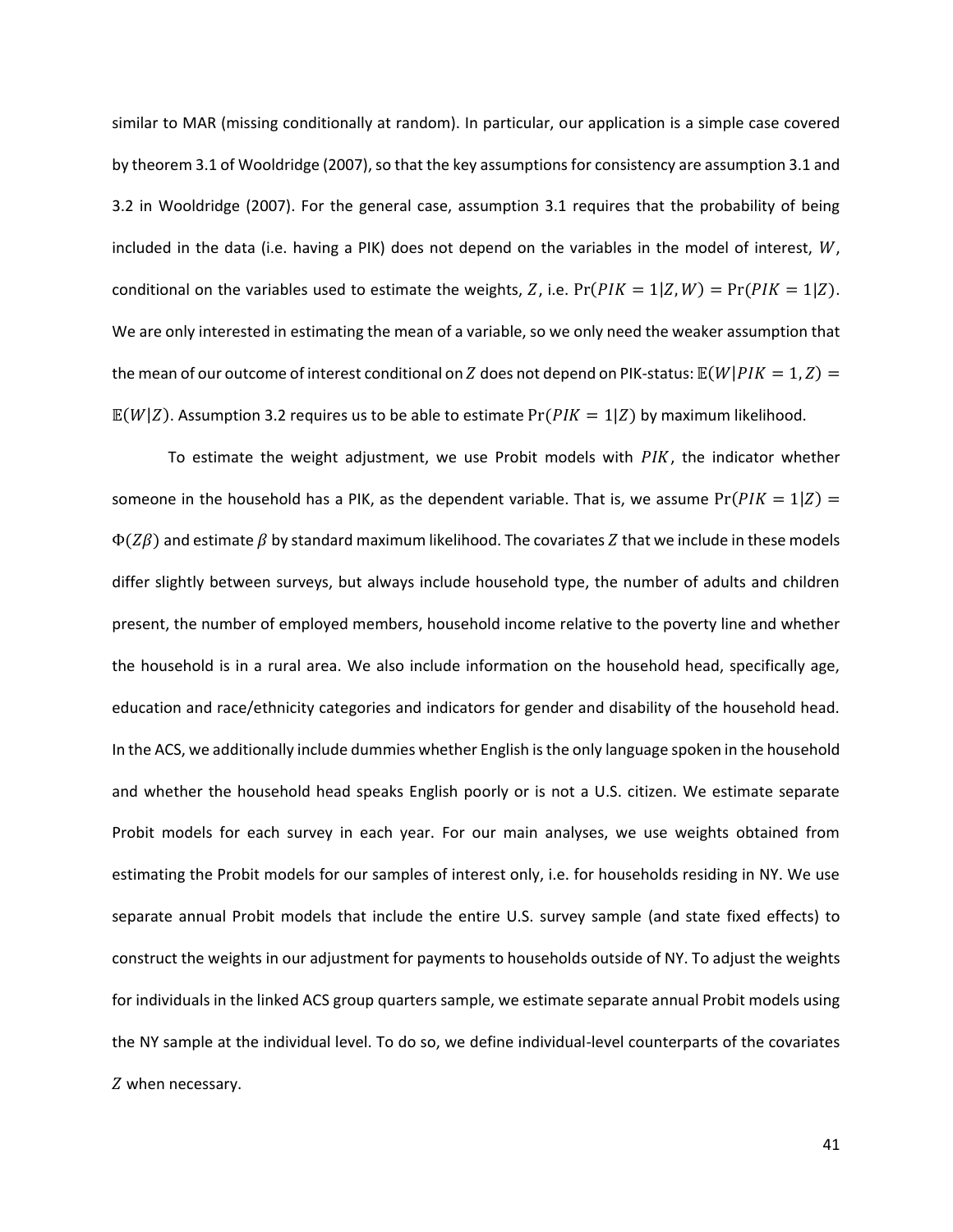similar to MAR (missing conditionally at random). In particular, our application is a simple case covered by theorem 3.1 of Wooldridge (2007), so that the key assumptions for consistency are assumption 3.1 and 3.2 in Wooldridge (2007). For the general case, assumption 3.1 requires that the probability of being included in the data (i.e. having a PIK) does not depend on the variables in the model of interest, $W$, conditional on the variables used to estimate the weights, $Z$, i.e. $\Pr(PIK = 1|Z, W) = \Pr(PIK = 1|Z)$. We are only interested in estimating the mean of a variable, so we only need the weaker assumption that the mean of our outcome of interest conditional on $Z$ does not depend on PIK-status: $\mathbb{E}(W|PIK = 1, Z) = \mathbb{E}(W|Z)$. Assumption 3.2 requires us to be able to estimate $\Pr(PIK = 1|Z)$ by maximum likelihood.

To estimate the weight adjustment, we use Probit models with $PIK$, the indicator whether someone in the household has a PIK, as the dependent variable. That is, we assume $\Pr(PIK = 1|Z) = \Phi(Z\beta)$ and estimate $\beta$ by standard maximum likelihood. The covariates $Z$ that we include in these models differ slightly between surveys, but always include household type, the number of adults and children present, the number of employed members, household income relative to the poverty line and whether the household is in a rural area. We also include information on the household head, specifically age, education and race/ethnicity categories and indicators for gender and disability of the household head. In the ACS, we additionally include dummies whether English is the only language spoken in the household and whether the household head speaks English poorly or is not a U.S. citizen. We estimate separate Probit models for each survey in each year. For our main analyses, we use weights obtained from estimating the Probit models for our samples of interest only, i.e. for households residing in NY. We use separate annual Probit models that include the entire U.S. survey sample (and state fixed effects) to construct the weights in our adjustment for payments to households outside of NY. To adjust the weights for individuals in the linked ACS group quarters sample, we estimate separate annual Probit models using the NY sample at the individual level. To do so, we define individual-level counterparts of the covariates $Z$ when necessary.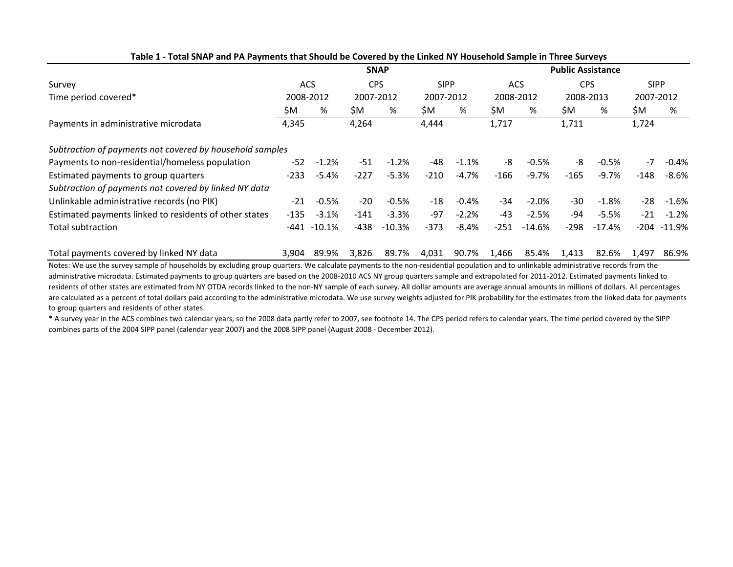**Table 1 - Total SNAP and PA Payments that Should be Covered by the Linked NY Household Sample in Three Surveys**

| | SNAP | | | | | | Public Assistance | | | | | |
|---|---|---|---|---|---|---|---|---|---|---|---|---|
| Survey | ACS | | CPS | | SIPP | | ACS | | CPS | | SIPP | |
| Time period covered* | 2008-2012 | | 2007-2012 | | 2007-2012 | | 2008-2012 | | 2008-2013 | | 2007-2012 | |
| | $M | % | $M | % | $M | % | $M | % | $M | % | $M | % |
| Payments in administrative microdata | 4,345 | | 4,264 | | 4,444 | | 1,717 | | 1,711 | | 1,724 | |
| *Subtraction of payments not covered by household samples* | | | | | | | | | | | | |
| Payments to non-residential/homeless population | -52 | -1.2% | -51 | -1.2% | -48 | -1.1% | -8 | -0.5% | -8 | -0.5% | -7 | -0.4% |
| Estimated payments to group quarters | -233 | -5.4% | -227 | -5.3% | -210 | -4.7% | -166 | -9.7% | -165 | -9.7% | -148 | -8.6% |
| *Subtraction of payments not covered by linked NY data* | | | | | | | | | | | | |
| Unlinkable administrative records (no PIK) | -21 | -0.5% | -20 | -0.5% | -18 | -0.4% | -34 | -2.0% | -30 | -1.8% | -28 | -1.6% |
| Estimated payments linked to residents of other states | -135 | -3.1% | -141 | -3.3% | -97 | -2.2% | -43 | -2.5% | -94 | -5.5% | -21 | -1.2% |
| Total subtraction | -441 | -10.1% | -438 | -10.3% | -373 | -8.4% | -251 | -14.6% | -298 | -17.4% | -204 | -11.9% |
| Total payments covered by linked NY data | 3,904 | 89.9% | 3,826 | 89.7% | 4,031 | 90.7% | 1,466 | 85.4% | 1,413 | 82.6% | 1,497 | 86.9% |

Notes: We use the survey sample of households by excluding group quarters. We calculate payments to the non-residential population and to unlinkable administrative records from the administrative microdata. Estimated payments to group quarters are based on the 2008-2010 ACS NY group quarters sample and extrapolated for 2011-2012. Estimated payments linked to residents of other states are estimated from NY OTDA records linked to the non-NY sample of each survey. All dollar amounts are average annual amounts in millions of dollars. All percentages are calculated as a percent of total dollars paid according to the administrative microdata. We use survey weights adjusted for PIK probability for the estimates from the linked data for payments to group quarters and residents of other states.

* A survey year in the ACS combines two calendar years, so the 2008 data partly refer to 2007, see footnote 14. The CPS period refers to calendar years. The time period covered by the SIPP combines parts of the 2004 SIPP panel (calendar year 2007) and the 2008 SIPP panel (August 2008 - December 2012).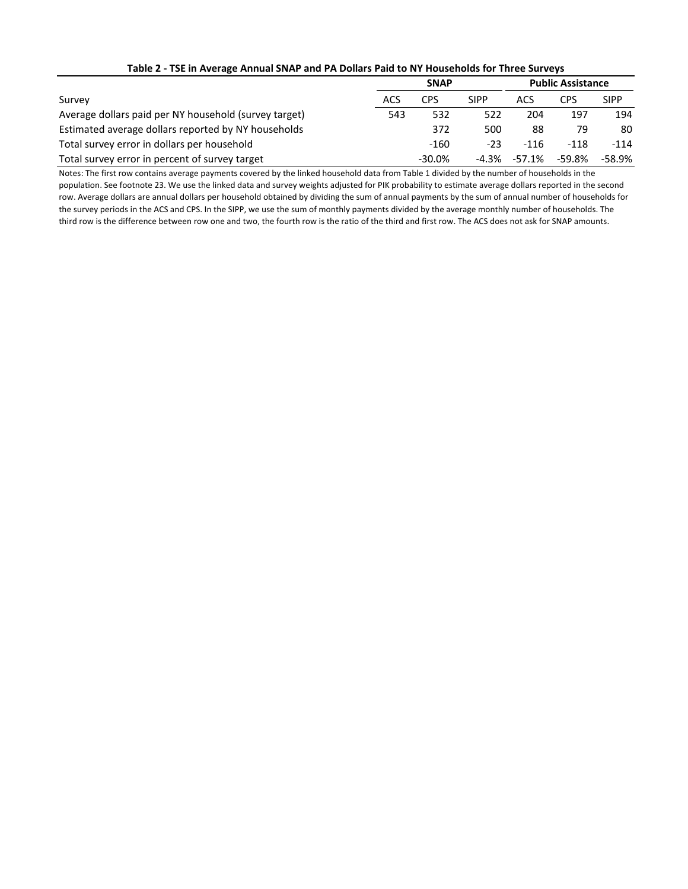**Table 2 - TSE in Average Annual SNAP and PA Dollars Paid to NY Households for Three Surveys**

| | SNAP | | | Public Assistance | | |
|---|---|---|---|---|---|---|
| Survey | ACS | CPS | SIPP | ACS | CPS | SIPP |
| Average dollars paid per NY household (survey target) | 543 | 532 | 522 | 204 | 197 | 194 |
| Estimated average dollars reported by NY households | | 372 | 500 | 88 | 79 | 80 |
| Total survey error in dollars per household | | -160 | -23 | -116 | -118 | -114 |
| Total survey error in percent of survey target | | -30.0% | -4.3% | -57.1% | -59.8% | -58.9% |

Notes: The first row contains average payments covered by the linked household data from Table 1 divided by the number of households in the population. See footnote 23. We use the linked data and survey weights adjusted for PIK probability to estimate average dollars reported in the second row. Average dollars are annual dollars per household obtained by dividing the sum of annual payments by the sum of annual number of households for the survey periods in the ACS and CPS. In the SIPP, we use the sum of monthly payments divided by the average monthly number of households. The third row is the difference between row one and two, the fourth row is the ratio of the third and first row. The ACS does not ask for SNAP amounts.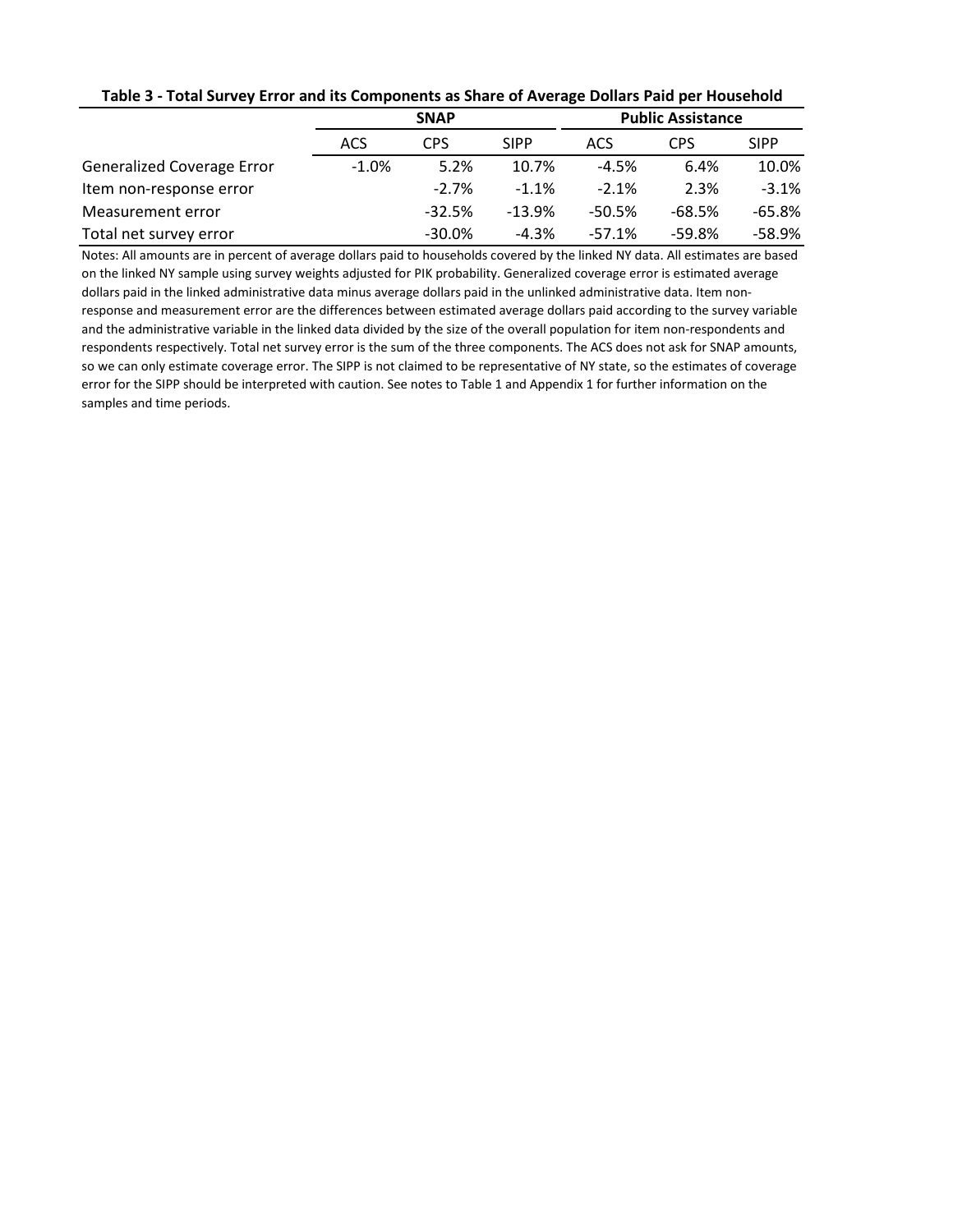**Table 3 - Total Survey Error and its Components as Share of Average Dollars Paid per Household**

| | SNAP | | | Public Assistance | | |
|---|---|---|---|---|---|---|
| | ACS | CPS | SIPP | ACS | CPS | SIPP |
| Generalized Coverage Error | -1.0% | 5.2% | 10.7% | -4.5% | 6.4% | 10.0% |
| Item non-response error | | -2.7% | -1.1% | -2.1% | 2.3% | -3.1% |
| Measurement error | | -32.5% | -13.9% | -50.5% | -68.5% | -65.8% |
| Total net survey error | | -30.0% | -4.3% | -57.1% | -59.8% | -58.9% |

Notes: All amounts are in percent of average dollars paid to households covered by the linked NY data. All estimates are based on the linked NY sample using survey weights adjusted for PIK probability. Generalized coverage error is estimated average dollars paid in the linked administrative data minus average dollars paid in the unlinked administrative data. Item non-response and measurement error are the differences between estimated average dollars paid according to the survey variable and the administrative variable in the linked data divided by the size of the overall population for item non-respondents and respondents respectively. Total net survey error is the sum of the three components. The ACS does not ask for SNAP amounts, so we can only estimate coverage error. The SIPP is not claimed to be representative of NY state, so the estimates of coverage error for the SIPP should be interpreted with caution. See notes to Table 1 and Appendix 1 for further information on the samples and time periods.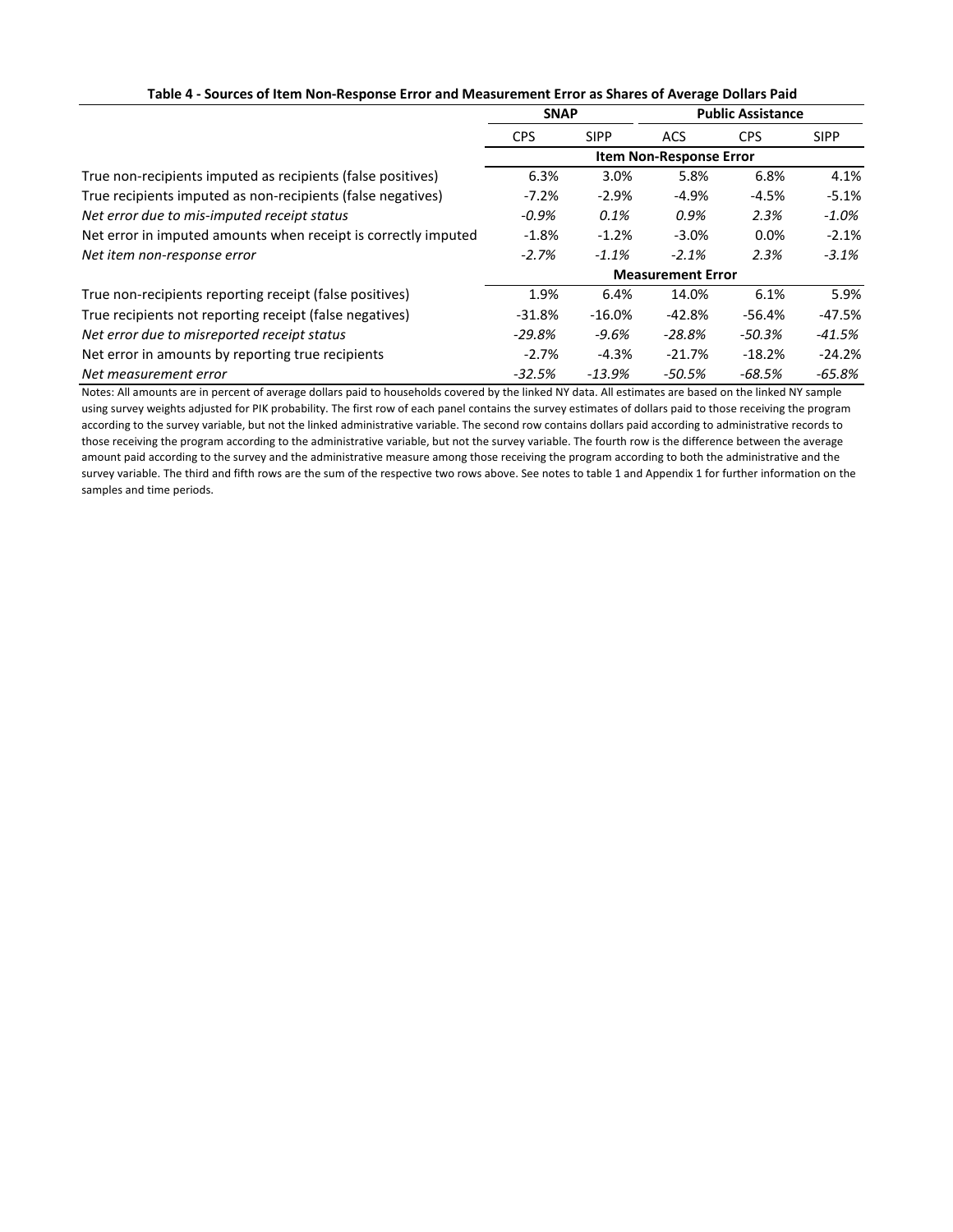**Table 4 - Sources of Item Non-Response Error and Measurement Error as Shares of Average Dollars Paid**

| | SNAP | | Public Assistance | | |
|---|---|---|---|---|---|
| | CPS | SIPP | ACS | CPS | SIPP |
| | **Item Non-Response Error** | | | | |
| True non-recipients imputed as recipients (false positives) | 6.3% | 3.0% | 5.8% | 6.8% | 4.1% |
| True recipients imputed as non-recipients (false negatives) | -7.2% | -2.9% | -4.9% | -4.5% | -5.1% |
| *Net error due to mis-imputed receipt status* | *-0.9%* | *0.1%* | *0.9%* | *2.3%* | *-1.0%* |
| Net error in imputed amounts when receipt is correctly imputed | -1.8% | -1.2% | -3.0% | 0.0% | -2.1% |
| *Net item non-response error* | *-2.7%* | *-1.1%* | *-2.1%* | *2.3%* | *-3.1%* |
| | **Measurement Error** | | | | |
| True non-recipients reporting receipt (false positives) | 1.9% | 6.4% | 14.0% | 6.1% | 5.9% |
| True recipients not reporting receipt (false negatives) | -31.8% | -16.0% | -42.8% | -56.4% | -47.5% |
| *Net error due to misreported receipt status* | *-29.8%* | *-9.6%* | *-28.8%* | *-50.3%* | *-41.5%* |
| Net error in amounts by reporting true recipients | -2.7% | -4.3% | -21.7% | -18.2% | -24.2% |
| *Net measurement error* | *-32.5%* | *-13.9%* | *-50.5%* | *-68.5%* | *-65.8%* |

Notes: All amounts are in percent of average dollars paid to households covered by the linked NY data. All estimates are based on the linked NY sample using survey weights adjusted for PIK probability. The first row of each panel contains the survey estimates of dollars paid to those receiving the program according to the survey variable, but not the linked administrative variable. The second row contains dollars paid according to administrative records to those receiving the program according to the administrative variable, but not the survey variable. The fourth row is the difference between the average amount paid according to the survey and the administrative measure among those receiving the program according to both the administrative and the survey variable. The third and fifth rows are the sum of the respective two rows above. See notes to table 1 and Appendix 1 for further information on the samples and time periods.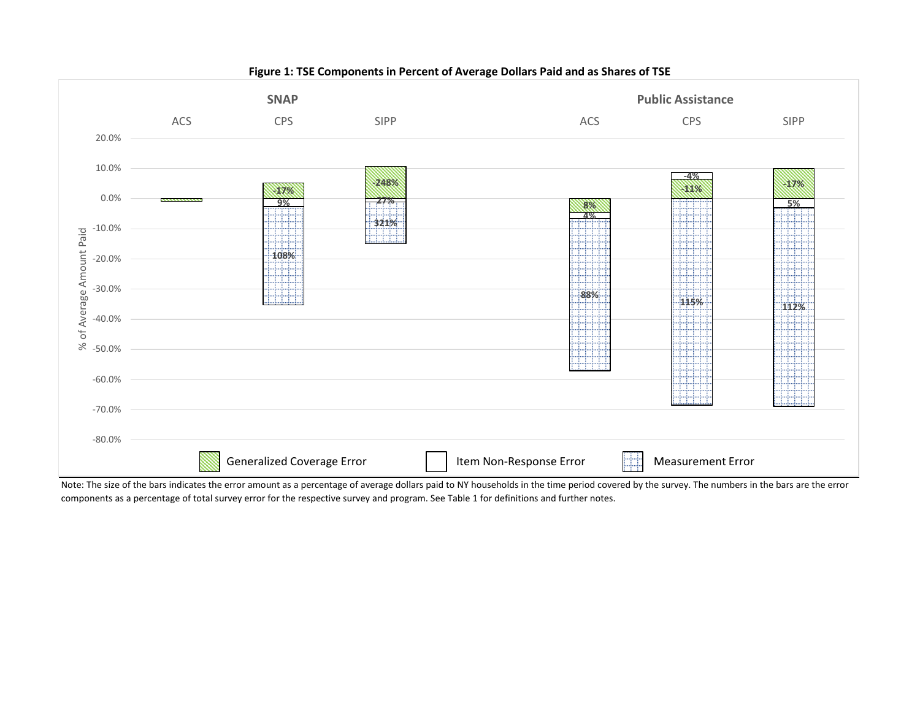**Figure 1: TSE Components in Percent of Average Dollars Paid and as Shares of TSE**

SNAP

Public Assistance

ACS

CPS

SIPP

ACS

CPS

SIPP

20.0%

10.0%

0.0%

-10.0%

-20.0%

-30.0%

-40.0%

-50.0%

-60.0%

-70.0%

-80.0%

% of Average Amount Paid

-17%

9%

108%

-248%

27%

321%

8%

4%

88%

-4%

-11%

115%

-17%

5%

112%

Generalized Coverage Error

Item Non-Response Error

Measurement Error

Note: The size of the bars indicates the error amount as a percentage of average dollars paid to NY households in the time period covered by the survey. The numbers in the bars are the error components as a percentage of total survey error for the respective survey and program. See Table 1 for definitions and further notes.